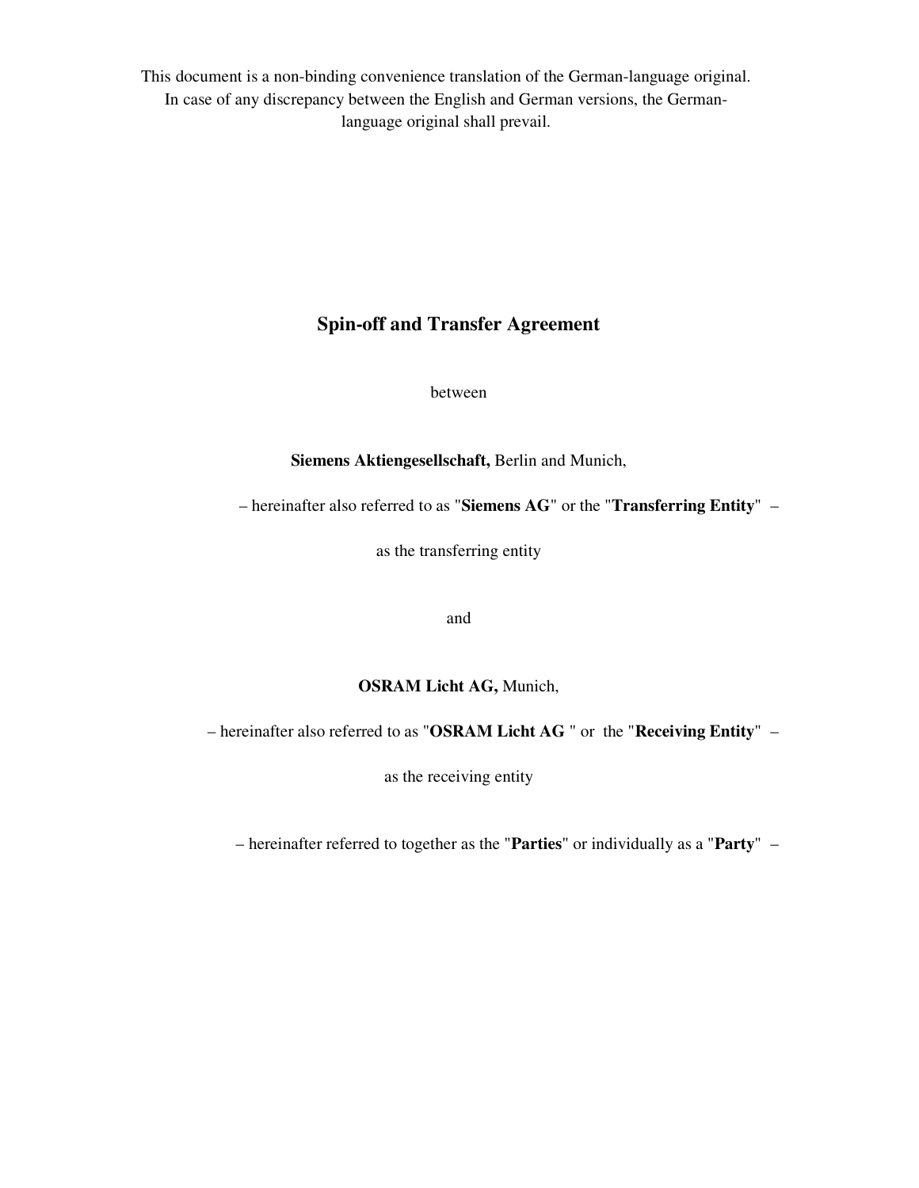This document is a non-binding convenience translation of the German-language original. In case of any discrepancy between the English and German versions, the German-language original shall prevail.

# Spin-off and Transfer Agreement

between

**Siemens Aktiengesellschaft,** Berlin and Munich,

– hereinafter also referred to as "**Siemens AG**" or the "**Transferring Entity**" –

as the transferring entity

and

**OSRAM Licht AG,** Munich,

– hereinafter also referred to as "**OSRAM Licht AG** " or the "**Receiving Entity**" –

as the receiving entity

– hereinafter referred to together as the "**Parties**" or individually as a "**Party**" –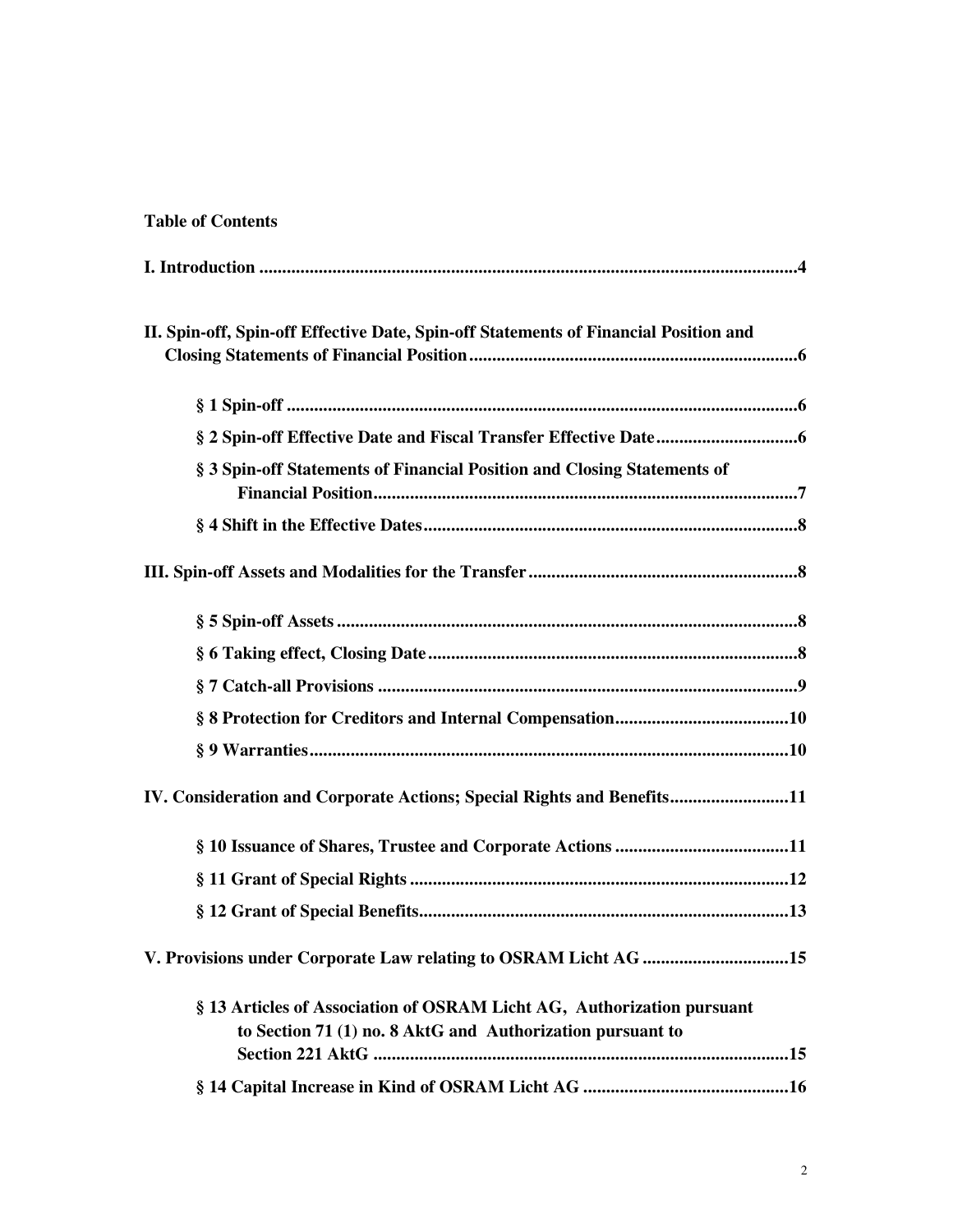**Table of Contents**

**I. Introduction** ..... **4**

**II. Spin-off, Spin-off Effective Date, Spin-off Statements of Financial Position and Closing Statements of Financial Position** ..... **6**

- **§ 1 Spin-off** ..... **6**
- **§ 2 Spin-off Effective Date and Fiscal Transfer Effective Date** ..... **6**
- **§ 3 Spin-off Statements of Financial Position and Closing Statements of Financial Position** ..... **7**
- **§ 4 Shift in the Effective Dates** ..... **8**

**III. Spin-off Assets and Modalities for the Transfer** ..... **8**

- **§ 5 Spin-off Assets** ..... **8**
- **§ 6 Taking effect, Closing Date** ..... **8**
- **§ 7 Catch-all Provisions** ..... **9**
- **§ 8 Protection for Creditors and Internal Compensation** ..... **10**
- **§ 9 Warranties** ..... **10**

**IV. Consideration and Corporate Actions; Special Rights and Benefits** ..... **11**

- **§ 10 Issuance of Shares, Trustee and Corporate Actions** ..... **11**
- **§ 11 Grant of Special Rights** ..... **12**
- **§ 12 Grant of Special Benefits** ..... **13**

**V. Provisions under Corporate Law relating to OSRAM Licht AG** ..... **15**

- **§ 13 Articles of Association of OSRAM Licht AG, Authorization pursuant to Section 71 (1) no. 8 AktG and Authorization pursuant to Section 221 AktG** ..... **15**
- **§ 14 Capital Increase in Kind of OSRAM Licht AG** ..... **16**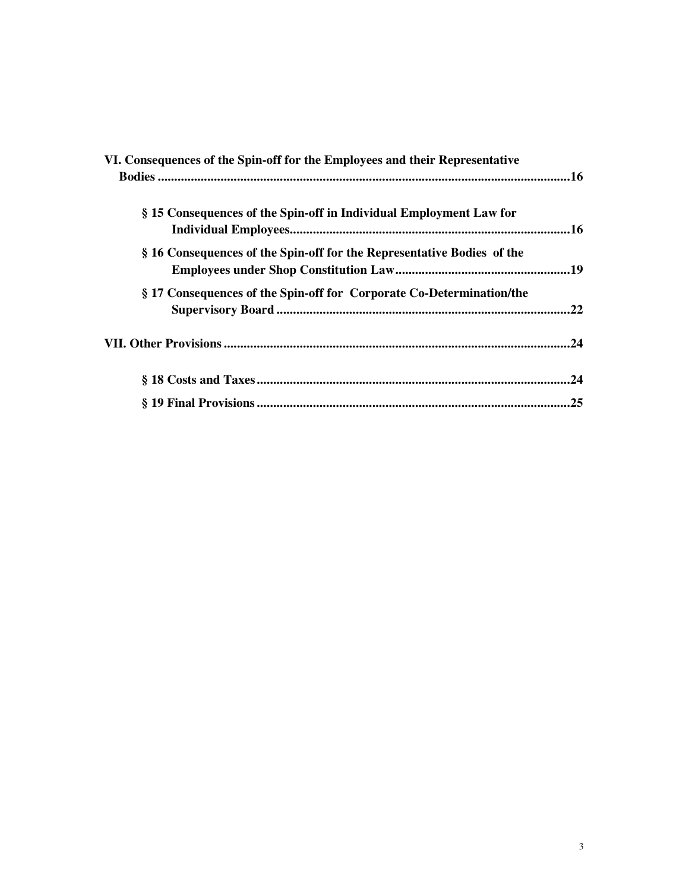**VI. Consequences of the Spin-off for the Employees and their Representative Bodies .......... 16**

- **§ 15 Consequences of the Spin-off in Individual Employment Law for Individual Employees .......... 16**
- **§ 16 Consequences of the Spin-off for the Representative Bodies of the Employees under Shop Constitution Law .......... 19**
- **§ 17 Consequences of the Spin-off for Corporate Co-Determination/the Supervisory Board .......... 22**

**VII. Other Provisions .......... 24**

- **§ 18 Costs and Taxes .......... 24**
- **§ 19 Final Provisions .......... 25**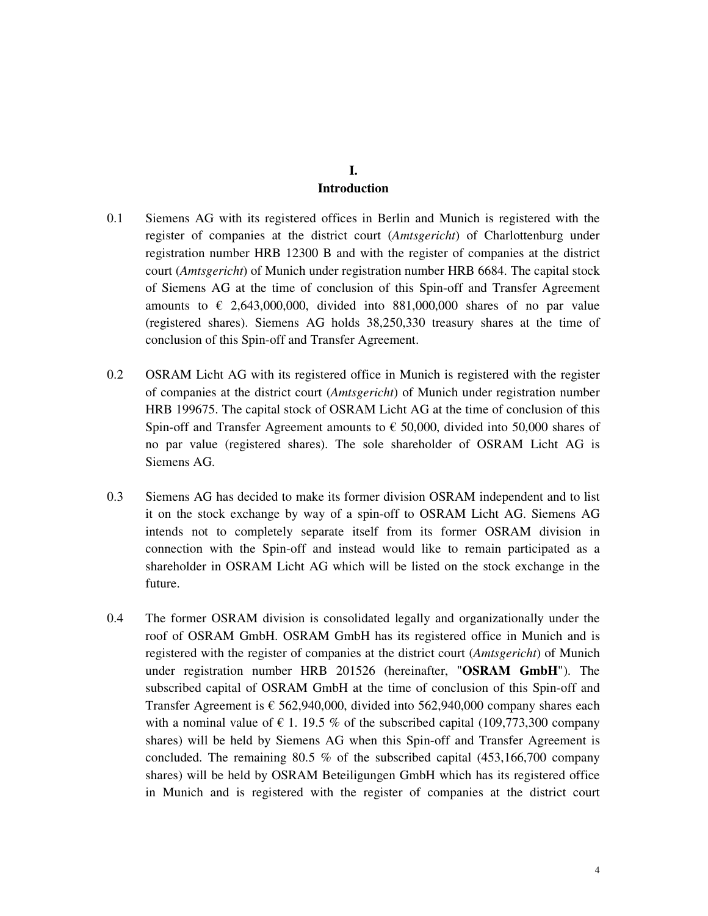# I.
# Introduction

0.1 Siemens AG with its registered offices in Berlin and Munich is registered with the register of companies at the district court (*Amtsgericht*) of Charlottenburg under registration number HRB 12300 B and with the register of companies at the district court (*Amtsgericht*) of Munich under registration number HRB 6684. The capital stock of Siemens AG at the time of conclusion of this Spin-off and Transfer Agreement amounts to € 2,643,000,000, divided into 881,000,000 shares of no par value (registered shares). Siemens AG holds 38,250,330 treasury shares at the time of conclusion of this Spin-off and Transfer Agreement.

0.2 OSRAM Licht AG with its registered office in Munich is registered with the register of companies at the district court (*Amtsgericht*) of Munich under registration number HRB 199675. The capital stock of OSRAM Licht AG at the time of conclusion of this Spin-off and Transfer Agreement amounts to € 50,000, divided into 50,000 shares of no par value (registered shares). The sole shareholder of OSRAM Licht AG is Siemens AG.

0.3 Siemens AG has decided to make its former division OSRAM independent and to list it on the stock exchange by way of a spin-off to OSRAM Licht AG. Siemens AG intends not to completely separate itself from its former OSRAM division in connection with the Spin-off and instead would like to remain participated as a shareholder in OSRAM Licht AG which will be listed on the stock exchange in the future.

0.4 The former OSRAM division is consolidated legally and organizationally under the roof of OSRAM GmbH. OSRAM GmbH has its registered office in Munich and is registered with the register of companies at the district court (*Amtsgericht*) of Munich under registration number HRB 201526 (hereinafter, "**OSRAM GmbH**"). The subscribed capital of OSRAM GmbH at the time of conclusion of this Spin-off and Transfer Agreement is € 562,940,000, divided into 562,940,000 company shares each with a nominal value of € 1. 19.5 % of the subscribed capital (109,773,300 company shares) will be held by Siemens AG when this Spin-off and Transfer Agreement is concluded. The remaining 80.5 % of the subscribed capital (453,166,700 company shares) will be held by OSRAM Beteiligungen GmbH which has its registered office in Munich and is registered with the register of companies at the district court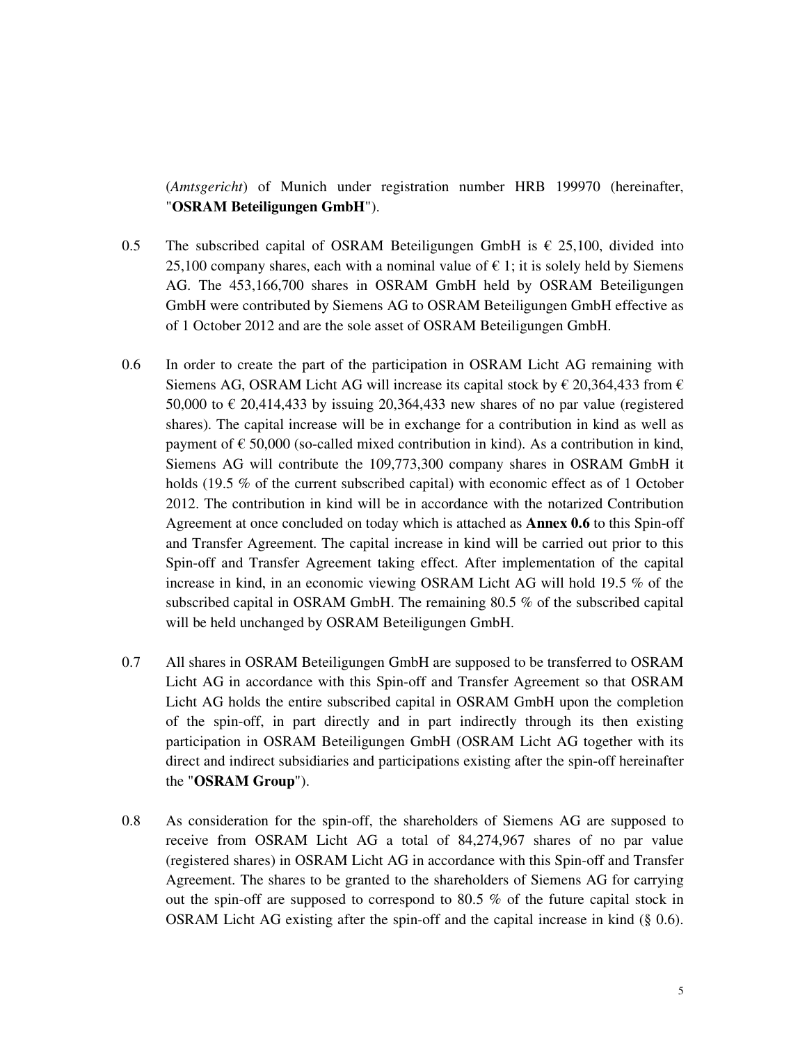(*Amtsgericht*) of Munich under registration number HRB 199970 (hereinafter, "**OSRAM Beteiligungen GmbH**").

0.5 The subscribed capital of OSRAM Beteiligungen GmbH is € 25,100, divided into 25,100 company shares, each with a nominal value of € 1; it is solely held by Siemens AG. The 453,166,700 shares in OSRAM GmbH held by OSRAM Beteiligungen GmbH were contributed by Siemens AG to OSRAM Beteiligungen GmbH effective as of 1 October 2012 and are the sole asset of OSRAM Beteiligungen GmbH.

0.6 In order to create the part of the participation in OSRAM Licht AG remaining with Siemens AG, OSRAM Licht AG will increase its capital stock by € 20,364,433 from € 50,000 to € 20,414,433 by issuing 20,364,433 new shares of no par value (registered shares). The capital increase will be in exchange for a contribution in kind as well as payment of € 50,000 (so-called mixed contribution in kind). As a contribution in kind, Siemens AG will contribute the 109,773,300 company shares in OSRAM GmbH it holds (19.5 % of the current subscribed capital) with economic effect as of 1 October 2012. The contribution in kind will be in accordance with the notarized Contribution Agreement at once concluded on today which is attached as **Annex 0.6** to this Spin-off and Transfer Agreement. The capital increase in kind will be carried out prior to this Spin-off and Transfer Agreement taking effect. After implementation of the capital increase in kind, in an economic viewing OSRAM Licht AG will hold 19.5 % of the subscribed capital in OSRAM GmbH. The remaining 80.5 % of the subscribed capital will be held unchanged by OSRAM Beteiligungen GmbH.

0.7 All shares in OSRAM Beteiligungen GmbH are supposed to be transferred to OSRAM Licht AG in accordance with this Spin-off and Transfer Agreement so that OSRAM Licht AG holds the entire subscribed capital in OSRAM GmbH upon the completion of the spin-off, in part directly and in part indirectly through its then existing participation in OSRAM Beteiligungen GmbH (OSRAM Licht AG together with its direct and indirect subsidiaries and participations existing after the spin-off hereinafter the "**OSRAM Group**").

0.8 As consideration for the spin-off, the shareholders of Siemens AG are supposed to receive from OSRAM Licht AG a total of 84,274,967 shares of no par value (registered shares) in OSRAM Licht AG in accordance with this Spin-off and Transfer Agreement. The shares to be granted to the shareholders of Siemens AG for carrying out the spin-off are supposed to correspond to 80.5 % of the future capital stock in OSRAM Licht AG existing after the spin-off and the capital increase in kind (§ 0.6).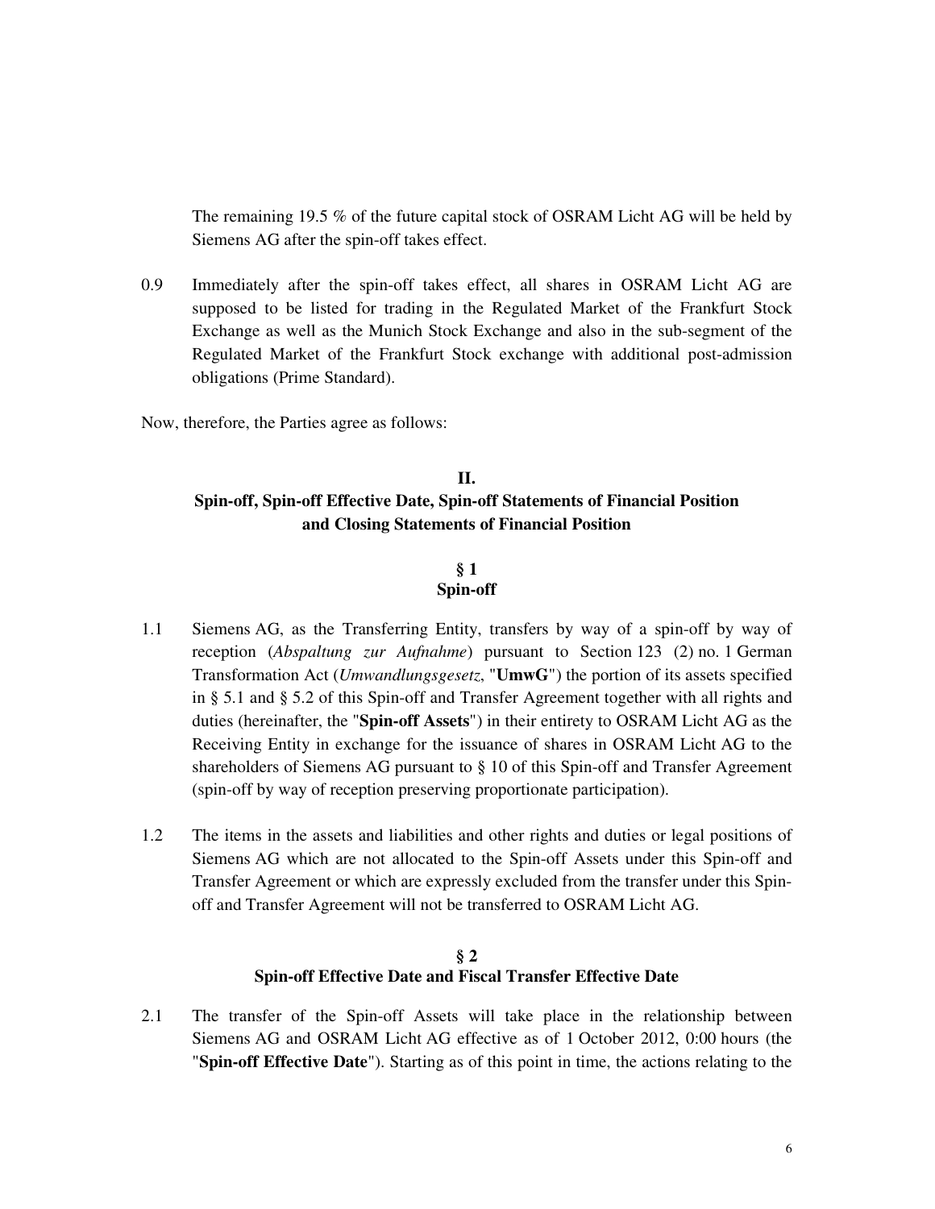The remaining 19.5 % of the future capital stock of OSRAM Licht AG will be held by Siemens AG after the spin-off takes effect.

0.9 Immediately after the spin-off takes effect, all shares in OSRAM Licht AG are supposed to be listed for trading in the Regulated Market of the Frankfurt Stock Exchange as well as the Munich Stock Exchange and also in the sub-segment of the Regulated Market of the Frankfurt Stock exchange with additional post-admission obligations (Prime Standard).

Now, therefore, the Parties agree as follows:

## II.
## Spin-off, Spin-off Effective Date, Spin-off Statements of Financial Position and Closing Statements of Financial Position

### § 1
### Spin-off

1.1 Siemens AG, as the Transferring Entity, transfers by way of a spin-off by way of reception (*Abspaltung zur Aufnahme*) pursuant to Section 123 (2) no. 1 German Transformation Act (*Umwandlungsgesetz*, "**UmwG**") the portion of its assets specified in § 5.1 and § 5.2 of this Spin-off and Transfer Agreement together with all rights and duties (hereinafter, the "**Spin-off Assets**") in their entirety to OSRAM Licht AG as the Receiving Entity in exchange for the issuance of shares in OSRAM Licht AG to the shareholders of Siemens AG pursuant to § 10 of this Spin-off and Transfer Agreement (spin-off by way of reception preserving proportionate participation).

1.2 The items in the assets and liabilities and other rights and duties or legal positions of Siemens AG which are not allocated to the Spin-off Assets under this Spin-off and Transfer Agreement or which are expressly excluded from the transfer under this Spin-off and Transfer Agreement will not be transferred to OSRAM Licht AG.

### § 2
### Spin-off Effective Date and Fiscal Transfer Effective Date

2.1 The transfer of the Spin-off Assets will take place in the relationship between Siemens AG and OSRAM Licht AG effective as of 1 October 2012, 0:00 hours (the "**Spin-off Effective Date**"). Starting as of this point in time, the actions relating to the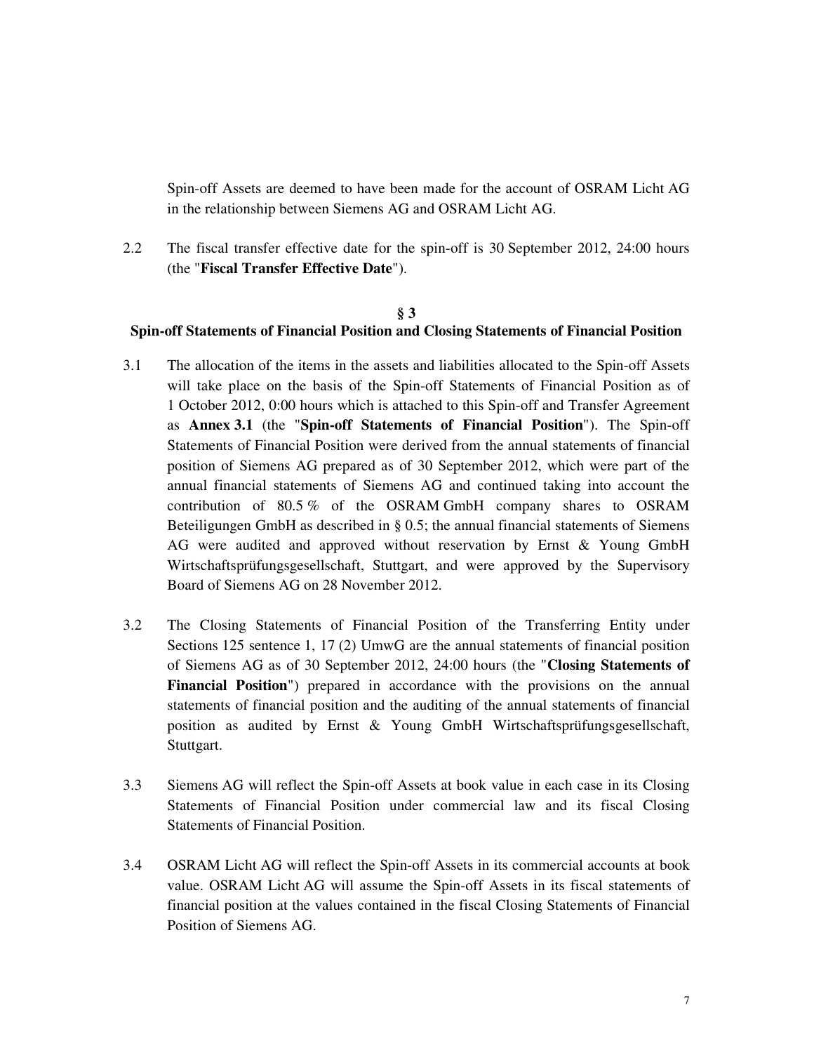Spin-off Assets are deemed to have been made for the account of OSRAM Licht AG in the relationship between Siemens AG and OSRAM Licht AG.

2.2 The fiscal transfer effective date for the spin-off is 30 September 2012, 24:00 hours (the "**Fiscal Transfer Effective Date**").

## § 3
## Spin-off Statements of Financial Position and Closing Statements of Financial Position

3.1 The allocation of the items in the assets and liabilities allocated to the Spin-off Assets will take place on the basis of the Spin-off Statements of Financial Position as of 1 October 2012, 0:00 hours which is attached to this Spin-off and Transfer Agreement as **Annex 3.1** (the "**Spin-off Statements of Financial Position**"). The Spin-off Statements of Financial Position were derived from the annual statements of financial position of Siemens AG prepared as of 30 September 2012, which were part of the annual financial statements of Siemens AG and continued taking into account the contribution of 80.5 % of the OSRAM GmbH company shares to OSRAM Beteiligungen GmbH as described in § 0.5; the annual financial statements of Siemens AG were audited and approved without reservation by Ernst & Young GmbH Wirtschaftsprüfungsgesellschaft, Stuttgart, and were approved by the Supervisory Board of Siemens AG on 28 November 2012.

3.2 The Closing Statements of Financial Position of the Transferring Entity under Sections 125 sentence 1, 17 (2) UmwG are the annual statements of financial position of Siemens AG as of 30 September 2012, 24:00 hours (the "**Closing Statements of Financial Position**") prepared in accordance with the provisions on the annual statements of financial position and the auditing of the annual statements of financial position as audited by Ernst & Young GmbH Wirtschaftsprüfungsgesellschaft, Stuttgart.

3.3 Siemens AG will reflect the Spin-off Assets at book value in each case in its Closing Statements of Financial Position under commercial law and its fiscal Closing Statements of Financial Position.

3.4 OSRAM Licht AG will reflect the Spin-off Assets in its commercial accounts at book value. OSRAM Licht AG will assume the Spin-off Assets in its fiscal statements of financial position at the values contained in the fiscal Closing Statements of Financial Position of Siemens AG.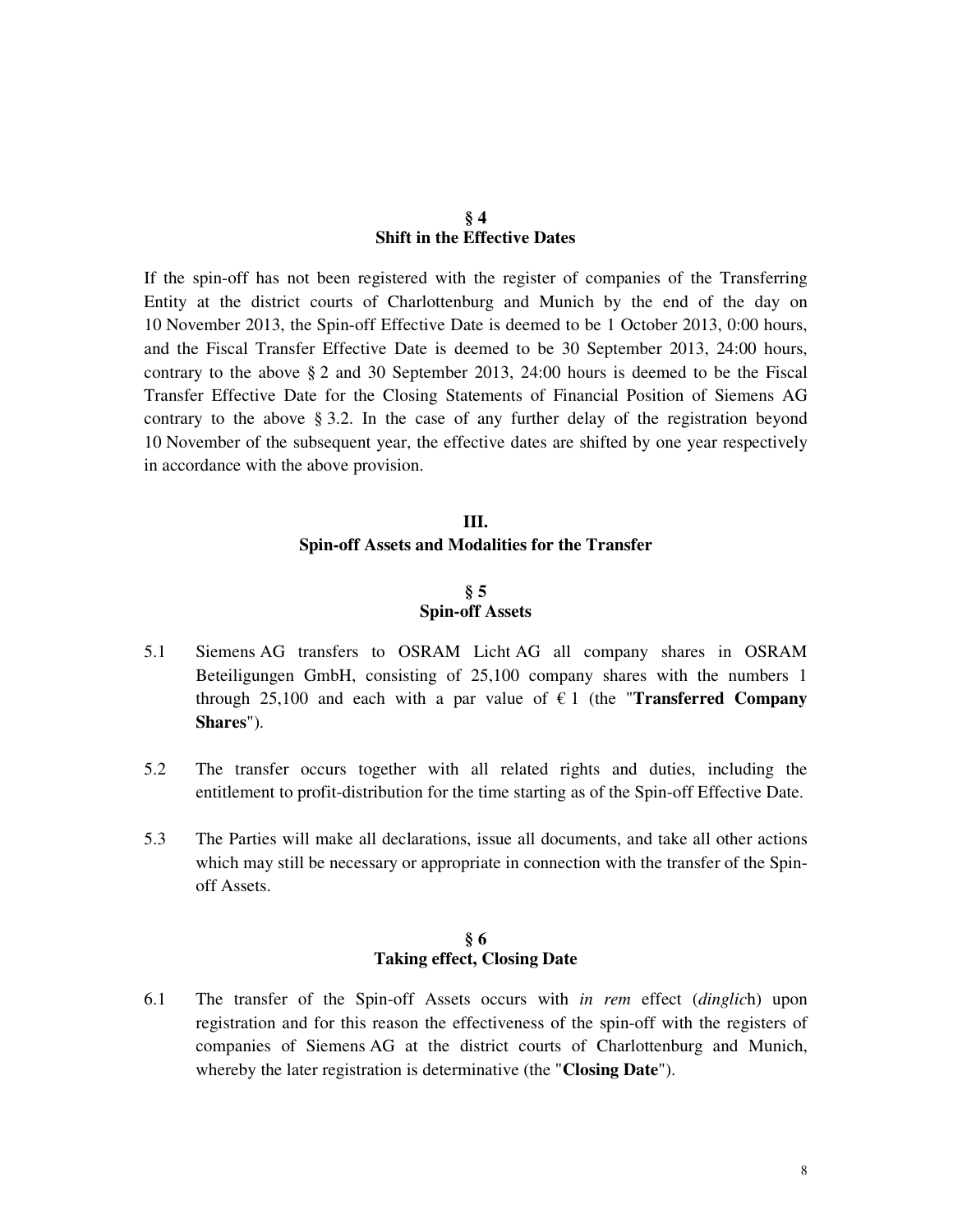## § 4
## Shift in the Effective Dates

If the spin-off has not been registered with the register of companies of the Transferring Entity at the district courts of Charlottenburg and Munich by the end of the day on 10 November 2013, the Spin-off Effective Date is deemed to be 1 October 2013, 0:00 hours, and the Fiscal Transfer Effective Date is deemed to be 30 September 2013, 24:00 hours, contrary to the above § 2 and 30 September 2013, 24:00 hours is deemed to be the Fiscal Transfer Effective Date for the Closing Statements of Financial Position of Siemens AG contrary to the above § 3.2. In the case of any further delay of the registration beyond 10 November of the subsequent year, the effective dates are shifted by one year respectively in accordance with the above provision.

# III.
# Spin-off Assets and Modalities for the Transfer

## § 5
## Spin-off Assets

5.1 Siemens AG transfers to OSRAM Licht AG all company shares in OSRAM Beteiligungen GmbH, consisting of 25,100 company shares with the numbers 1 through 25,100 and each with a par value of € 1 (the "**Transferred Company Shares**").

5.2 The transfer occurs together with all related rights and duties, including the entitlement to profit-distribution for the time starting as of the Spin-off Effective Date.

5.3 The Parties will make all declarations, issue all documents, and take all other actions which may still be necessary or appropriate in connection with the transfer of the Spin-off Assets.

## § 6
## Taking effect, Closing Date

6.1 The transfer of the Spin-off Assets occurs with *in rem* effect (*dinglich*) upon registration and for this reason the effectiveness of the spin-off with the registers of companies of Siemens AG at the district courts of Charlottenburg and Munich, whereby the later registration is determinative (the "**Closing Date**").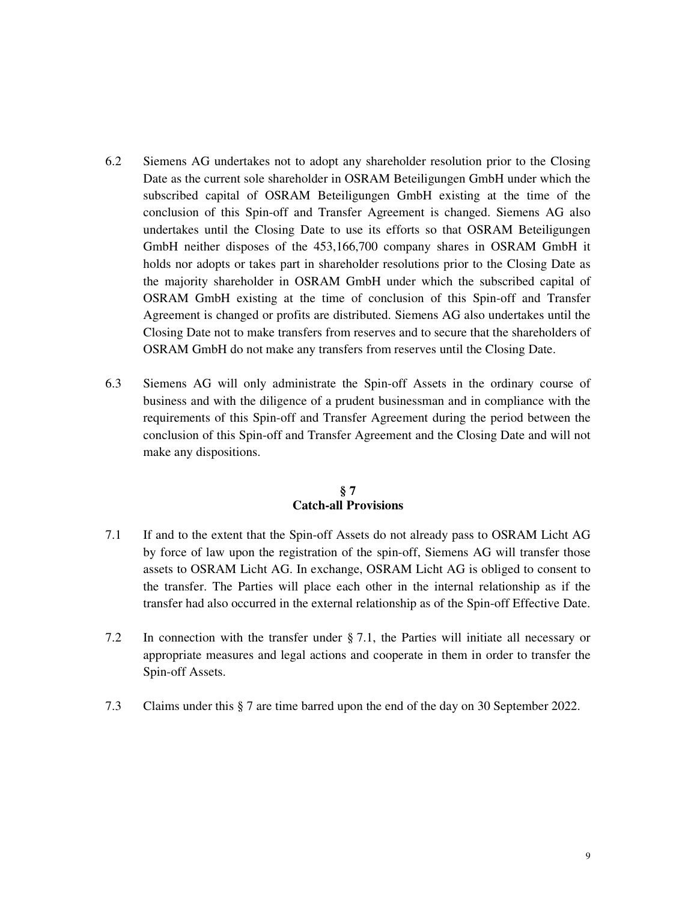6.2 Siemens AG undertakes not to adopt any shareholder resolution prior to the Closing Date as the current sole shareholder in OSRAM Beteiligungen GmbH under which the subscribed capital of OSRAM Beteiligungen GmbH existing at the time of the conclusion of this Spin-off and Transfer Agreement is changed. Siemens AG also undertakes until the Closing Date to use its efforts so that OSRAM Beteiligungen GmbH neither disposes of the 453,166,700 company shares in OSRAM GmbH it holds nor adopts or takes part in shareholder resolutions prior to the Closing Date as the majority shareholder in OSRAM GmbH under which the subscribed capital of OSRAM GmbH existing at the time of conclusion of this Spin-off and Transfer Agreement is changed or profits are distributed. Siemens AG also undertakes until the Closing Date not to make transfers from reserves and to secure that the shareholders of OSRAM GmbH do not make any transfers from reserves until the Closing Date.

6.3 Siemens AG will only administrate the Spin-off Assets in the ordinary course of business and with the diligence of a prudent businessman and in compliance with the requirements of this Spin-off and Transfer Agreement during the period between the conclusion of this Spin-off and Transfer Agreement and the Closing Date and will not make any dispositions.

## § 7
## Catch-all Provisions

7.1 If and to the extent that the Spin-off Assets do not already pass to OSRAM Licht AG by force of law upon the registration of the spin-off, Siemens AG will transfer those assets to OSRAM Licht AG. In exchange, OSRAM Licht AG is obliged to consent to the transfer. The Parties will place each other in the internal relationship as if the transfer had also occurred in the external relationship as of the Spin-off Effective Date.

7.2 In connection with the transfer under § 7.1, the Parties will initiate all necessary or appropriate measures and legal actions and cooperate in them in order to transfer the Spin-off Assets.

7.3 Claims under this § 7 are time barred upon the end of the day on 30 September 2022.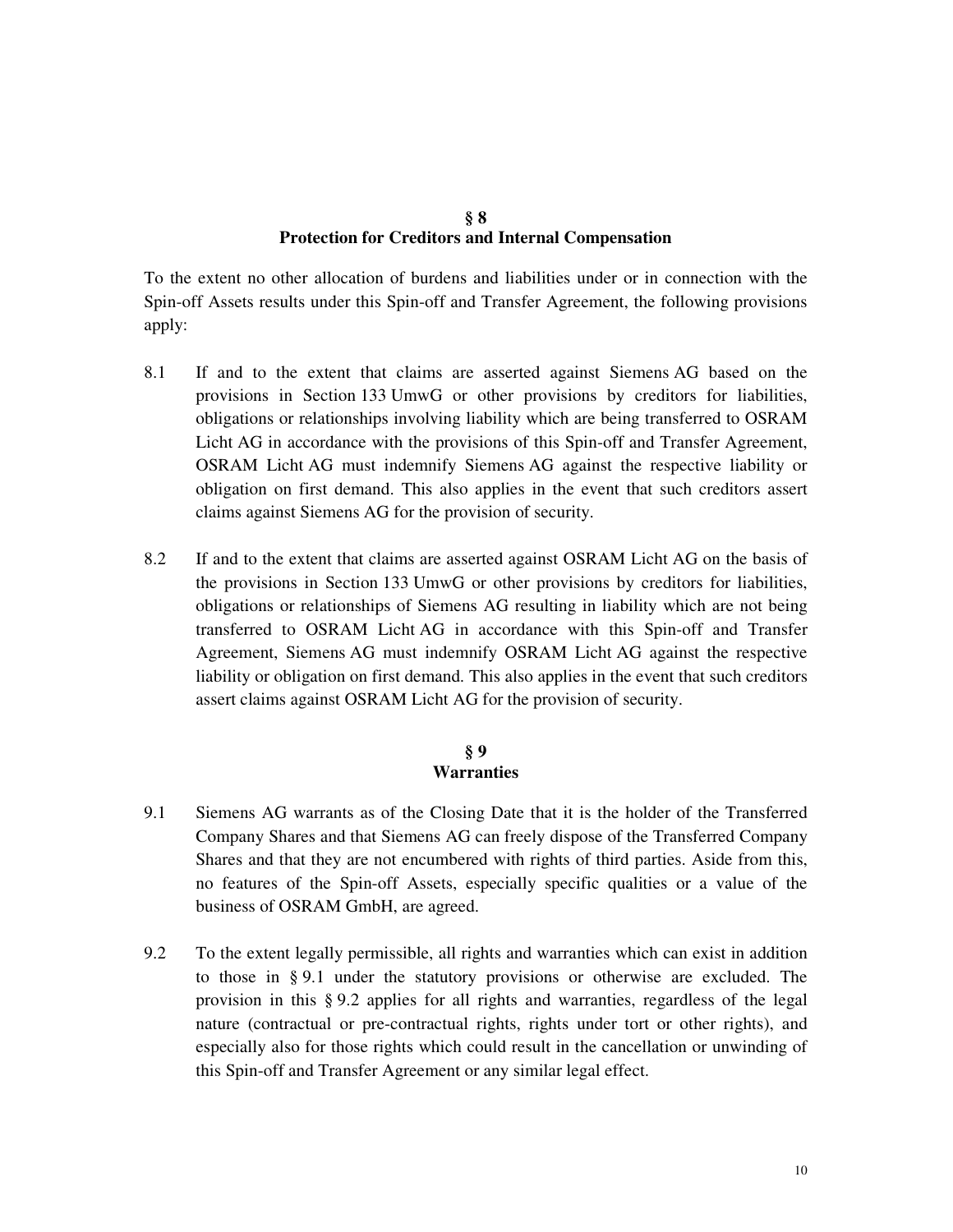## § 8
## Protection for Creditors and Internal Compensation

To the extent no other allocation of burdens and liabilities under or in connection with the Spin-off Assets results under this Spin-off and Transfer Agreement, the following provisions apply:

8.1 If and to the extent that claims are asserted against Siemens AG based on the provisions in Section 133 UmwG or other provisions by creditors for liabilities, obligations or relationships involving liability which are being transferred to OSRAM Licht AG in accordance with the provisions of this Spin-off and Transfer Agreement, OSRAM Licht AG must indemnify Siemens AG against the respective liability or obligation on first demand. This also applies in the event that such creditors assert claims against Siemens AG for the provision of security.

8.2 If and to the extent that claims are asserted against OSRAM Licht AG on the basis of the provisions in Section 133 UmwG or other provisions by creditors for liabilities, obligations or relationships of Siemens AG resulting in liability which are not being transferred to OSRAM Licht AG in accordance with this Spin-off and Transfer Agreement, Siemens AG must indemnify OSRAM Licht AG against the respective liability or obligation on first demand. This also applies in the event that such creditors assert claims against OSRAM Licht AG for the provision of security.

## § 9
## Warranties

9.1 Siemens AG warrants as of the Closing Date that it is the holder of the Transferred Company Shares and that Siemens AG can freely dispose of the Transferred Company Shares and that they are not encumbered with rights of third parties. Aside from this, no features of the Spin-off Assets, especially specific qualities or a value of the business of OSRAM GmbH, are agreed.

9.2 To the extent legally permissible, all rights and warranties which can exist in addition to those in § 9.1 under the statutory provisions or otherwise are excluded. The provision in this § 9.2 applies for all rights and warranties, regardless of the legal nature (contractual or pre-contractual rights, rights under tort or other rights), and especially also for those rights which could result in the cancellation or unwinding of this Spin-off and Transfer Agreement or any similar legal effect.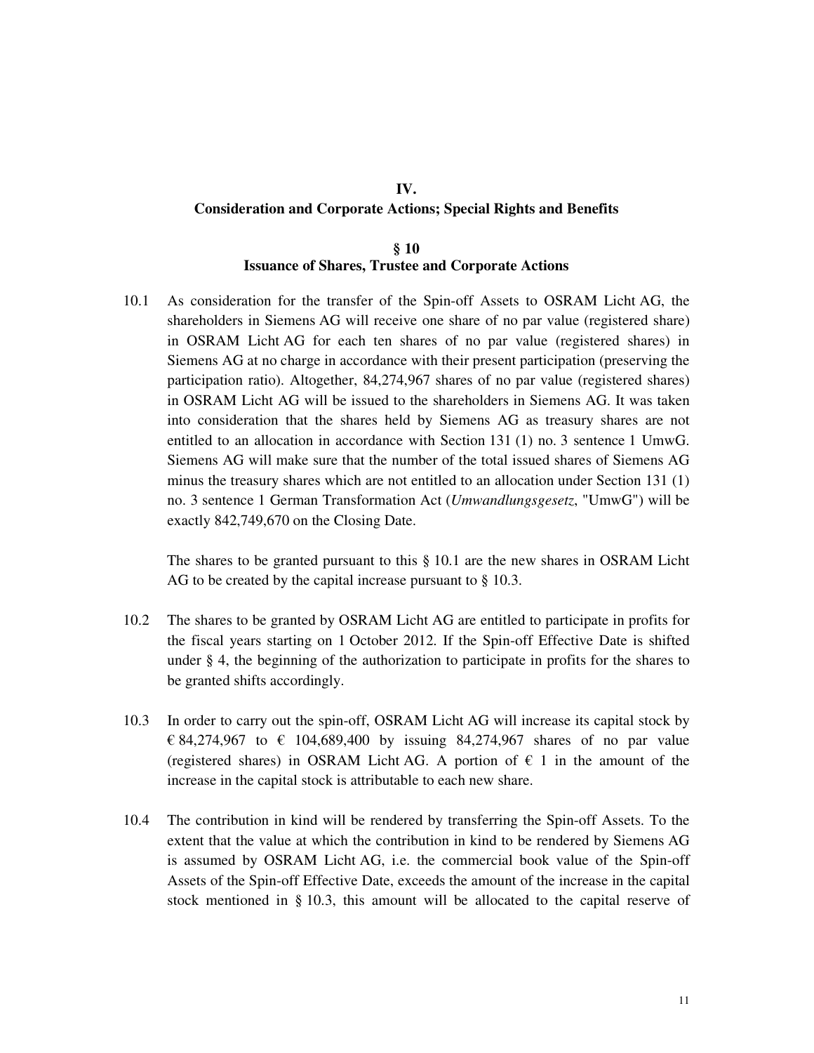## IV.
## Consideration and Corporate Actions; Special Rights and Benefits

### § 10
### Issuance of Shares, Trustee and Corporate Actions

10.1 As consideration for the transfer of the Spin-off Assets to OSRAM Licht AG, the shareholders in Siemens AG will receive one share of no par value (registered share) in OSRAM Licht AG for each ten shares of no par value (registered shares) in Siemens AG at no charge in accordance with their present participation (preserving the participation ratio). Altogether, 84,274,967 shares of no par value (registered shares) in OSRAM Licht AG will be issued to the shareholders in Siemens AG. It was taken into consideration that the shares held by Siemens AG as treasury shares are not entitled to an allocation in accordance with Section 131 (1) no. 3 sentence 1 UmwG. Siemens AG will make sure that the number of the total issued shares of Siemens AG minus the treasury shares which are not entitled to an allocation under Section 131 (1) no. 3 sentence 1 German Transformation Act (*Umwandlungsgesetz*, "UmwG") will be exactly 842,749,670 on the Closing Date.

The shares to be granted pursuant to this § 10.1 are the new shares in OSRAM Licht AG to be created by the capital increase pursuant to § 10.3.

10.2 The shares to be granted by OSRAM Licht AG are entitled to participate in profits for the fiscal years starting on 1 October 2012. If the Spin-off Effective Date is shifted under § 4, the beginning of the authorization to participate in profits for the shares to be granted shifts accordingly.

10.3 In order to carry out the spin-off, OSRAM Licht AG will increase its capital stock by € 84,274,967 to € 104,689,400 by issuing 84,274,967 shares of no par value (registered shares) in OSRAM Licht AG. A portion of € 1 in the amount of the increase in the capital stock is attributable to each new share.

10.4 The contribution in kind will be rendered by transferring the Spin-off Assets. To the extent that the value at which the contribution in kind to be rendered by Siemens AG is assumed by OSRAM Licht AG, i.e. the commercial book value of the Spin-off Assets of the Spin-off Effective Date, exceeds the amount of the increase in the capital stock mentioned in § 10.3, this amount will be allocated to the capital reserve of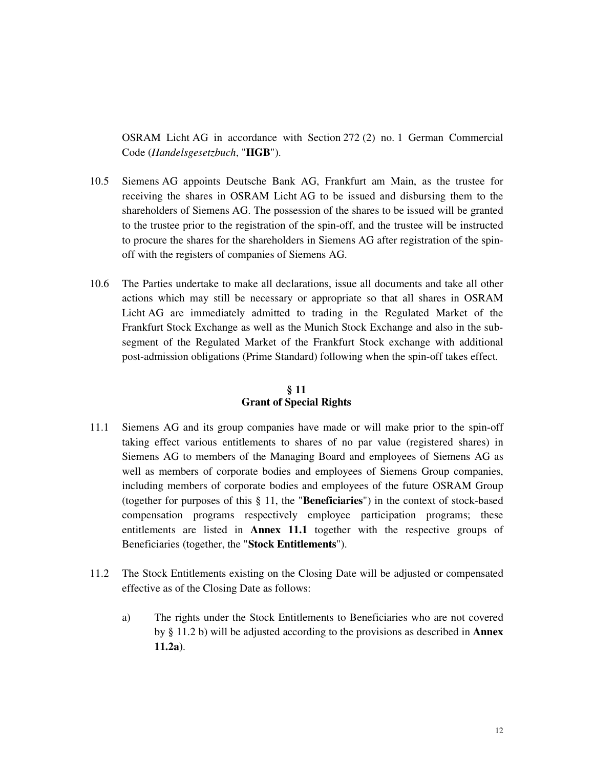OSRAM Licht AG in accordance with Section 272 (2) no. 1 German Commercial Code (*Handelsgesetzbuch*, "**HGB**").

10.5 Siemens AG appoints Deutsche Bank AG, Frankfurt am Main, as the trustee for receiving the shares in OSRAM Licht AG to be issued and disbursing them to the shareholders of Siemens AG. The possession of the shares to be issued will be granted to the trustee prior to the registration of the spin-off, and the trustee will be instructed to procure the shares for the shareholders in Siemens AG after registration of the spin-off with the registers of companies of Siemens AG.

10.6 The Parties undertake to make all declarations, issue all documents and take all other actions which may still be necessary or appropriate so that all shares in OSRAM Licht AG are immediately admitted to trading in the Regulated Market of the Frankfurt Stock Exchange as well as the Munich Stock Exchange and also in the sub-segment of the Regulated Market of the Frankfurt Stock exchange with additional post-admission obligations (Prime Standard) following when the spin-off takes effect.

## § 11
## Grant of Special Rights

11.1 Siemens AG and its group companies have made or will make prior to the spin-off taking effect various entitlements to shares of no par value (registered shares) in Siemens AG to members of the Managing Board and employees of Siemens AG as well as members of corporate bodies and employees of Siemens Group companies, including members of corporate bodies and employees of the future OSRAM Group (together for purposes of this § 11, the "**Beneficiaries**") in the context of stock-based compensation programs respectively employee participation programs; these entitlements are listed in **Annex 11.1** together with the respective groups of Beneficiaries (together, the "**Stock Entitlements**").

11.2 The Stock Entitlements existing on the Closing Date will be adjusted or compensated effective as of the Closing Date as follows:

a) The rights under the Stock Entitlements to Beneficiaries who are not covered by § 11.2 b) will be adjusted according to the provisions as described in **Annex 11.2a)**.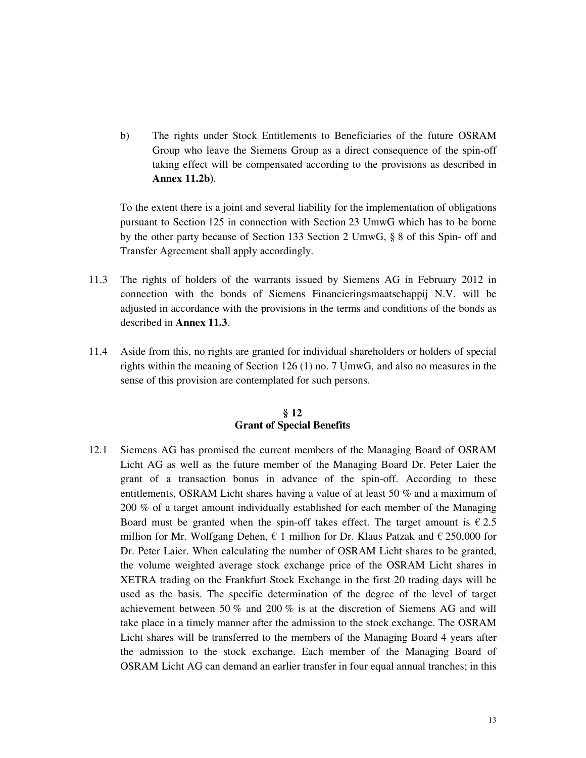b) The rights under Stock Entitlements to Beneficiaries of the future OSRAM Group who leave the Siemens Group as a direct consequence of the spin-off taking effect will be compensated according to the provisions as described in **Annex 11.2b)**.

To the extent there is a joint and several liability for the implementation of obligations pursuant to Section 125 in connection with Section 23 UmwG which has to be borne by the other party because of Section 133 Section 2 UmwG, § 8 of this Spin- off and Transfer Agreement shall apply accordingly.

11.3 The rights of holders of the warrants issued by Siemens AG in February 2012 in connection with the bonds of Siemens Financieringsmaatschappij N.V. will be adjusted in accordance with the provisions in the terms and conditions of the bonds as described in **Annex 11.3**.

11.4 Aside from this, no rights are granted for individual shareholders or holders of special rights within the meaning of Section 126 (1) no. 7 UmwG, and also no measures in the sense of this provision are contemplated for such persons.

## § 12
## Grant of Special Benefits

12.1 Siemens AG has promised the current members of the Managing Board of OSRAM Licht AG as well as the future member of the Managing Board Dr. Peter Laier the grant of a transaction bonus in advance of the spin-off. According to these entitlements, OSRAM Licht shares having a value of at least 50 % and a maximum of 200 % of a target amount individually established for each member of the Managing Board must be granted when the spin-off takes effect. The target amount is € 2.5 million for Mr. Wolfgang Dehen, € 1 million for Dr. Klaus Patzak and € 250,000 for Dr. Peter Laier. When calculating the number of OSRAM Licht shares to be granted, the volume weighted average stock exchange price of the OSRAM Licht shares in XETRA trading on the Frankfurt Stock Exchange in the first 20 trading days will be used as the basis. The specific determination of the degree of the level of target achievement between 50 % and 200 % is at the discretion of Siemens AG and will take place in a timely manner after the admission to the stock exchange. The OSRAM Licht shares will be transferred to the members of the Managing Board 4 years after the admission to the stock exchange. Each member of the Managing Board of OSRAM Licht AG can demand an earlier transfer in four equal annual tranches; in this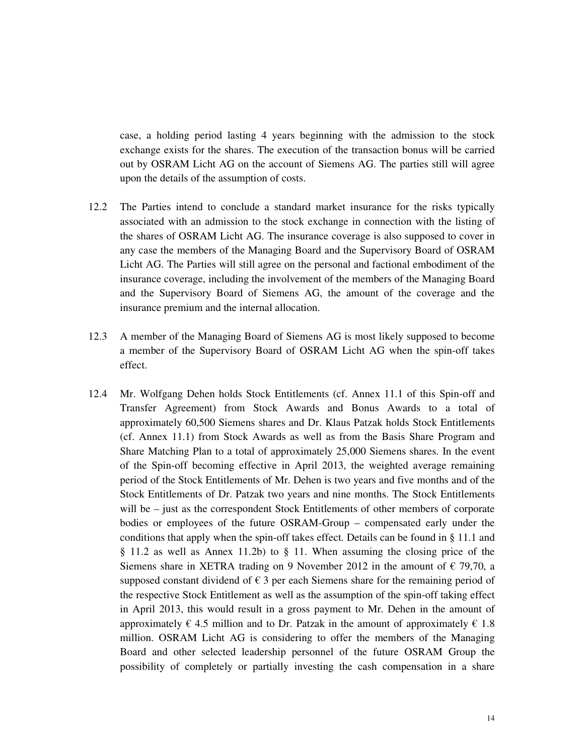case, a holding period lasting 4 years beginning with the admission to the stock exchange exists for the shares. The execution of the transaction bonus will be carried out by OSRAM Licht AG on the account of Siemens AG. The parties still will agree upon the details of the assumption of costs.

12.2 The Parties intend to conclude a standard market insurance for the risks typically associated with an admission to the stock exchange in connection with the listing of the shares of OSRAM Licht AG. The insurance coverage is also supposed to cover in any case the members of the Managing Board and the Supervisory Board of OSRAM Licht AG. The Parties will still agree on the personal and factional embodiment of the insurance coverage, including the involvement of the members of the Managing Board and the Supervisory Board of Siemens AG, the amount of the coverage and the insurance premium and the internal allocation.

12.3 A member of the Managing Board of Siemens AG is most likely supposed to become a member of the Supervisory Board of OSRAM Licht AG when the spin-off takes effect.

12.4 Mr. Wolfgang Dehen holds Stock Entitlements (cf. Annex 11.1 of this Spin-off and Transfer Agreement) from Stock Awards and Bonus Awards to a total of approximately 60,500 Siemens shares and Dr. Klaus Patzak holds Stock Entitlements (cf. Annex 11.1) from Stock Awards as well as from the Basis Share Program and Share Matching Plan to a total of approximately 25,000 Siemens shares. In the event of the Spin-off becoming effective in April 2013, the weighted average remaining period of the Stock Entitlements of Mr. Dehen is two years and five months and of the Stock Entitlements of Dr. Patzak two years and nine months. The Stock Entitlements will be – just as the correspondent Stock Entitlements of other members of corporate bodies or employees of the future OSRAM-Group – compensated early under the conditions that apply when the spin-off takes effect. Details can be found in § 11.1 and § 11.2 as well as Annex 11.2b) to § 11. When assuming the closing price of the Siemens share in XETRA trading on 9 November 2012 in the amount of € 79,70, a supposed constant dividend of € 3 per each Siemens share for the remaining period of the respective Stock Entitlement as well as the assumption of the spin-off taking effect in April 2013, this would result in a gross payment to Mr. Dehen in the amount of approximately € 4.5 million and to Dr. Patzak in the amount of approximately € 1.8 million. OSRAM Licht AG is considering to offer the members of the Managing Board and other selected leadership personnel of the future OSRAM Group the possibility of completely or partially investing the cash compensation in a share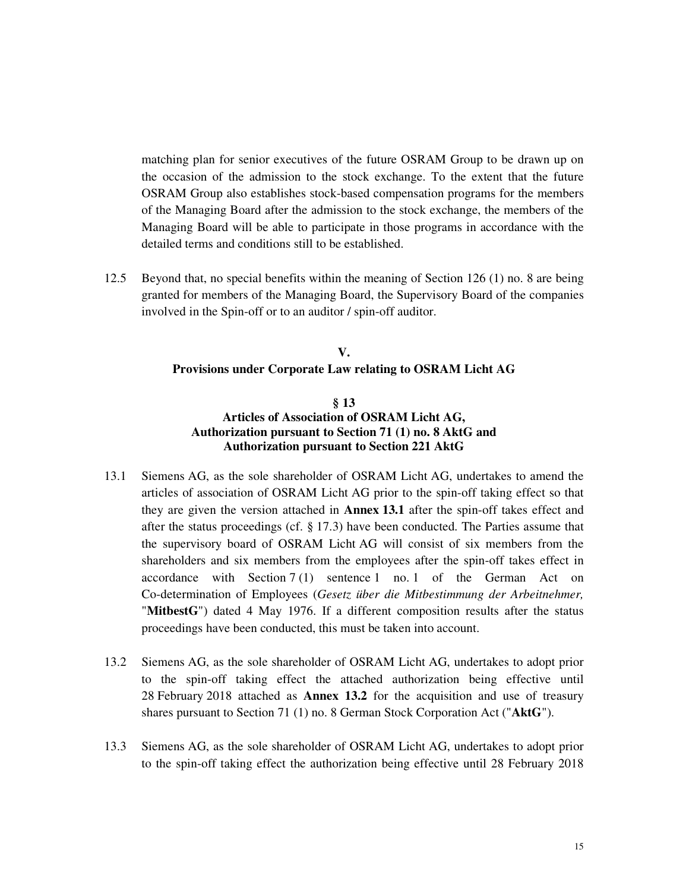matching plan for senior executives of the future OSRAM Group to be drawn up on the occasion of the admission to the stock exchange. To the extent that the future OSRAM Group also establishes stock-based compensation programs for the members of the Managing Board after the admission to the stock exchange, the members of the Managing Board will be able to participate in those programs in accordance with the detailed terms and conditions still to be established.

12.5 Beyond that, no special benefits within the meaning of Section 126 (1) no. 8 are being granted for members of the Managing Board, the Supervisory Board of the companies involved in the Spin-off or to an auditor / spin-off auditor.

## V.
## Provisions under Corporate Law relating to OSRAM Licht AG

### § 13
### Articles of Association of OSRAM Licht AG, Authorization pursuant to Section 71 (1) no. 8 AktG and Authorization pursuant to Section 221 AktG

13.1 Siemens AG, as the sole shareholder of OSRAM Licht AG, undertakes to amend the articles of association of OSRAM Licht AG prior to the spin-off taking effect so that they are given the version attached in **Annex 13.1** after the spin-off takes effect and after the status proceedings (cf. § 17.3) have been conducted. The Parties assume that the supervisory board of OSRAM Licht AG will consist of six members from the shareholders and six members from the employees after the spin-off takes effect in accordance with Section 7 (1) sentence 1 no. 1 of the German Act on Co-determination of Employees (*Gesetz über die Mitbestimmung der Arbeitnehmer,* "**MitbestG**") dated 4 May 1976. If a different composition results after the status proceedings have been conducted, this must be taken into account.

13.2 Siemens AG, as the sole shareholder of OSRAM Licht AG, undertakes to adopt prior to the spin-off taking effect the attached authorization being effective until 28 February 2018 attached as **Annex 13.2** for the acquisition and use of treasury shares pursuant to Section 71 (1) no. 8 German Stock Corporation Act ("**AktG**").

13.3 Siemens AG, as the sole shareholder of OSRAM Licht AG, undertakes to adopt prior to the spin-off taking effect the authorization being effective until 28 February 2018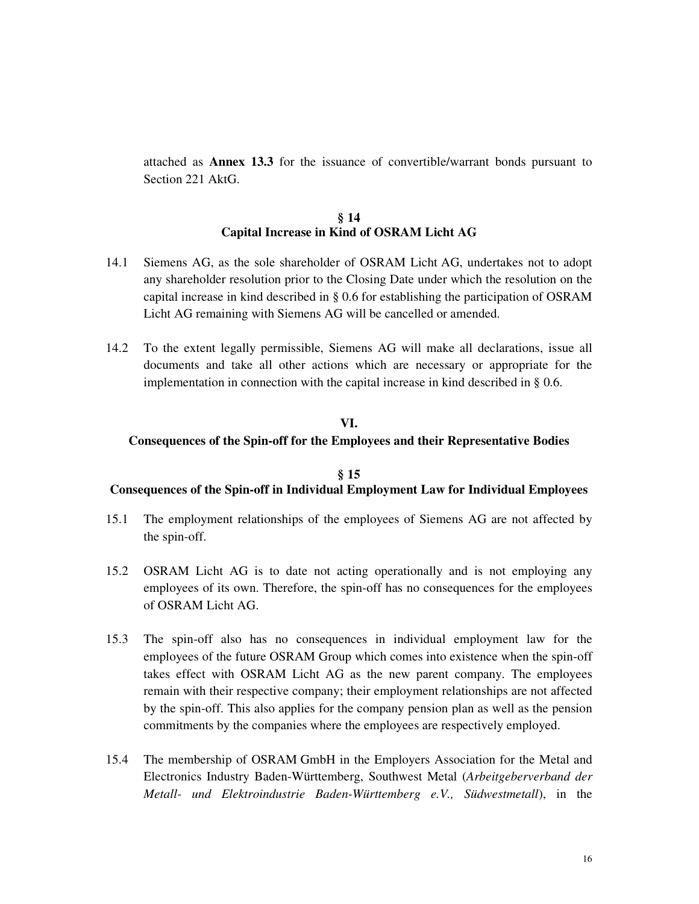attached as **Annex 13.3** for the issuance of convertible/warrant bonds pursuant to Section 221 AktG.

## § 14
## Capital Increase in Kind of OSRAM Licht AG

14.1 Siemens AG, as the sole shareholder of OSRAM Licht AG, undertakes not to adopt any shareholder resolution prior to the Closing Date under which the resolution on the capital increase in kind described in § 0.6 for establishing the participation of OSRAM Licht AG remaining with Siemens AG will be cancelled or amended.

14.2 To the extent legally permissible, Siemens AG will make all declarations, issue all documents and take all other actions which are necessary or appropriate for the implementation in connection with the capital increase in kind described in § 0.6.

# VI.
# Consequences of the Spin-off for the Employees and their Representative Bodies

## § 15
## Consequences of the Spin-off in Individual Employment Law for Individual Employees

15.1 The employment relationships of the employees of Siemens AG are not affected by the spin-off.

15.2 OSRAM Licht AG is to date not acting operationally and is not employing any employees of its own. Therefore, the spin-off has no consequences for the employees of OSRAM Licht AG.

15.3 The spin-off also has no consequences in individual employment law for the employees of the future OSRAM Group which comes into existence when the spin-off takes effect with OSRAM Licht AG as the new parent company. The employees remain with their respective company; their employment relationships are not affected by the spin-off. This also applies for the company pension plan as well as the pension commitments by the companies where the employees are respectively employed.

15.4 The membership of OSRAM GmbH in the Employers Association for the Metal and Electronics Industry Baden-Württemberg, Southwest Metal (*Arbeitgeberverband der Metall- und Elektroindustrie Baden-Württemberg e.V., Südwestmetall*), in the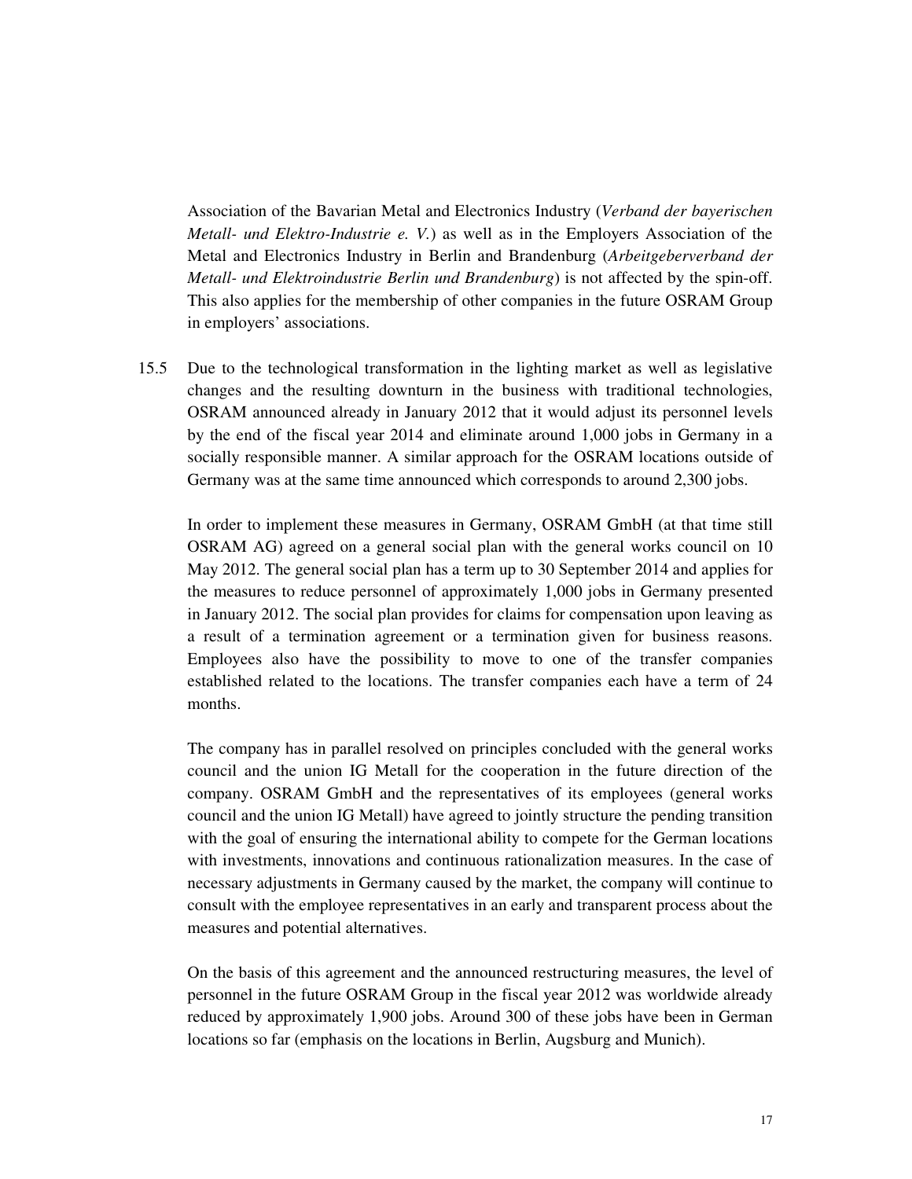Association of the Bavarian Metal and Electronics Industry (*Verband der bayerischen Metall- und Elektro-Industrie e. V.*) as well as in the Employers Association of the Metal and Electronics Industry in Berlin and Brandenburg (*Arbeitgeberverband der Metall- und Elektroindustrie Berlin und Brandenburg*) is not affected by the spin-off. This also applies for the membership of other companies in the future OSRAM Group in employers' associations.

15.5 Due to the technological transformation in the lighting market as well as legislative changes and the resulting downturn in the business with traditional technologies, OSRAM announced already in January 2012 that it would adjust its personnel levels by the end of the fiscal year 2014 and eliminate around 1,000 jobs in Germany in a socially responsible manner. A similar approach for the OSRAM locations outside of Germany was at the same time announced which corresponds to around 2,300 jobs.

In order to implement these measures in Germany, OSRAM GmbH (at that time still OSRAM AG) agreed on a general social plan with the general works council on 10 May 2012. The general social plan has a term up to 30 September 2014 and applies for the measures to reduce personnel of approximately 1,000 jobs in Germany presented in January 2012. The social plan provides for claims for compensation upon leaving as a result of a termination agreement or a termination given for business reasons. Employees also have the possibility to move to one of the transfer companies established related to the locations. The transfer companies each have a term of 24 months.

The company has in parallel resolved on principles concluded with the general works council and the union IG Metall for the cooperation in the future direction of the company. OSRAM GmbH and the representatives of its employees (general works council and the union IG Metall) have agreed to jointly structure the pending transition with the goal of ensuring the international ability to compete for the German locations with investments, innovations and continuous rationalization measures. In the case of necessary adjustments in Germany caused by the market, the company will continue to consult with the employee representatives in an early and transparent process about the measures and potential alternatives.

On the basis of this agreement and the announced restructuring measures, the level of personnel in the future OSRAM Group in the fiscal year 2012 was worldwide already reduced by approximately 1,900 jobs. Around 300 of these jobs have been in German locations so far (emphasis on the locations in Berlin, Augsburg and Munich).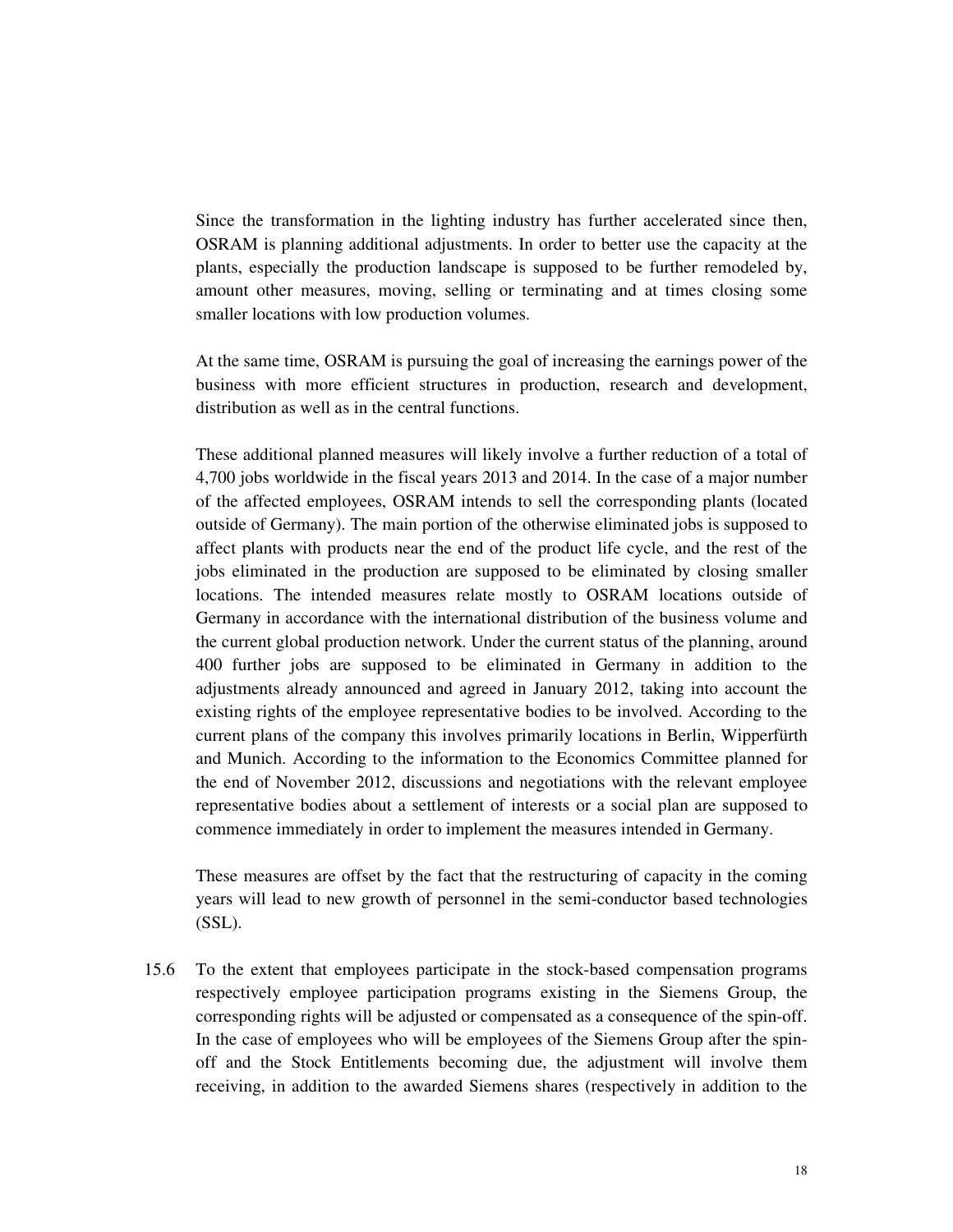Since the transformation in the lighting industry has further accelerated since then, OSRAM is planning additional adjustments. In order to better use the capacity at the plants, especially the production landscape is supposed to be further remodeled by, amount other measures, moving, selling or terminating and at times closing some smaller locations with low production volumes.

At the same time, OSRAM is pursuing the goal of increasing the earnings power of the business with more efficient structures in production, research and development, distribution as well as in the central functions.

These additional planned measures will likely involve a further reduction of a total of 4,700 jobs worldwide in the fiscal years 2013 and 2014. In the case of a major number of the affected employees, OSRAM intends to sell the corresponding plants (located outside of Germany). The main portion of the otherwise eliminated jobs is supposed to affect plants with products near the end of the product life cycle, and the rest of the jobs eliminated in the production are supposed to be eliminated by closing smaller locations. The intended measures relate mostly to OSRAM locations outside of Germany in accordance with the international distribution of the business volume and the current global production network. Under the current status of the planning, around 400 further jobs are supposed to be eliminated in Germany in addition to the adjustments already announced and agreed in January 2012, taking into account the existing rights of the employee representative bodies to be involved. According to the current plans of the company this involves primarily locations in Berlin, Wipperfürth and Munich. According to the information to the Economics Committee planned for the end of November 2012, discussions and negotiations with the relevant employee representative bodies about a settlement of interests or a social plan are supposed to commence immediately in order to implement the measures intended in Germany.

These measures are offset by the fact that the restructuring of capacity in the coming years will lead to new growth of personnel in the semi-conductor based technologies (SSL).

15.6 To the extent that employees participate in the stock-based compensation programs respectively employee participation programs existing in the Siemens Group, the corresponding rights will be adjusted or compensated as a consequence of the spin-off. In the case of employees who will be employees of the Siemens Group after the spin-off and the Stock Entitlements becoming due, the adjustment will involve them receiving, in addition to the awarded Siemens shares (respectively in addition to the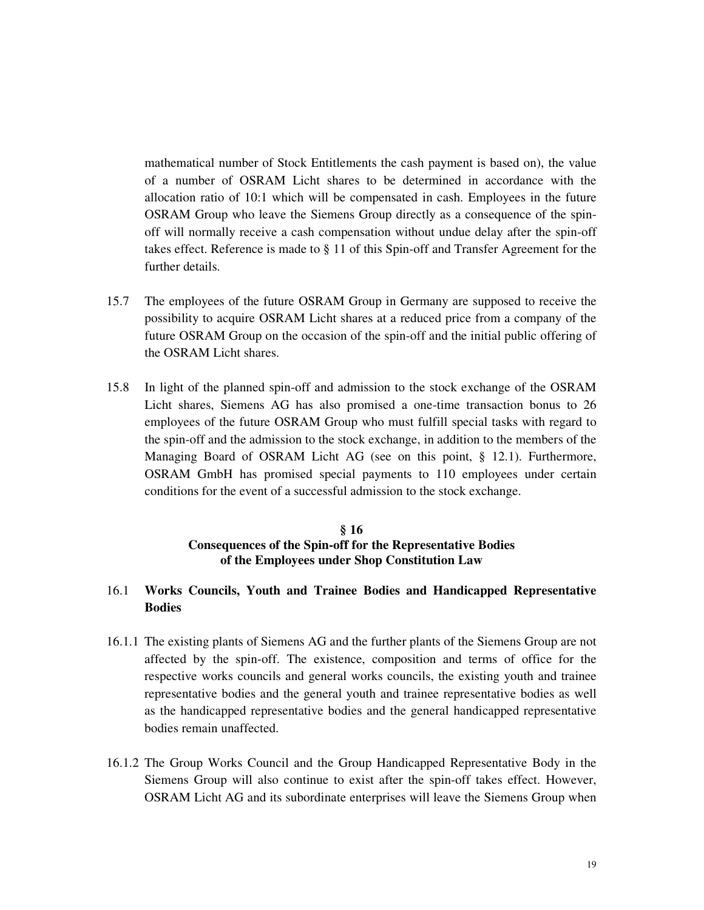mathematical number of Stock Entitlements the cash payment is based on), the value of a number of OSRAM Licht shares to be determined in accordance with the allocation ratio of 10:1 which will be compensated in cash. Employees in the future OSRAM Group who leave the Siemens Group directly as a consequence of the spin-off will normally receive a cash compensation without undue delay after the spin-off takes effect. Reference is made to § 11 of this Spin-off and Transfer Agreement for the further details.

15.7 The employees of the future OSRAM Group in Germany are supposed to receive the possibility to acquire OSRAM Licht shares at a reduced price from a company of the future OSRAM Group on the occasion of the spin-off and the initial public offering of the OSRAM Licht shares.

15.8 In light of the planned spin-off and admission to the stock exchange of the OSRAM Licht shares, Siemens AG has also promised a one-time transaction bonus to 26 employees of the future OSRAM Group who must fulfill special tasks with regard to the spin-off and the admission to the stock exchange, in addition to the members of the Managing Board of OSRAM Licht AG (see on this point, § 12.1). Furthermore, OSRAM GmbH has promised special payments to 110 employees under certain conditions for the event of a successful admission to the stock exchange.

## § 16
## Consequences of the Spin-off for the Representative Bodies of the Employees under Shop Constitution Law

### 16.1 Works Councils, Youth and Trainee Bodies and Handicapped Representative Bodies

16.1.1 The existing plants of Siemens AG and the further plants of the Siemens Group are not affected by the spin-off. The existence, composition and terms of office for the respective works councils and general works councils, the existing youth and trainee representative bodies and the general youth and trainee representative bodies as well as the handicapped representative bodies and the general handicapped representative bodies remain unaffected.

16.1.2 The Group Works Council and the Group Handicapped Representative Body in the Siemens Group will also continue to exist after the spin-off takes effect. However, OSRAM Licht AG and its subordinate enterprises will leave the Siemens Group when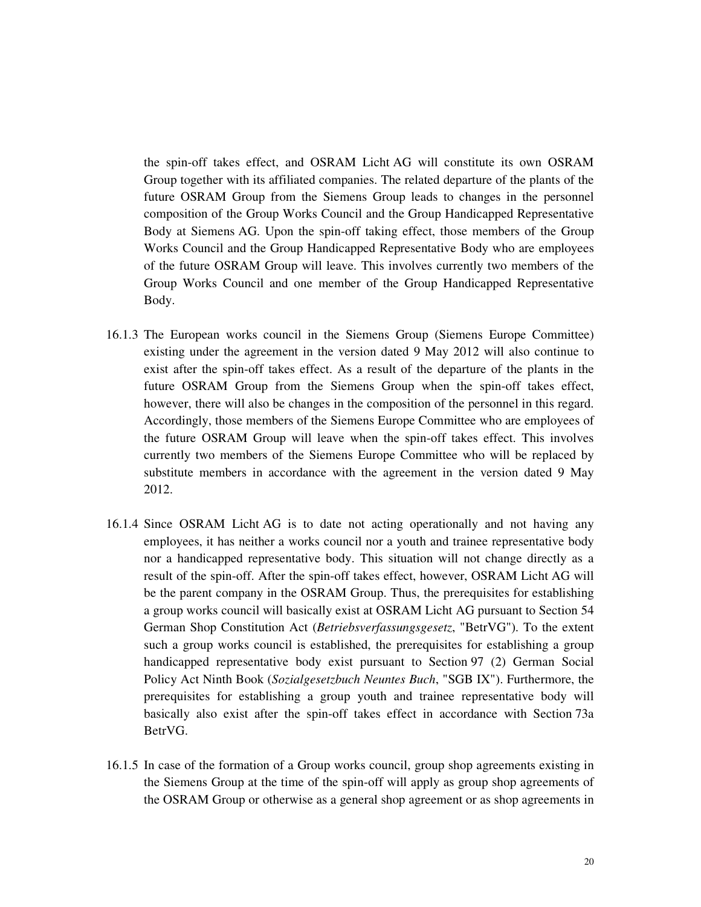the spin-off takes effect, and OSRAM Licht AG will constitute its own OSRAM Group together with its affiliated companies. The related departure of the plants of the future OSRAM Group from the Siemens Group leads to changes in the personnel composition of the Group Works Council and the Group Handicapped Representative Body at Siemens AG. Upon the spin-off taking effect, those members of the Group Works Council and the Group Handicapped Representative Body who are employees of the future OSRAM Group will leave. This involves currently two members of the Group Works Council and one member of the Group Handicapped Representative Body.

16.1.3 The European works council in the Siemens Group (Siemens Europe Committee) existing under the agreement in the version dated 9 May 2012 will also continue to exist after the spin-off takes effect. As a result of the departure of the plants in the future OSRAM Group from the Siemens Group when the spin-off takes effect, however, there will also be changes in the composition of the personnel in this regard. Accordingly, those members of the Siemens Europe Committee who are employees of the future OSRAM Group will leave when the spin-off takes effect. This involves currently two members of the Siemens Europe Committee who will be replaced by substitute members in accordance with the agreement in the version dated 9 May 2012.

16.1.4 Since OSRAM Licht AG is to date not acting operationally and not having any employees, it has neither a works council nor a youth and trainee representative body nor a handicapped representative body. This situation will not change directly as a result of the spin-off. After the spin-off takes effect, however, OSRAM Licht AG will be the parent company in the OSRAM Group. Thus, the prerequisites for establishing a group works council will basically exist at OSRAM Licht AG pursuant to Section 54 German Shop Constitution Act (*Betriebsverfassungsgesetz*, "BetrVG"). To the extent such a group works council is established, the prerequisites for establishing a group handicapped representative body exist pursuant to Section 97 (2) German Social Policy Act Ninth Book (*Sozialgesetzbuch Neuntes Buch*, "SGB IX"). Furthermore, the prerequisites for establishing a group youth and trainee representative body will basically also exist after the spin-off takes effect in accordance with Section 73a BetrVG.

16.1.5 In case of the formation of a Group works council, group shop agreements existing in the Siemens Group at the time of the spin-off will apply as group shop agreements of the OSRAM Group or otherwise as a general shop agreement or as shop agreements in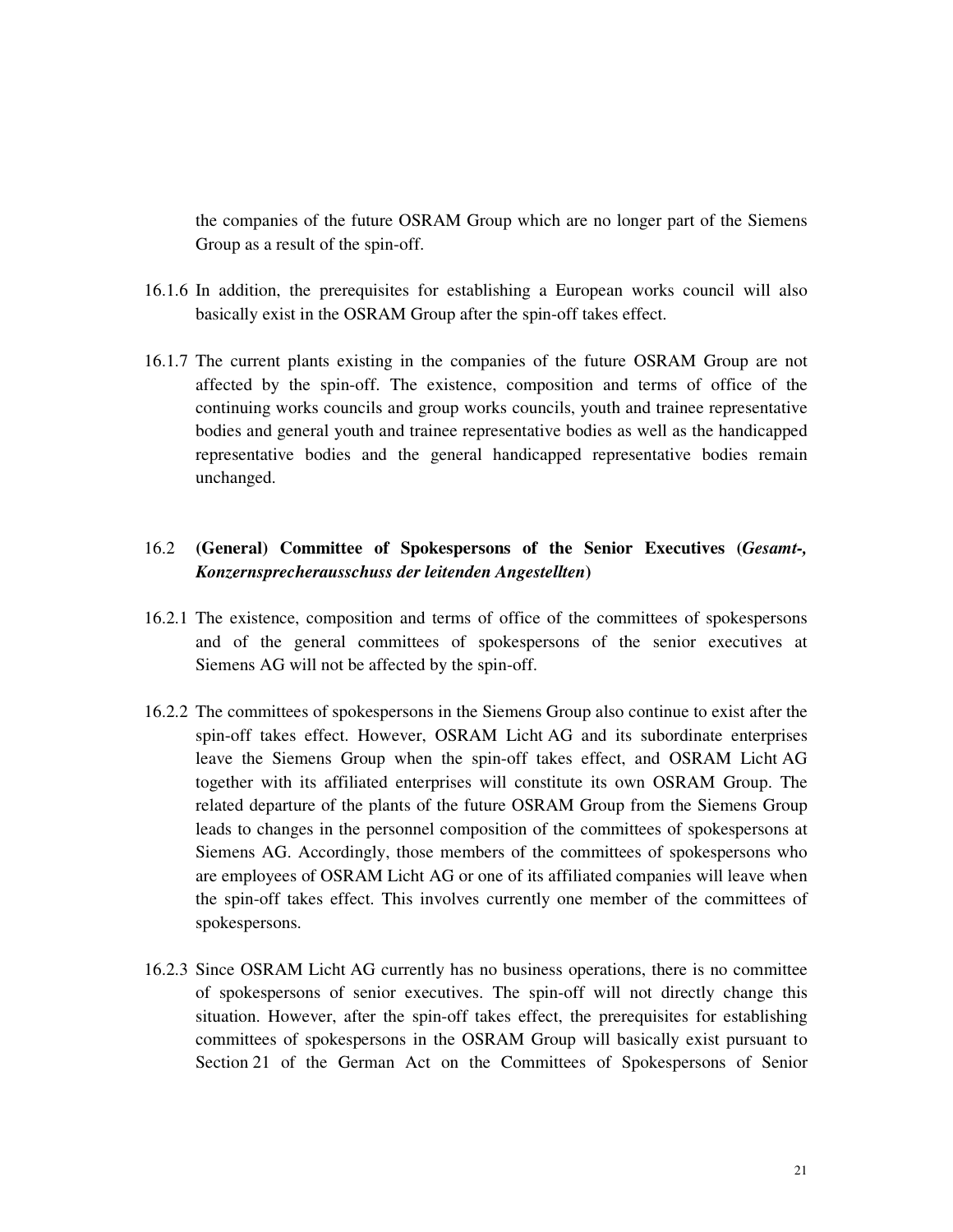the companies of the future OSRAM Group which are no longer part of the Siemens Group as a result of the spin-off.

16.1.6 In addition, the prerequisites for establishing a European works council will also basically exist in the OSRAM Group after the spin-off takes effect.

16.1.7 The current plants existing in the companies of the future OSRAM Group are not affected by the spin-off. The existence, composition and terms of office of the continuing works councils and group works councils, youth and trainee representative bodies and general youth and trainee representative bodies as well as the handicapped representative bodies and the general handicapped representative bodies remain unchanged.

### 16.2 (General) Committee of Spokespersons of the Senior Executives (*Gesamt-, Konzernsprecherausschuss der leitenden Angestellten*)

16.2.1 The existence, composition and terms of office of the committees of spokespersons and of the general committees of spokespersons of the senior executives at Siemens AG will not be affected by the spin-off.

16.2.2 The committees of spokespersons in the Siemens Group also continue to exist after the spin-off takes effect. However, OSRAM Licht AG and its subordinate enterprises leave the Siemens Group when the spin-off takes effect, and OSRAM Licht AG together with its affiliated enterprises will constitute its own OSRAM Group. The related departure of the plants of the future OSRAM Group from the Siemens Group leads to changes in the personnel composition of the committees of spokespersons at Siemens AG. Accordingly, those members of the committees of spokespersons who are employees of OSRAM Licht AG or one of its affiliated companies will leave when the spin-off takes effect. This involves currently one member of the committees of spokespersons.

16.2.3 Since OSRAM Licht AG currently has no business operations, there is no committee of spokespersons of senior executives. The spin-off will not directly change this situation. However, after the spin-off takes effect, the prerequisites for establishing committees of spokespersons in the OSRAM Group will basically exist pursuant to Section 21 of the German Act on the Committees of Spokespersons of Senior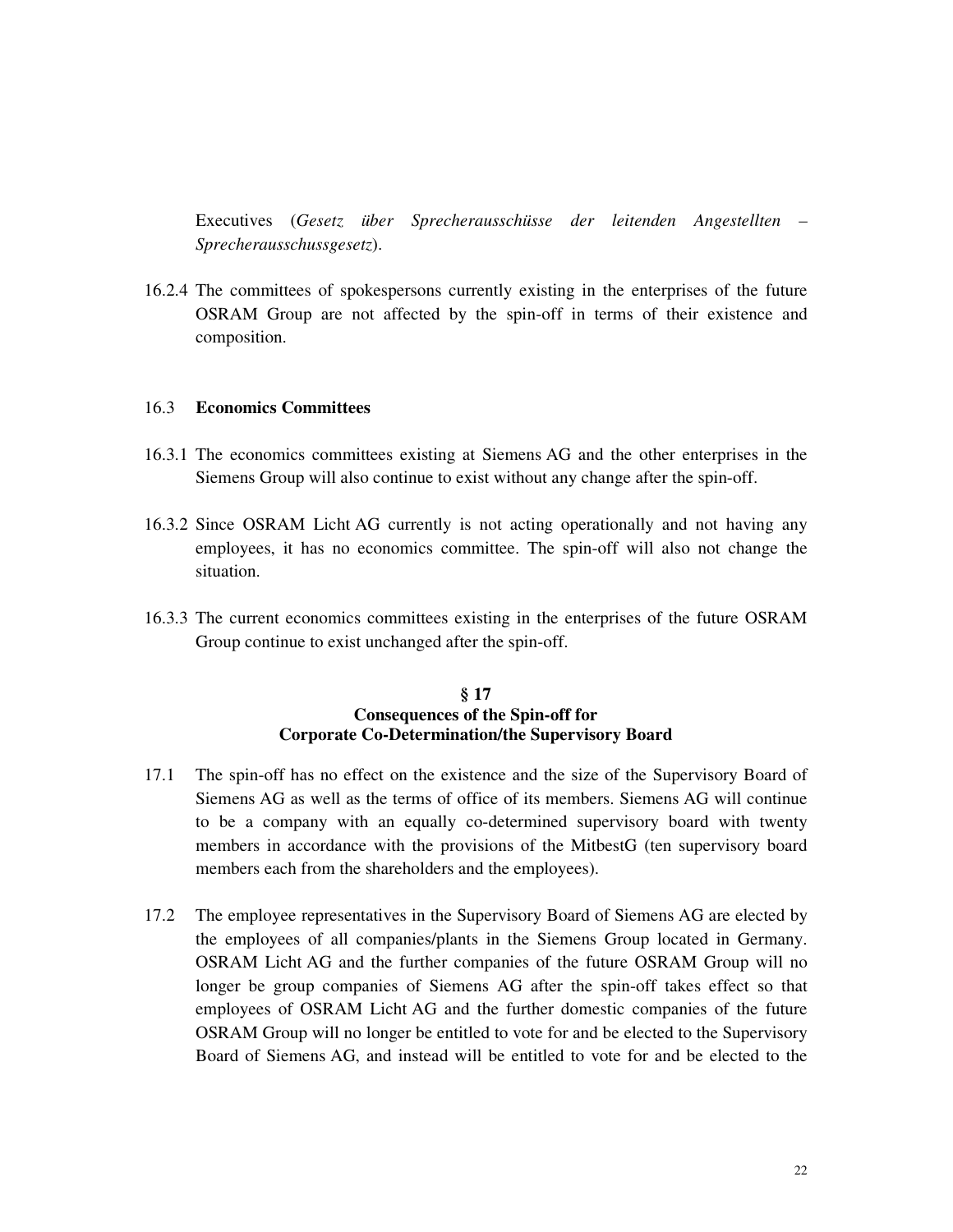Executives (*Gesetz über Sprecherausschüsse der leitenden Angestellten – Sprecherausschussgesetz*).

16.2.4 The committees of spokespersons currently existing in the enterprises of the future OSRAM Group are not affected by the spin-off in terms of their existence and composition.

### 16.3 Economics Committees

16.3.1 The economics committees existing at Siemens AG and the other enterprises in the Siemens Group will also continue to exist without any change after the spin-off.

16.3.2 Since OSRAM Licht AG currently is not acting operationally and not having any employees, it has no economics committee. The spin-off will also not change the situation.

16.3.3 The current economics committees existing in the enterprises of the future OSRAM Group continue to exist unchanged after the spin-off.

## § 17
## Consequences of the Spin-off for Corporate Co-Determination/the Supervisory Board

17.1 The spin-off has no effect on the existence and the size of the Supervisory Board of Siemens AG as well as the terms of office of its members. Siemens AG will continue to be a company with an equally co-determined supervisory board with twenty members in accordance with the provisions of the MitbestG (ten supervisory board members each from the shareholders and the employees).

17.2 The employee representatives in the Supervisory Board of Siemens AG are elected by the employees of all companies/plants in the Siemens Group located in Germany. OSRAM Licht AG and the further companies of the future OSRAM Group will no longer be group companies of Siemens AG after the spin-off takes effect so that employees of OSRAM Licht AG and the further domestic companies of the future OSRAM Group will no longer be entitled to vote for and be elected to the Supervisory Board of Siemens AG, and instead will be entitled to vote for and be elected to the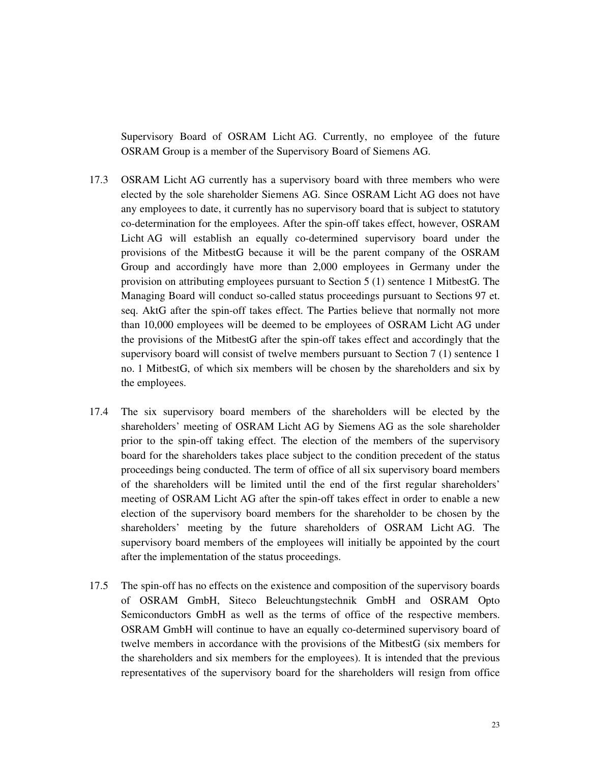Supervisory Board of OSRAM Licht AG. Currently, no employee of the future OSRAM Group is a member of the Supervisory Board of Siemens AG.

17.3 OSRAM Licht AG currently has a supervisory board with three members who were elected by the sole shareholder Siemens AG. Since OSRAM Licht AG does not have any employees to date, it currently has no supervisory board that is subject to statutory co-determination for the employees. After the spin-off takes effect, however, OSRAM Licht AG will establish an equally co-determined supervisory board under the provisions of the MitbestG because it will be the parent company of the OSRAM Group and accordingly have more than 2,000 employees in Germany under the provision on attributing employees pursuant to Section 5 (1) sentence 1 MitbestG. The Managing Board will conduct so-called status proceedings pursuant to Sections 97 et. seq. AktG after the spin-off takes effect. The Parties believe that normally not more than 10,000 employees will be deemed to be employees of OSRAM Licht AG under the provisions of the MitbestG after the spin-off takes effect and accordingly that the supervisory board will consist of twelve members pursuant to Section 7 (1) sentence 1 no. 1 MitbestG, of which six members will be chosen by the shareholders and six by the employees.

17.4 The six supervisory board members of the shareholders will be elected by the shareholders' meeting of OSRAM Licht AG by Siemens AG as the sole shareholder prior to the spin-off taking effect. The election of the members of the supervisory board for the shareholders takes place subject to the condition precedent of the status proceedings being conducted. The term of office of all six supervisory board members of the shareholders will be limited until the end of the first regular shareholders' meeting of OSRAM Licht AG after the spin-off takes effect in order to enable a new election of the supervisory board members for the shareholder to be chosen by the shareholders' meeting by the future shareholders of OSRAM Licht AG. The supervisory board members of the employees will initially be appointed by the court after the implementation of the status proceedings.

17.5 The spin-off has no effects on the existence and composition of the supervisory boards of OSRAM GmbH, Siteco Beleuchtungstechnik GmbH and OSRAM Opto Semiconductors GmbH as well as the terms of office of the respective members. OSRAM GmbH will continue to have an equally co-determined supervisory board of twelve members in accordance with the provisions of the MitbestG (six members for the shareholders and six members for the employees). It is intended that the previous representatives of the supervisory board for the shareholders will resign from office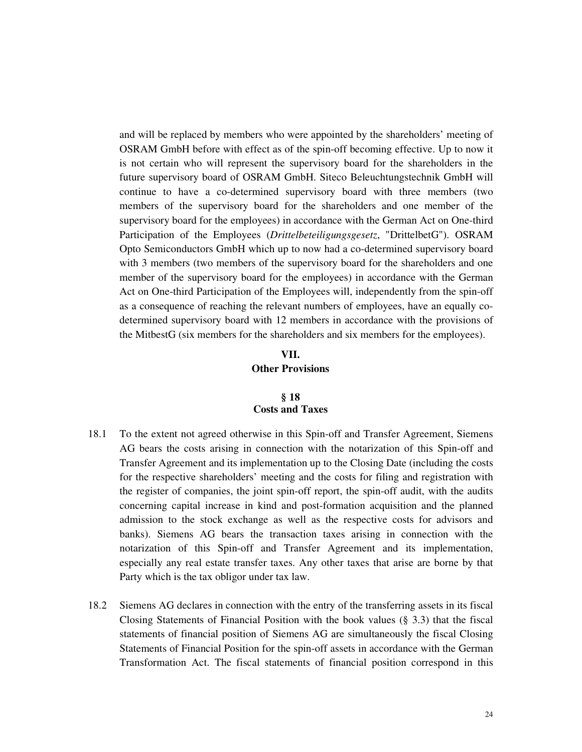and will be replaced by members who were appointed by the shareholders' meeting of OSRAM GmbH before with effect as of the spin-off becoming effective. Up to now it is not certain who will represent the supervisory board for the shareholders in the future supervisory board of OSRAM GmbH. Siteco Beleuchtungstechnik GmbH will continue to have a co-determined supervisory board with three members (two members of the supervisory board for the shareholders and one member of the supervisory board for the employees) in accordance with the German Act on One-third Participation of the Employees (*Drittelbeteiligungsgesetz*, "DrittelbetG"). OSRAM Opto Semiconductors GmbH which up to now had a co-determined supervisory board with 3 members (two members of the supervisory board for the shareholders and one member of the supervisory board for the employees) in accordance with the German Act on One-third Participation of the Employees will, independently from the spin-off as a consequence of reaching the relevant numbers of employees, have an equally co-determined supervisory board with 12 members in accordance with the provisions of the MitbestG (six members for the shareholders and six members for the employees).

## VII.
## Other Provisions

### § 18
### Costs and Taxes

18.1 To the extent not agreed otherwise in this Spin-off and Transfer Agreement, Siemens AG bears the costs arising in connection with the notarization of this Spin-off and Transfer Agreement and its implementation up to the Closing Date (including the costs for the respective shareholders' meeting and the costs for filing and registration with the register of companies, the joint spin-off report, the spin-off audit, with the audits concerning capital increase in kind and post-formation acquisition and the planned admission to the stock exchange as well as the respective costs for advisors and banks). Siemens AG bears the transaction taxes arising in connection with the notarization of this Spin-off and Transfer Agreement and its implementation, especially any real estate transfer taxes. Any other taxes that arise are borne by that Party which is the tax obligor under tax law.

18.2 Siemens AG declares in connection with the entry of the transferring assets in its fiscal Closing Statements of Financial Position with the book values (§ 3.3) that the fiscal statements of financial position of Siemens AG are simultaneously the fiscal Closing Statements of Financial Position for the spin-off assets in accordance with the German Transformation Act. The fiscal statements of financial position correspond in this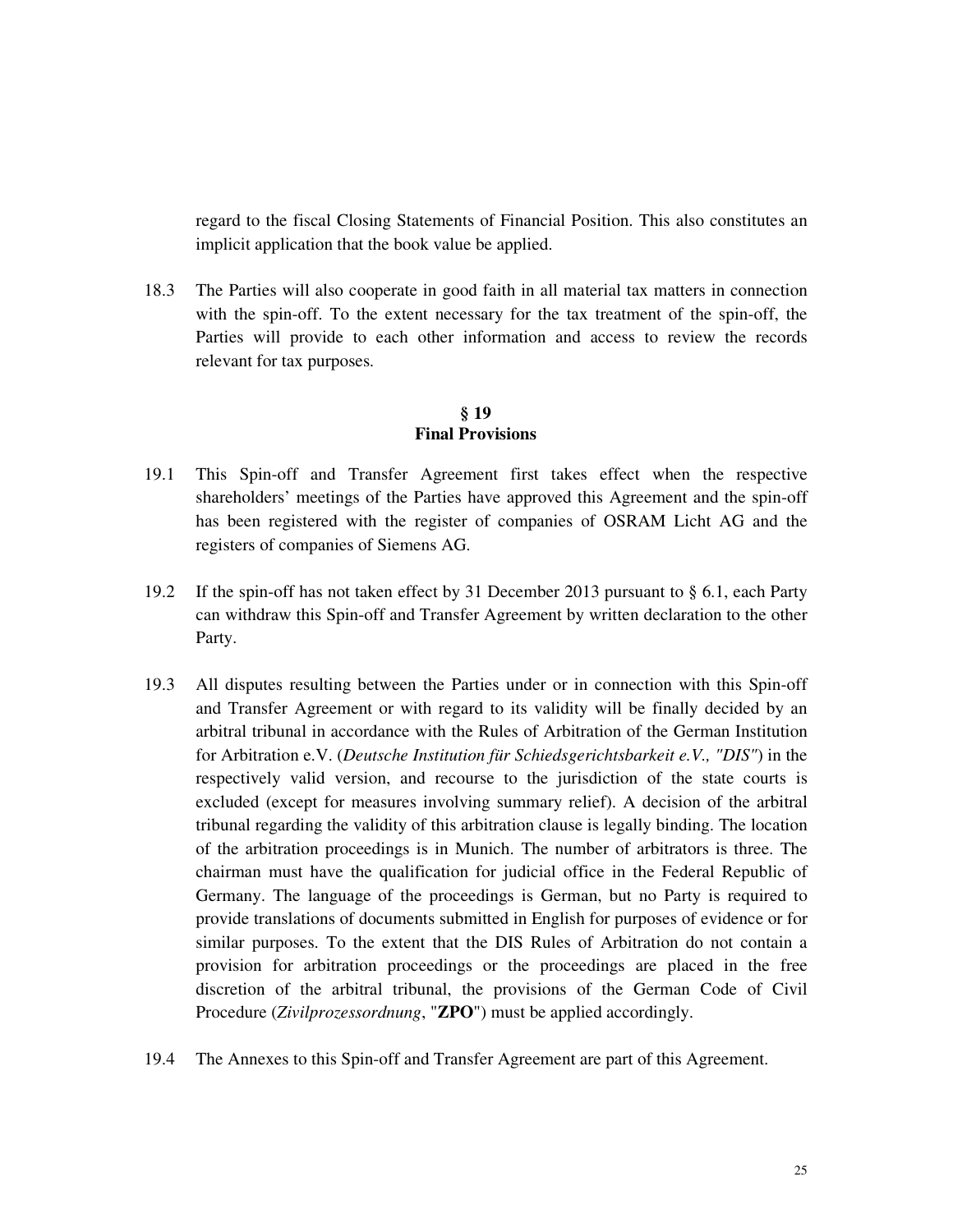regard to the fiscal Closing Statements of Financial Position. This also constitutes an implicit application that the book value be applied.

18.3 The Parties will also cooperate in good faith in all material tax matters in connection with the spin-off. To the extent necessary for the tax treatment of the spin-off, the Parties will provide to each other information and access to review the records relevant for tax purposes.

## § 19
## Final Provisions

19.1 This Spin-off and Transfer Agreement first takes effect when the respective shareholders' meetings of the Parties have approved this Agreement and the spin-off has been registered with the register of companies of OSRAM Licht AG and the registers of companies of Siemens AG.

19.2 If the spin-off has not taken effect by 31 December 2013 pursuant to § 6.1, each Party can withdraw this Spin-off and Transfer Agreement by written declaration to the other Party.

19.3 All disputes resulting between the Parties under or in connection with this Spin-off and Transfer Agreement or with regard to its validity will be finally decided by an arbitral tribunal in accordance with the Rules of Arbitration of the German Institution for Arbitration e.V. (*Deutsche Institution für Schiedsgerichtsbarkeit e.V., "DIS"*) in the respectively valid version, and recourse to the jurisdiction of the state courts is excluded (except for measures involving summary relief). A decision of the arbitral tribunal regarding the validity of this arbitration clause is legally binding. The location of the arbitration proceedings is in Munich. The number of arbitrators is three. The chairman must have the qualification for judicial office in the Federal Republic of Germany. The language of the proceedings is German, but no Party is required to provide translations of documents submitted in English for purposes of evidence or for similar purposes. To the extent that the DIS Rules of Arbitration do not contain a provision for arbitration proceedings or the proceedings are placed in the free discretion of the arbitral tribunal, the provisions of the German Code of Civil Procedure (*Zivilprozessordnung*, "**ZPO**") must be applied accordingly.

19.4 The Annexes to this Spin-off and Transfer Agreement are part of this Agreement.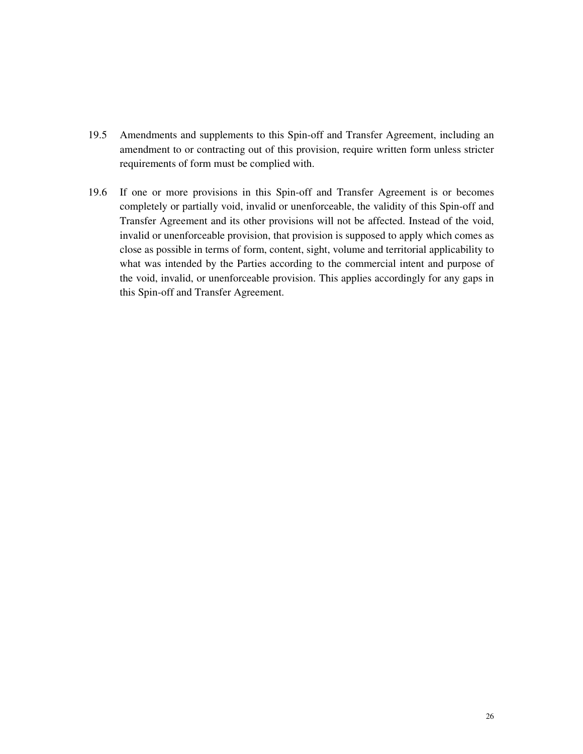19.5 Amendments and supplements to this Spin-off and Transfer Agreement, including an amendment to or contracting out of this provision, require written form unless stricter requirements of form must be complied with.

19.6 If one or more provisions in this Spin-off and Transfer Agreement is or becomes completely or partially void, invalid or unenforceable, the validity of this Spin-off and Transfer Agreement and its other provisions will not be affected. Instead of the void, invalid or unenforceable provision, that provision is supposed to apply which comes as close as possible in terms of form, content, sight, volume and territorial applicability to what was intended by the Parties according to the commercial intent and purpose of the void, invalid, or unenforceable provision. This applies accordingly for any gaps in this Spin-off and Transfer Agreement.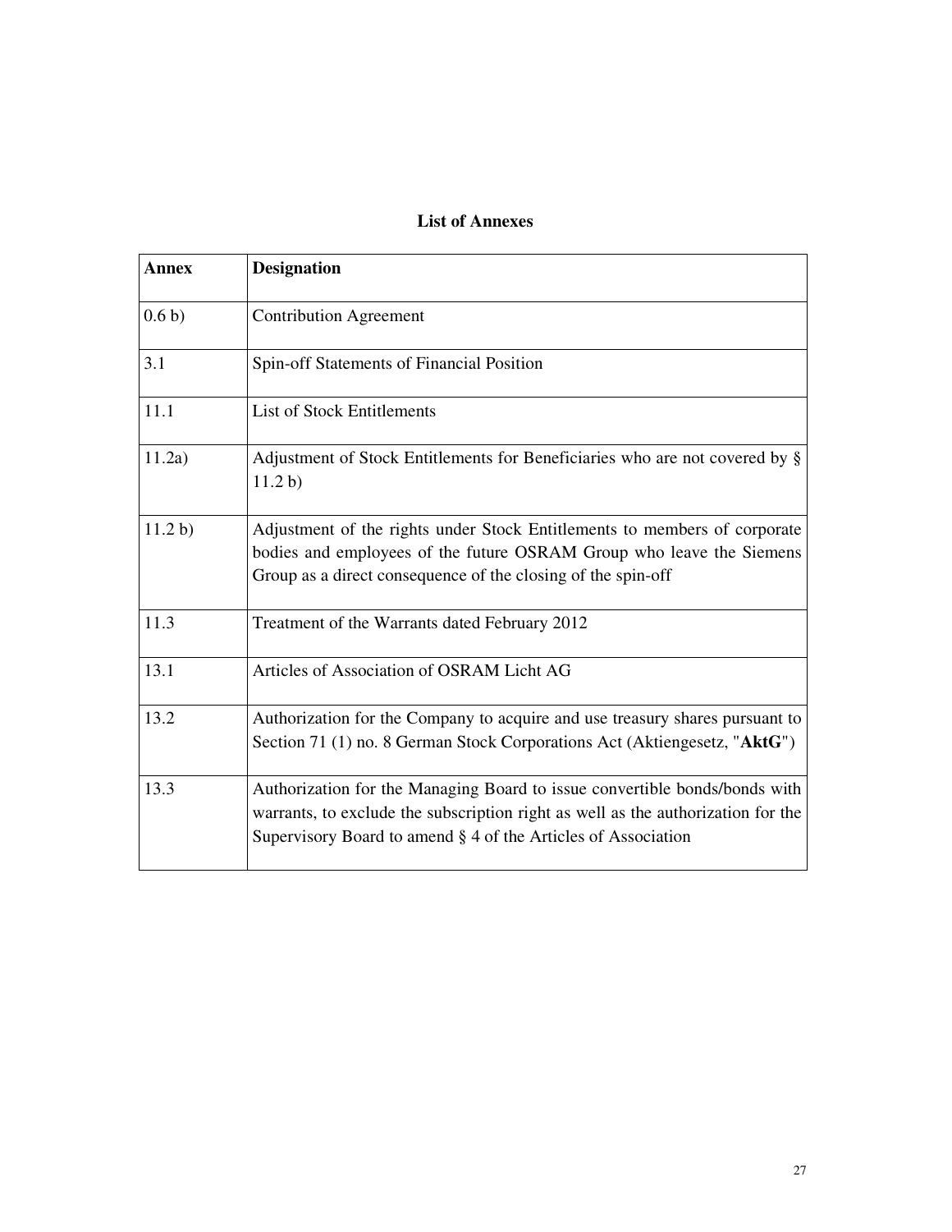## List of Annexes

| Annex | Designation |
|---|---|
| 0.6 b) | Contribution Agreement |
| 3.1 | Spin-off Statements of Financial Position |
| 11.1 | List of Stock Entitlements |
| 11.2a) | Adjustment of Stock Entitlements for Beneficiaries who are not covered by § 11.2 b) |
| 11.2 b) | Adjustment of the rights under Stock Entitlements to members of corporate bodies and employees of the future OSRAM Group who leave the Siemens Group as a direct consequence of the closing of the spin-off |
| 11.3 | Treatment of the Warrants dated February 2012 |
| 13.1 | Articles of Association of OSRAM Licht AG |
| 13.2 | Authorization for the Company to acquire and use treasury shares pursuant to Section 71 (1) no. 8 German Stock Corporations Act (Aktiengesetz, "**AktG**") |
| 13.3 | Authorization for the Managing Board to issue convertible bonds/bonds with warrants, to exclude the subscription right as well as the authorization for the Supervisory Board to amend § 4 of the Articles of Association |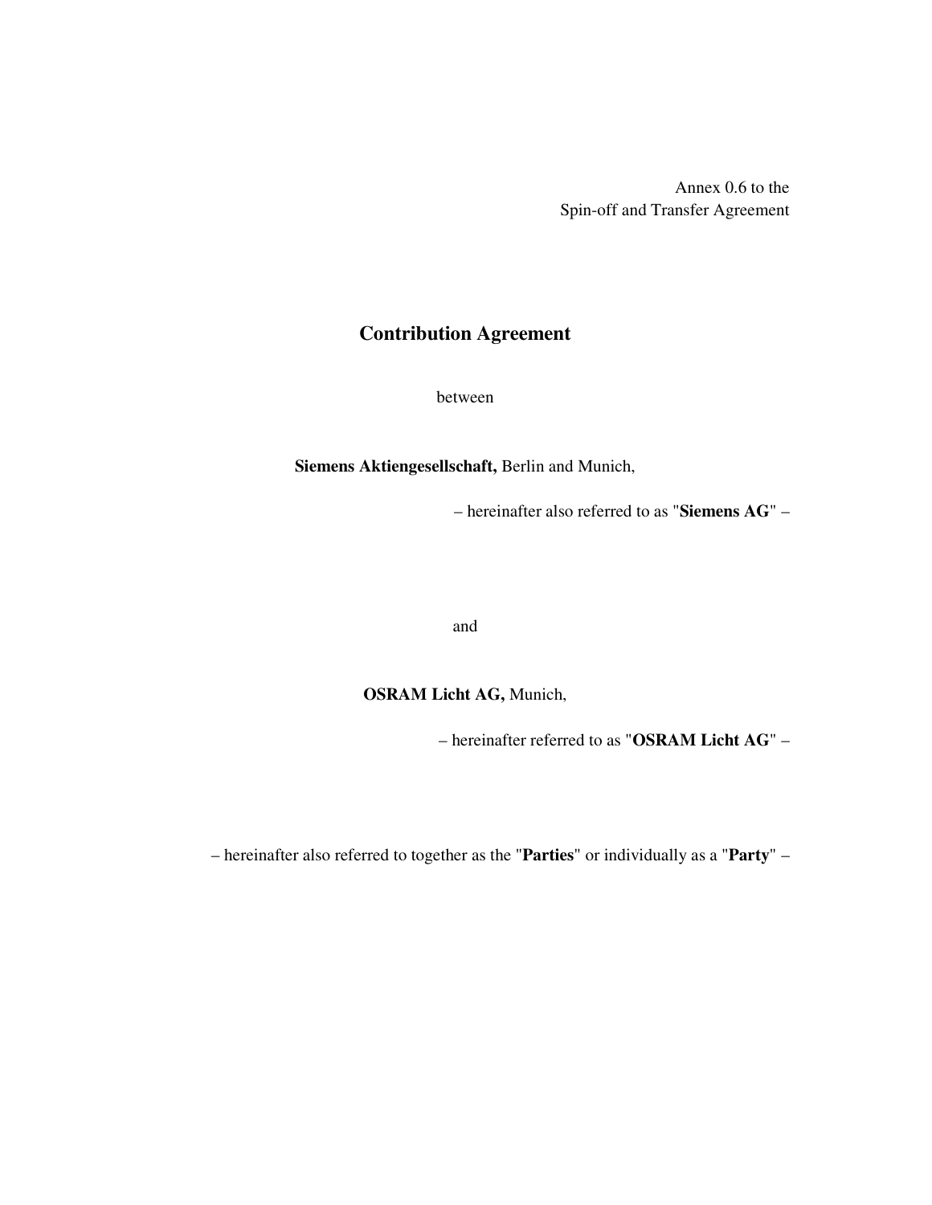Annex 0.6 to the
Spin-off and Transfer Agreement

# Contribution Agreement

between

**Siemens Aktiengesellschaft,** Berlin and Munich,

– hereinafter also referred to as "**Siemens AG**" –

and

**OSRAM Licht AG,** Munich,

– hereinafter referred to as "**OSRAM Licht AG**" –

– hereinafter also referred to together as the "**Parties**" or individually as a "**Party**" –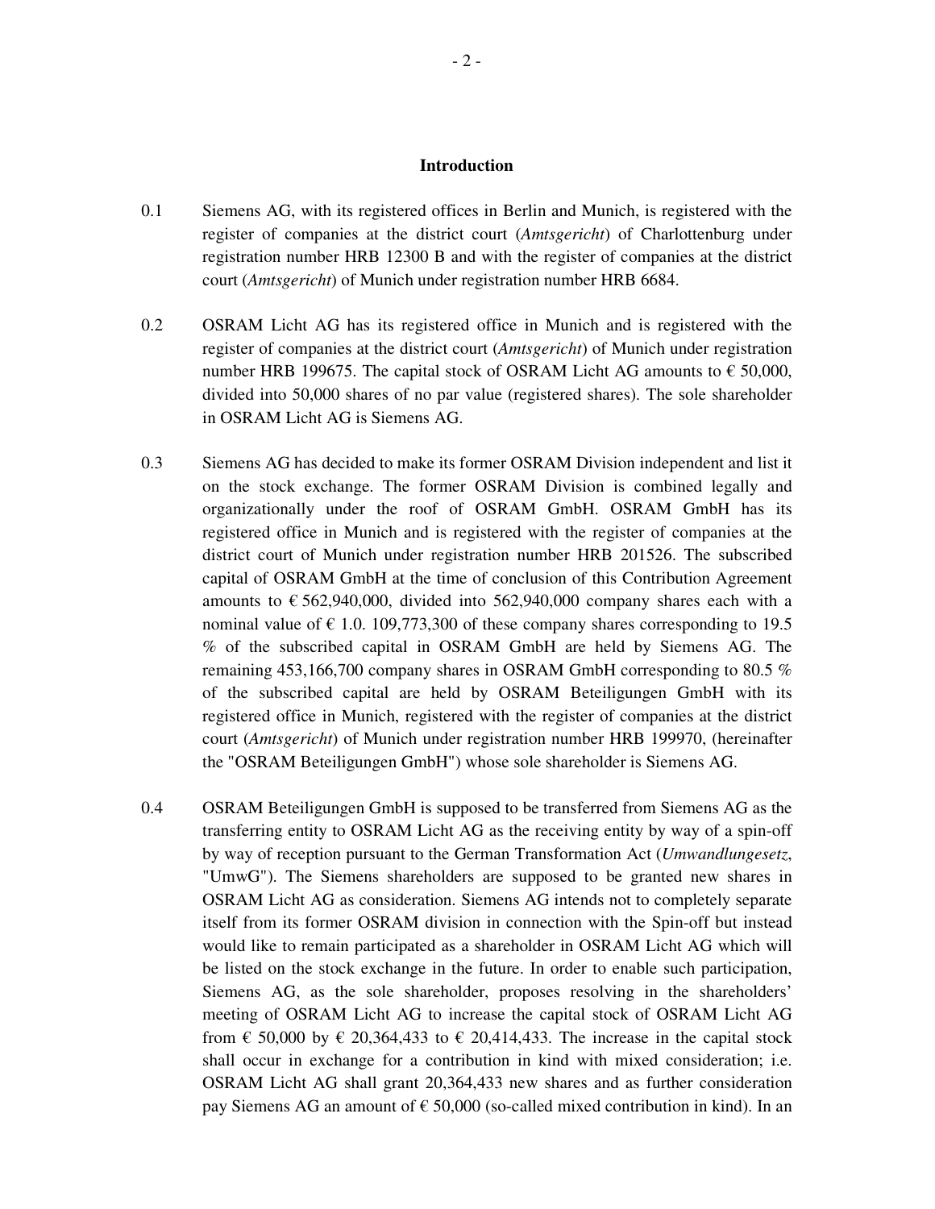## Introduction

0.1 Siemens AG, with its registered offices in Berlin and Munich, is registered with the register of companies at the district court (*Amtsgericht*) of Charlottenburg under registration number HRB 12300 B and with the register of companies at the district court (*Amtsgericht*) of Munich under registration number HRB 6684.

0.2 OSRAM Licht AG has its registered office in Munich and is registered with the register of companies at the district court (*Amtsgericht*) of Munich under registration number HRB 199675. The capital stock of OSRAM Licht AG amounts to € 50,000, divided into 50,000 shares of no par value (registered shares). The sole shareholder in OSRAM Licht AG is Siemens AG.

0.3 Siemens AG has decided to make its former OSRAM Division independent and list it on the stock exchange. The former OSRAM Division is combined legally and organizationally under the roof of OSRAM GmbH. OSRAM GmbH has its registered office in Munich and is registered with the register of companies at the district court of Munich under registration number HRB 201526. The subscribed capital of OSRAM GmbH at the time of conclusion of this Contribution Agreement amounts to € 562,940,000, divided into 562,940,000 company shares each with a nominal value of € 1.0. 109,773,300 of these company shares corresponding to 19.5 % of the subscribed capital in OSRAM GmbH are held by Siemens AG. The remaining 453,166,700 company shares in OSRAM GmbH corresponding to 80.5 % of the subscribed capital are held by OSRAM Beteiligungen GmbH with its registered office in Munich, registered with the register of companies at the district court (*Amtsgericht*) of Munich under registration number HRB 199970, (hereinafter the "OSRAM Beteiligungen GmbH") whose sole shareholder is Siemens AG.

0.4 OSRAM Beteiligungen GmbH is supposed to be transferred from Siemens AG as the transferring entity to OSRAM Licht AG as the receiving entity by way of a spin-off by way of reception pursuant to the German Transformation Act (*Umwandlungesetz*, "UmwG"). The Siemens shareholders are supposed to be granted new shares in OSRAM Licht AG as consideration. Siemens AG intends not to completely separate itself from its former OSRAM division in connection with the Spin-off but instead would like to remain participated as a shareholder in OSRAM Licht AG which will be listed on the stock exchange in the future. In order to enable such participation, Siemens AG, as the sole shareholder, proposes resolving in the shareholders' meeting of OSRAM Licht AG to increase the capital stock of OSRAM Licht AG from € 50,000 by € 20,364,433 to € 20,414,433. The increase in the capital stock shall occur in exchange for a contribution in kind with mixed consideration; i.e. OSRAM Licht AG shall grant 20,364,433 new shares and as further consideration pay Siemens AG an amount of € 50,000 (so-called mixed contribution in kind). In an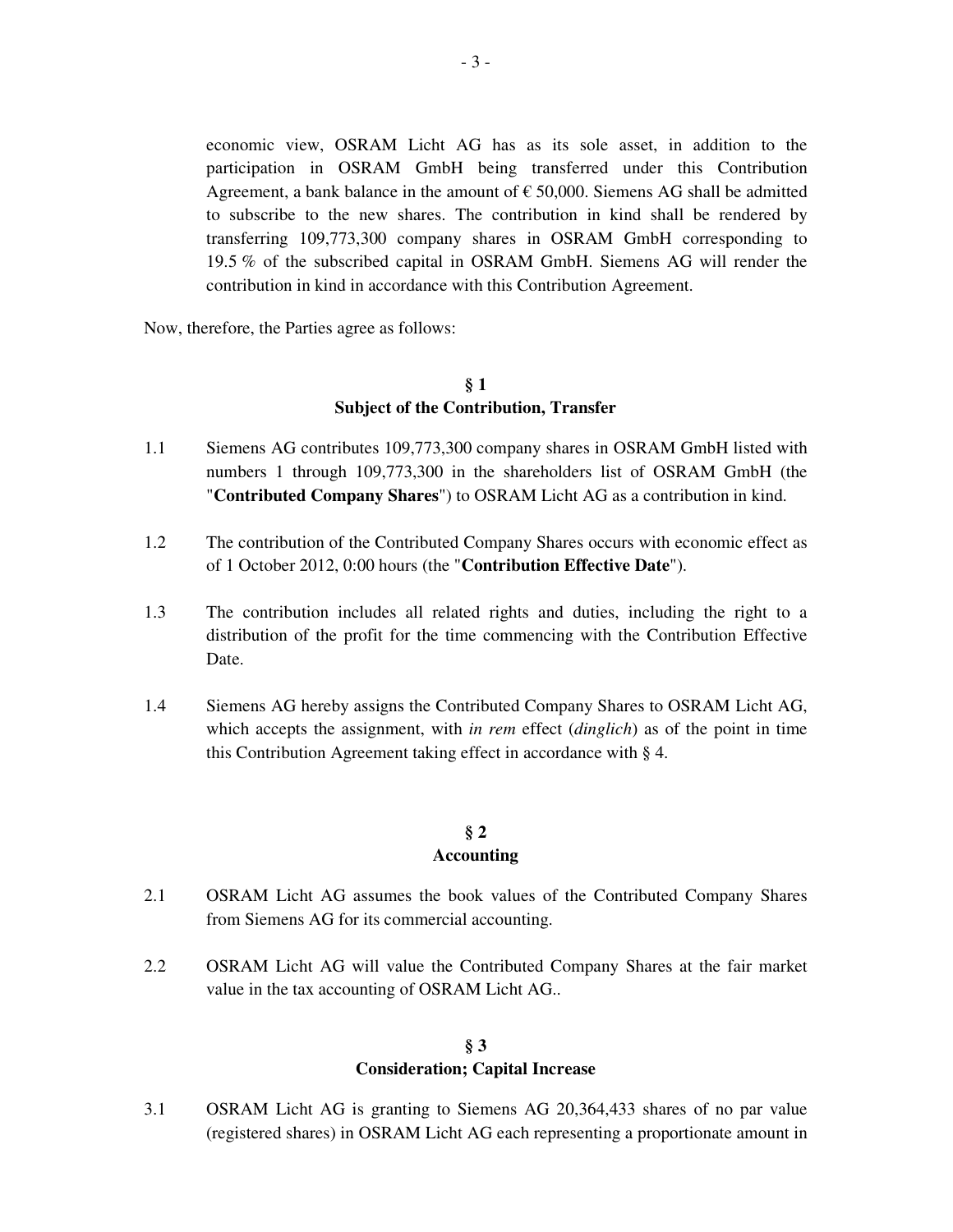economic view, OSRAM Licht AG has as its sole asset, in addition to the participation in OSRAM GmbH being transferred under this Contribution Agreement, a bank balance in the amount of € 50,000. Siemens AG shall be admitted to subscribe to the new shares. The contribution in kind shall be rendered by transferring 109,773,300 company shares in OSRAM GmbH corresponding to 19.5 % of the subscribed capital in OSRAM GmbH. Siemens AG will render the contribution in kind in accordance with this Contribution Agreement.

Now, therefore, the Parties agree as follows:

## § 1
## Subject of the Contribution, Transfer

1.1 Siemens AG contributes 109,773,300 company shares in OSRAM GmbH listed with numbers 1 through 109,773,300 in the shareholders list of OSRAM GmbH (the "**Contributed Company Shares**") to OSRAM Licht AG as a contribution in kind.

1.2 The contribution of the Contributed Company Shares occurs with economic effect as of 1 October 2012, 0:00 hours (the "**Contribution Effective Date**").

1.3 The contribution includes all related rights and duties, including the right to a distribution of the profit for the time commencing with the Contribution Effective Date.

1.4 Siemens AG hereby assigns the Contributed Company Shares to OSRAM Licht AG, which accepts the assignment, with *in rem* effect (*dinglich*) as of the point in time this Contribution Agreement taking effect in accordance with § 4.

## § 2
## Accounting

2.1 OSRAM Licht AG assumes the book values of the Contributed Company Shares from Siemens AG for its commercial accounting.

2.2 OSRAM Licht AG will value the Contributed Company Shares at the fair market value in the tax accounting of OSRAM Licht AG..

## § 3
## Consideration; Capital Increase

3.1 OSRAM Licht AG is granting to Siemens AG 20,364,433 shares of no par value (registered shares) in OSRAM Licht AG each representing a proportionate amount in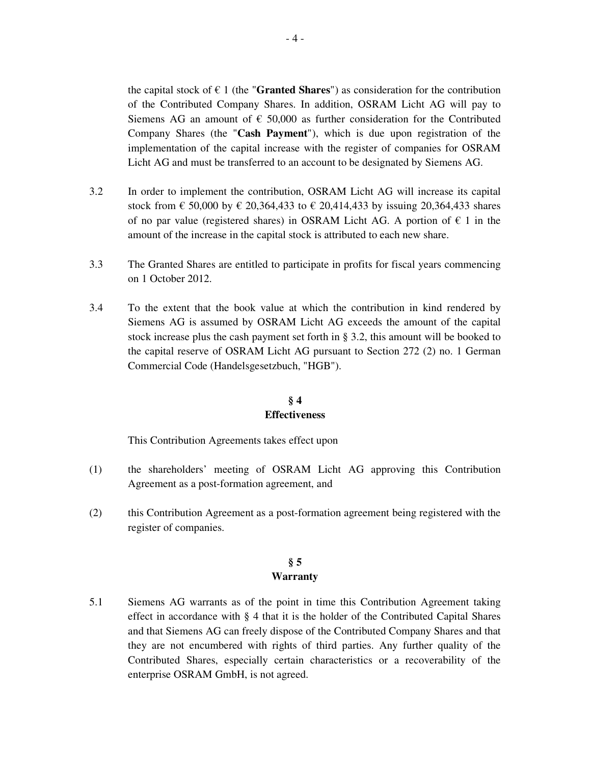the capital stock of € 1 (the "**Granted Shares**") as consideration for the contribution of the Contributed Company Shares. In addition, OSRAM Licht AG will pay to Siemens AG an amount of € 50,000 as further consideration for the Contributed Company Shares (the "**Cash Payment**"), which is due upon registration of the implementation of the capital increase with the register of companies for OSRAM Licht AG and must be transferred to an account to be designated by Siemens AG.

3.2 In order to implement the contribution, OSRAM Licht AG will increase its capital stock from € 50,000 by € 20,364,433 to € 20,414,433 by issuing 20,364,433 shares of no par value (registered shares) in OSRAM Licht AG. A portion of € 1 in the amount of the increase in the capital stock is attributed to each new share.

3.3 The Granted Shares are entitled to participate in profits for fiscal years commencing on 1 October 2012.

3.4 To the extent that the book value at which the contribution in kind rendered by Siemens AG is assumed by OSRAM Licht AG exceeds the amount of the capital stock increase plus the cash payment set forth in § 3.2, this amount will be booked to the capital reserve of OSRAM Licht AG pursuant to Section 272 (2) no. 1 German Commercial Code (Handelsgesetzbuch, "HGB").

## § 4
## Effectiveness

This Contribution Agreements takes effect upon

(1) the shareholders' meeting of OSRAM Licht AG approving this Contribution Agreement as a post-formation agreement, and

(2) this Contribution Agreement as a post-formation agreement being registered with the register of companies.

## § 5
## Warranty

5.1 Siemens AG warrants as of the point in time this Contribution Agreement taking effect in accordance with § 4 that it is the holder of the Contributed Capital Shares and that Siemens AG can freely dispose of the Contributed Company Shares and that they are not encumbered with rights of third parties. Any further quality of the Contributed Shares, especially certain characteristics or a recoverability of the enterprise OSRAM GmbH, is not agreed.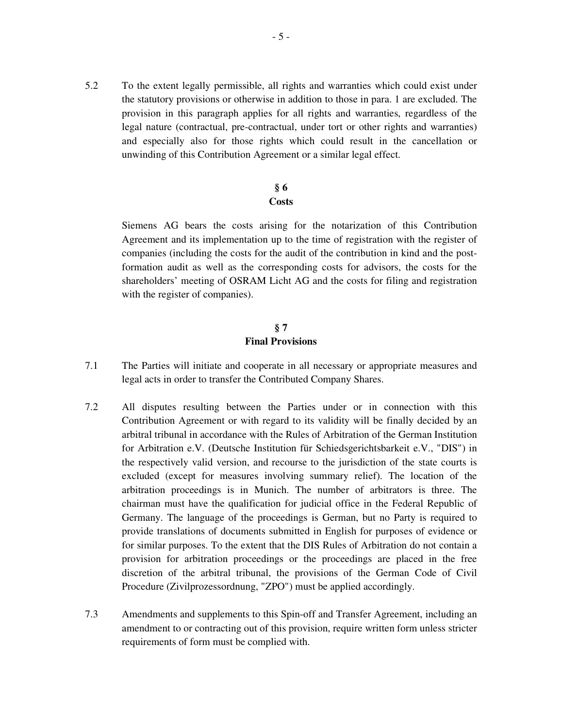5.2 To the extent legally permissible, all rights and warranties which could exist under the statutory provisions or otherwise in addition to those in para. 1 are excluded. The provision in this paragraph applies for all rights and warranties, regardless of the legal nature (contractual, pre-contractual, under tort or other rights and warranties) and especially also for those rights which could result in the cancellation or unwinding of this Contribution Agreement or a similar legal effect.

## § 6
## Costs

Siemens AG bears the costs arising for the notarization of this Contribution Agreement and its implementation up to the time of registration with the register of companies (including the costs for the audit of the contribution in kind and the post-formation audit as well as the corresponding costs for advisors, the costs for the shareholders' meeting of OSRAM Licht AG and the costs for filing and registration with the register of companies).

## § 7
## Final Provisions

7.1 The Parties will initiate and cooperate in all necessary or appropriate measures and legal acts in order to transfer the Contributed Company Shares.

7.2 All disputes resulting between the Parties under or in connection with this Contribution Agreement or with regard to its validity will be finally decided by an arbitral tribunal in accordance with the Rules of Arbitration of the German Institution for Arbitration e.V. (Deutsche Institution für Schiedsgerichtsbarkeit e.V., "DIS") in the respectively valid version, and recourse to the jurisdiction of the state courts is excluded (except for measures involving summary relief). The location of the arbitration proceedings is in Munich. The number of arbitrators is three. The chairman must have the qualification for judicial office in the Federal Republic of Germany. The language of the proceedings is German, but no Party is required to provide translations of documents submitted in English for purposes of evidence or for similar purposes. To the extent that the DIS Rules of Arbitration do not contain a provision for arbitration proceedings or the proceedings are placed in the free discretion of the arbitral tribunal, the provisions of the German Code of Civil Procedure (Zivilprozessordnung, "ZPO") must be applied accordingly.

7.3 Amendments and supplements to this Spin-off and Transfer Agreement, including an amendment to or contracting out of this provision, require written form unless stricter requirements of form must be complied with.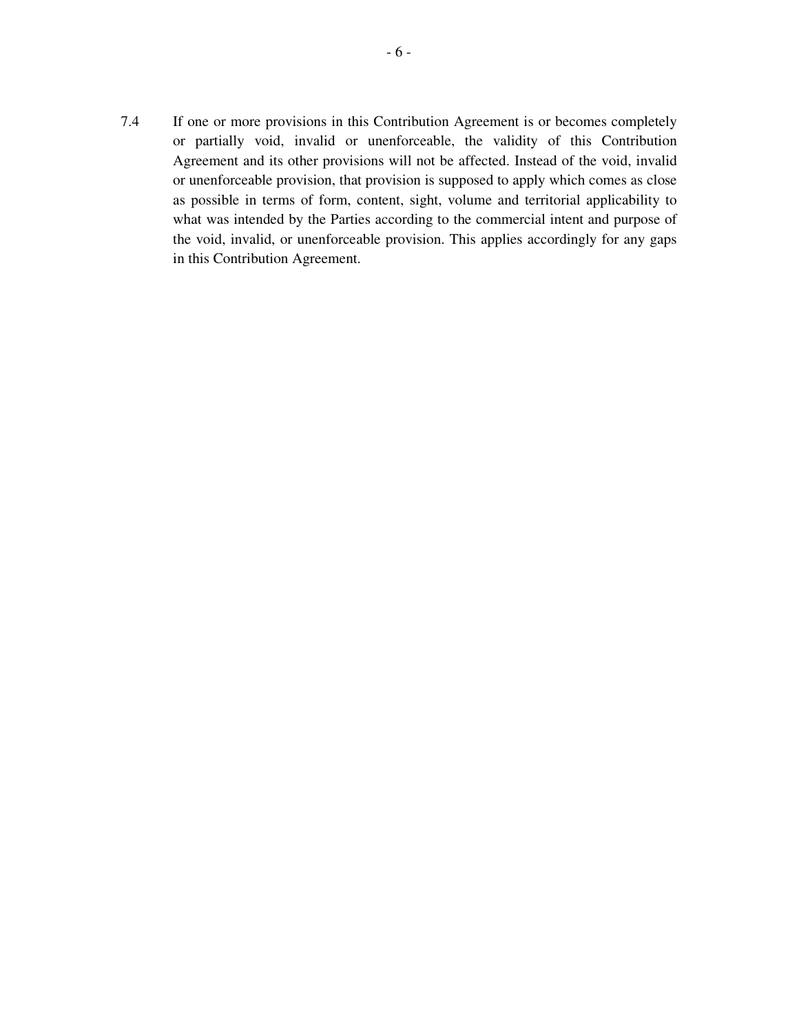7.4 If one or more provisions in this Contribution Agreement is or becomes completely or partially void, invalid or unenforceable, the validity of this Contribution Agreement and its other provisions will not be affected. Instead of the void, invalid or unenforceable provision, that provision is supposed to apply which comes as close as possible in terms of form, content, sight, volume and territorial applicability to what was intended by the Parties according to the commercial intent and purpose of the void, invalid, or unenforceable provision. This applies accordingly for any gaps in this Contribution Agreement.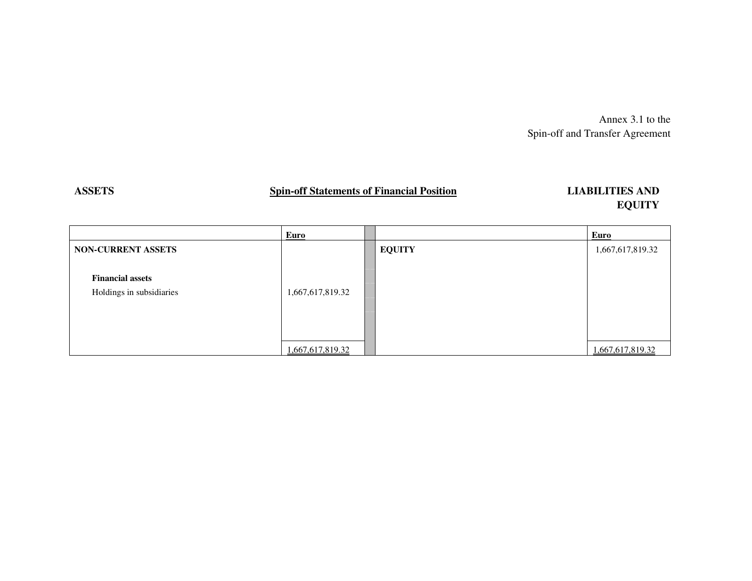Annex 3.1 to the
Spin-off and Transfer Agreement

**ASSETS** | **Spin-off Statements of Financial Position** | **LIABILITIES AND EQUITY**

| | **Euro** | | **Euro** |
|---|---|---|---|
| **NON-CURRENT ASSETS** | | **EQUITY** | 1,667,617,819.32 |
| **Financial assets** | | | |
| Holdings in subsidiaries | 1,667,617,819.32 | | |
| | 1,667,617,819.32 | | 1,667,617,819.32 |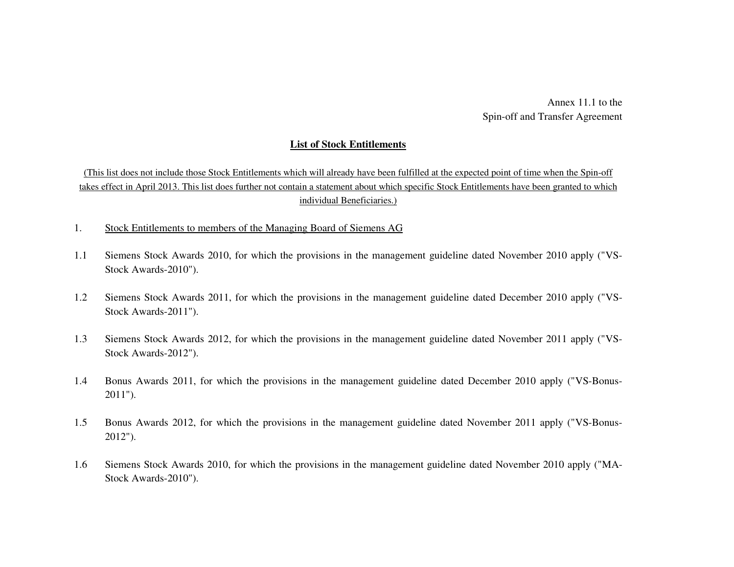Annex 11.1 to the
Spin-off and Transfer Agreement

## List of Stock Entitlements

(This list does not include those Stock Entitlements which will already have been fulfilled at the expected point of time when the Spin-off takes effect in April 2013. This list does further not contain a statement about which specific Stock Entitlements have been granted to which individual Beneficiaries.)

1. Stock Entitlements to members of the Managing Board of Siemens AG

1.1 Siemens Stock Awards 2010, for which the provisions in the management guideline dated November 2010 apply ("VS-Stock Awards-2010").

1.2 Siemens Stock Awards 2011, for which the provisions in the management guideline dated December 2010 apply ("VS-Stock Awards-2011").

1.3 Siemens Stock Awards 2012, for which the provisions in the management guideline dated November 2011 apply ("VS-Stock Awards-2012").

1.4 Bonus Awards 2011, for which the provisions in the management guideline dated December 2010 apply ("VS-Bonus-2011").

1.5 Bonus Awards 2012, for which the provisions in the management guideline dated November 2011 apply ("VS-Bonus-2012").

1.6 Siemens Stock Awards 2010, for which the provisions in the management guideline dated November 2010 apply ("MA-Stock Awards-2010").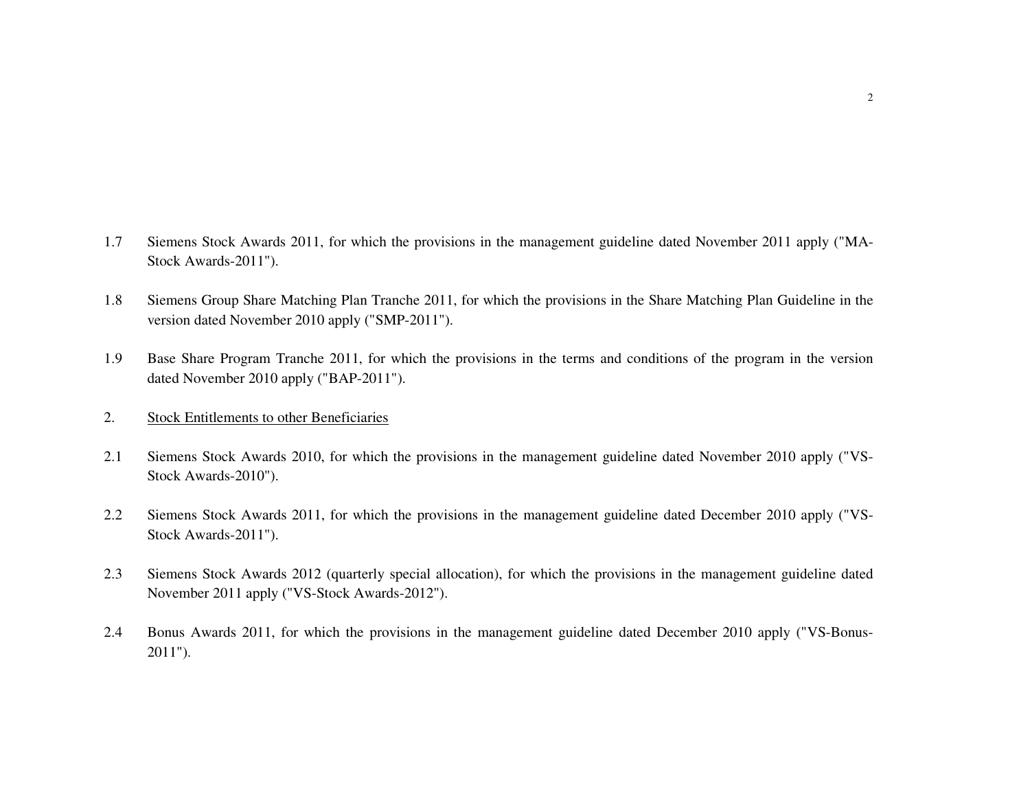1.7 Siemens Stock Awards 2011, for which the provisions in the management guideline dated November 2011 apply ("MA-Stock Awards-2011").

1.8 Siemens Group Share Matching Plan Tranche 2011, for which the provisions in the Share Matching Plan Guideline in the version dated November 2010 apply ("SMP-2011").

1.9 Base Share Program Tranche 2011, for which the provisions in the terms and conditions of the program in the version dated November 2010 apply ("BAP-2011").

2. <u>Stock Entitlements to other Beneficiaries</u>

2.1 Siemens Stock Awards 2010, for which the provisions in the management guideline dated November 2010 apply ("VS-Stock Awards-2010").

2.2 Siemens Stock Awards 2011, for which the provisions in the management guideline dated December 2010 apply ("VS-Stock Awards-2011").

2.3 Siemens Stock Awards 2012 (quarterly special allocation), for which the provisions in the management guideline dated November 2011 apply ("VS-Stock Awards-2012").

2.4 Bonus Awards 2011, for which the provisions in the management guideline dated December 2010 apply ("VS-Bonus-2011").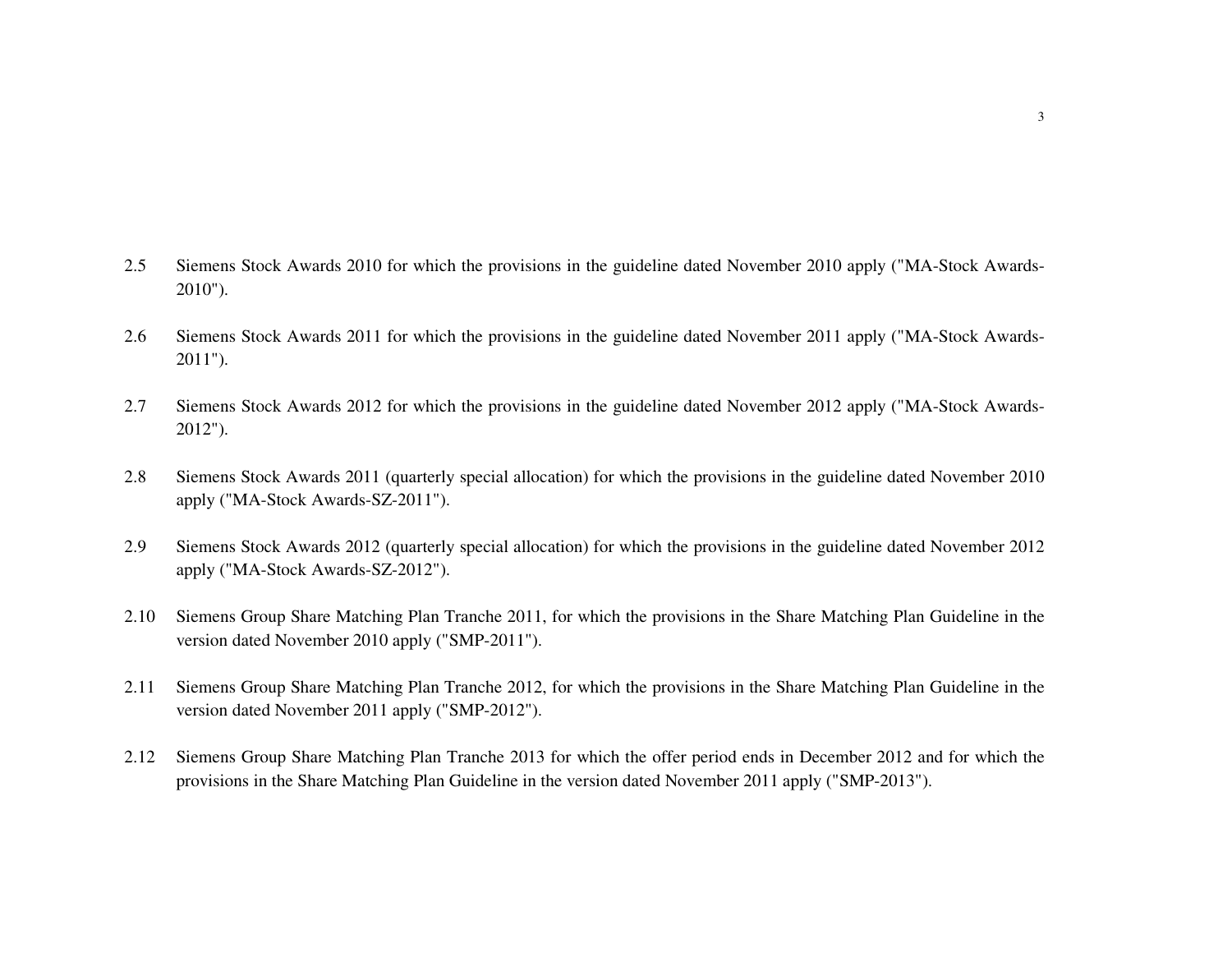2.5 Siemens Stock Awards 2010 for which the provisions in the guideline dated November 2010 apply ("MA-Stock Awards-2010").

2.6 Siemens Stock Awards 2011 for which the provisions in the guideline dated November 2011 apply ("MA-Stock Awards-2011").

2.7 Siemens Stock Awards 2012 for which the provisions in the guideline dated November 2012 apply ("MA-Stock Awards-2012").

2.8 Siemens Stock Awards 2011 (quarterly special allocation) for which the provisions in the guideline dated November 2010 apply ("MA-Stock Awards-SZ-2011").

2.9 Siemens Stock Awards 2012 (quarterly special allocation) for which the provisions in the guideline dated November 2012 apply ("MA-Stock Awards-SZ-2012").

2.10 Siemens Group Share Matching Plan Tranche 2011, for which the provisions in the Share Matching Plan Guideline in the version dated November 2010 apply ("SMP-2011").

2.11 Siemens Group Share Matching Plan Tranche 2012, for which the provisions in the Share Matching Plan Guideline in the version dated November 2011 apply ("SMP-2012").

2.12 Siemens Group Share Matching Plan Tranche 2013 for which the offer period ends in December 2012 and for which the provisions in the Share Matching Plan Guideline in the version dated November 2011 apply ("SMP-2013").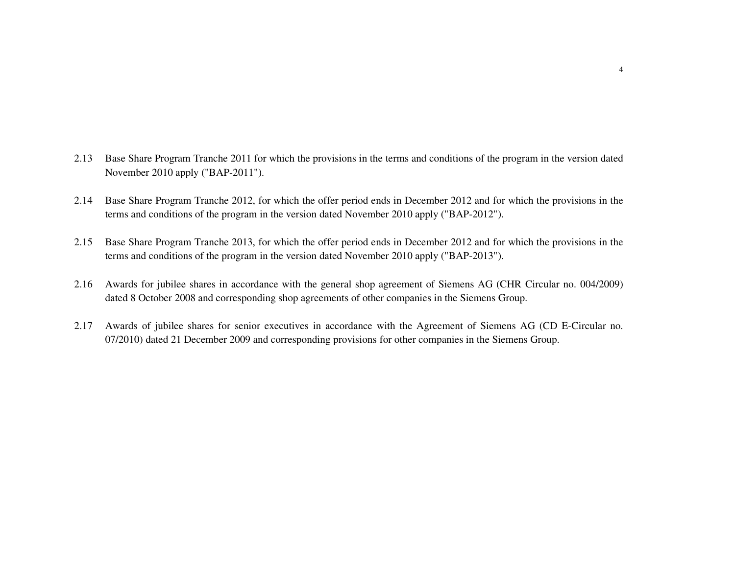2.13 Base Share Program Tranche 2011 for which the provisions in the terms and conditions of the program in the version dated November 2010 apply ("BAP-2011").

2.14 Base Share Program Tranche 2012, for which the offer period ends in December 2012 and for which the provisions in the terms and conditions of the program in the version dated November 2010 apply ("BAP-2012").

2.15 Base Share Program Tranche 2013, for which the offer period ends in December 2012 and for which the provisions in the terms and conditions of the program in the version dated November 2010 apply ("BAP-2013").

2.16 Awards for jubilee shares in accordance with the general shop agreement of Siemens AG (CHR Circular no. 004/2009) dated 8 October 2008 and corresponding shop agreements of other companies in the Siemens Group.

2.17 Awards of jubilee shares for senior executives in accordance with the Agreement of Siemens AG (CD E-Circular no. 07/2010) dated 21 December 2009 and corresponding provisions for other companies in the Siemens Group.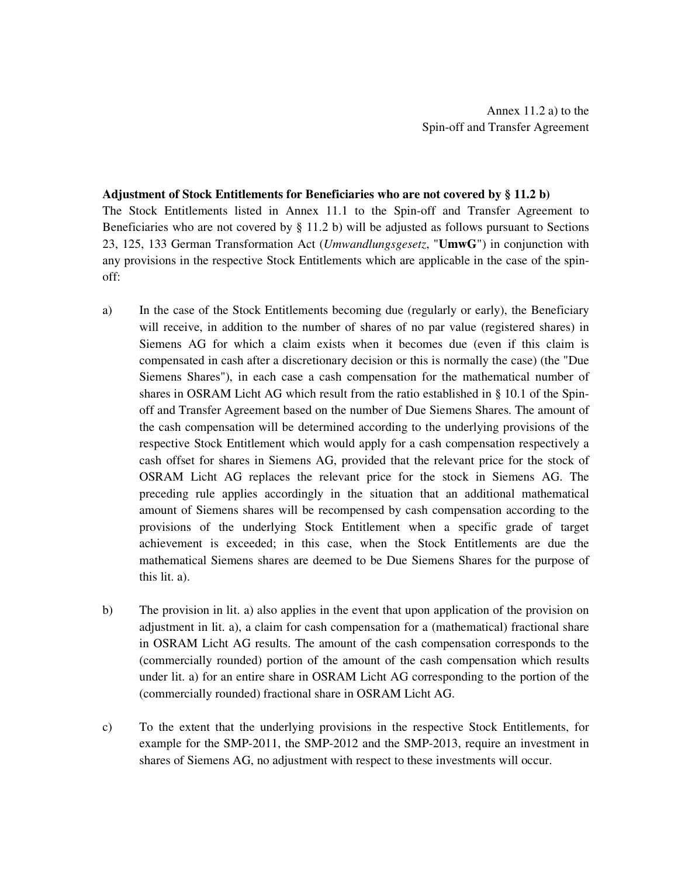Annex 11.2 a) to the
Spin-off and Transfer Agreement

**Adjustment of Stock Entitlements for Beneficiaries who are not covered by § 11.2 b)**

The Stock Entitlements listed in Annex 11.1 to the Spin-off and Transfer Agreement to Beneficiaries who are not covered by § 11.2 b) will be adjusted as follows pursuant to Sections 23, 125, 133 German Transformation Act (*Umwandlungsgesetz*, "**UmwG**") in conjunction with any provisions in the respective Stock Entitlements which are applicable in the case of the spin-off:

a) In the case of the Stock Entitlements becoming due (regularly or early), the Beneficiary will receive, in addition to the number of shares of no par value (registered shares) in Siemens AG for which a claim exists when it becomes due (even if this claim is compensated in cash after a discretionary decision or this is normally the case) (the "Due Siemens Shares"), in each case a cash compensation for the mathematical number of shares in OSRAM Licht AG which result from the ratio established in § 10.1 of the Spin-off and Transfer Agreement based on the number of Due Siemens Shares. The amount of the cash compensation will be determined according to the underlying provisions of the respective Stock Entitlement which would apply for a cash compensation respectively a cash offset for shares in Siemens AG, provided that the relevant price for the stock of OSRAM Licht AG replaces the relevant price for the stock in Siemens AG. The preceding rule applies accordingly in the situation that an additional mathematical amount of Siemens shares will be recompensed by cash compensation according to the provisions of the underlying Stock Entitlement when a specific grade of target achievement is exceeded; in this case, when the Stock Entitlements are due the mathematical Siemens shares are deemed to be Due Siemens Shares for the purpose of this lit. a).

b) The provision in lit. a) also applies in the event that upon application of the provision on adjustment in lit. a), a claim for cash compensation for a (mathematical) fractional share in OSRAM Licht AG results. The amount of the cash compensation corresponds to the (commercially rounded) portion of the amount of the cash compensation which results under lit. a) for an entire share in OSRAM Licht AG corresponding to the portion of the (commercially rounded) fractional share in OSRAM Licht AG.

c) To the extent that the underlying provisions in the respective Stock Entitlements, for example for the SMP-2011, the SMP-2012 and the SMP-2013, require an investment in shares of Siemens AG, no adjustment with respect to these investments will occur.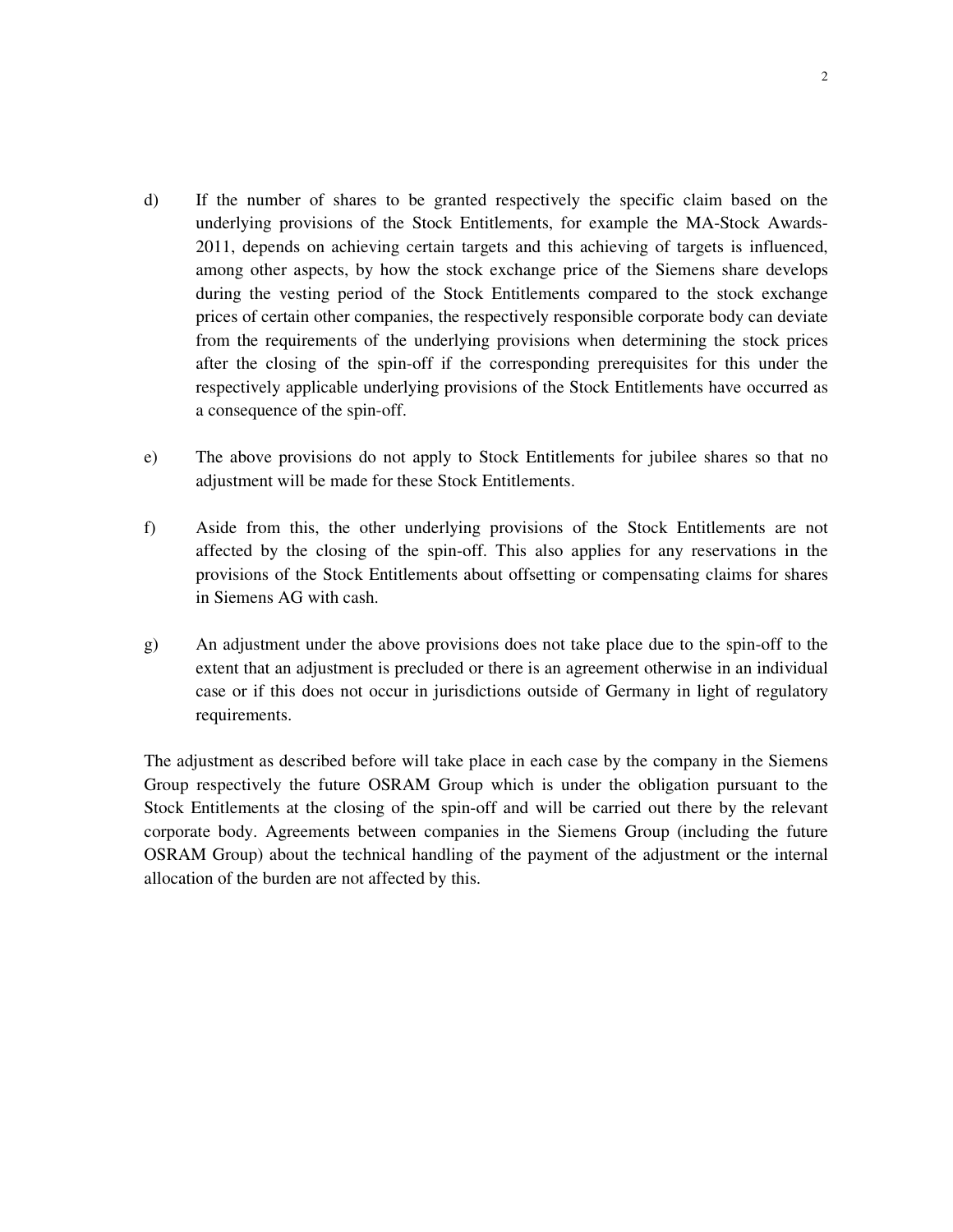d) If the number of shares to be granted respectively the specific claim based on the underlying provisions of the Stock Entitlements, for example the MA-Stock Awards-2011, depends on achieving certain targets and this achieving of targets is influenced, among other aspects, by how the stock exchange price of the Siemens share develops during the vesting period of the Stock Entitlements compared to the stock exchange prices of certain other companies, the respectively responsible corporate body can deviate from the requirements of the underlying provisions when determining the stock prices after the closing of the spin-off if the corresponding prerequisites for this under the respectively applicable underlying provisions of the Stock Entitlements have occurred as a consequence of the spin-off.

e) The above provisions do not apply to Stock Entitlements for jubilee shares so that no adjustment will be made for these Stock Entitlements.

f) Aside from this, the other underlying provisions of the Stock Entitlements are not affected by the closing of the spin-off. This also applies for any reservations in the provisions of the Stock Entitlements about offsetting or compensating claims for shares in Siemens AG with cash.

g) An adjustment under the above provisions does not take place due to the spin-off to the extent that an adjustment is precluded or there is an agreement otherwise in an individual case or if this does not occur in jurisdictions outside of Germany in light of regulatory requirements.

The adjustment as described before will take place in each case by the company in the Siemens Group respectively the future OSRAM Group which is under the obligation pursuant to the Stock Entitlements at the closing of the spin-off and will be carried out there by the relevant corporate body. Agreements between companies in the Siemens Group (including the future OSRAM Group) about the technical handling of the payment of the adjustment or the internal allocation of the burden are not affected by this.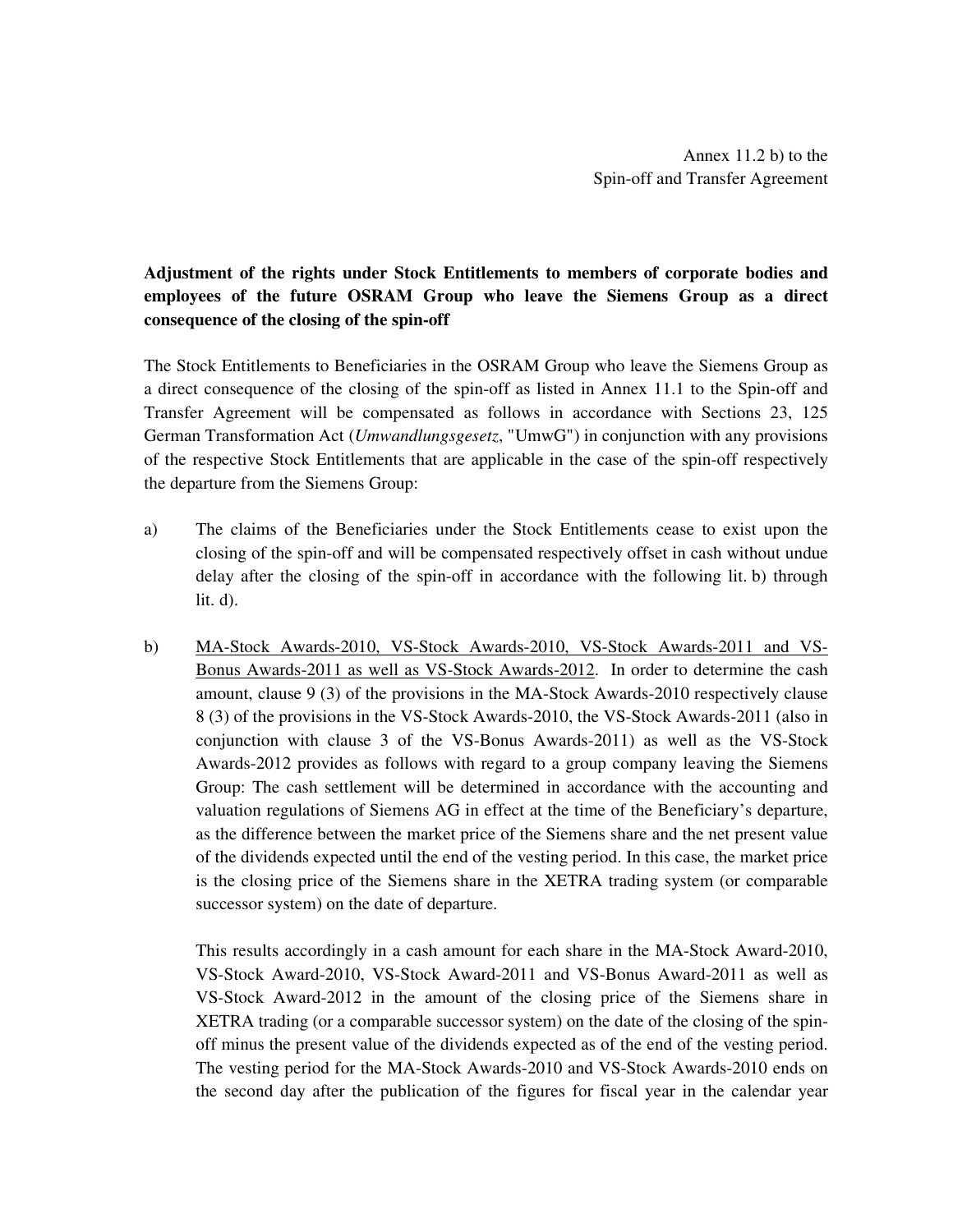Annex 11.2 b) to the
Spin-off and Transfer Agreement

**Adjustment of the rights under Stock Entitlements to members of corporate bodies and employees of the future OSRAM Group who leave the Siemens Group as a direct consequence of the closing of the spin-off**

The Stock Entitlements to Beneficiaries in the OSRAM Group who leave the Siemens Group as a direct consequence of the closing of the spin-off as listed in Annex 11.1 to the Spin-off and Transfer Agreement will be compensated as follows in accordance with Sections 23, 125 German Transformation Act (*Umwandlungsgesetz*, "UmwG") in conjunction with any provisions of the respective Stock Entitlements that are applicable in the case of the spin-off respectively the departure from the Siemens Group:

a) The claims of the Beneficiaries under the Stock Entitlements cease to exist upon the closing of the spin-off and will be compensated respectively offset in cash without undue delay after the closing of the spin-off in accordance with the following lit. b) through lit. d).

b) <u>MA-Stock Awards-2010, VS-Stock Awards-2010, VS-Stock Awards-2011 and VS-Bonus Awards-2011 as well as VS-Stock Awards-2012</u>. In order to determine the cash amount, clause 9 (3) of the provisions in the MA-Stock Awards-2010 respectively clause 8 (3) of the provisions in the VS-Stock Awards-2010, the VS-Stock Awards-2011 (also in conjunction with clause 3 of the VS-Bonus Awards-2011) as well as the VS-Stock Awards-2012 provides as follows with regard to a group company leaving the Siemens Group: The cash settlement will be determined in accordance with the accounting and valuation regulations of Siemens AG in effect at the time of the Beneficiary's departure, as the difference between the market price of the Siemens share and the net present value of the dividends expected until the end of the vesting period. In this case, the market price is the closing price of the Siemens share in the XETRA trading system (or comparable successor system) on the date of departure.

   This results accordingly in a cash amount for each share in the MA-Stock Award-2010, VS-Stock Award-2010, VS-Stock Award-2011 and VS-Bonus Award-2011 as well as VS-Stock Award-2012 in the amount of the closing price of the Siemens share in XETRA trading (or a comparable successor system) on the date of the closing of the spin-off minus the present value of the dividends expected as of the end of the vesting period. The vesting period for the MA-Stock Awards-2010 and VS-Stock Awards-2010 ends on the second day after the publication of the figures for fiscal year in the calendar year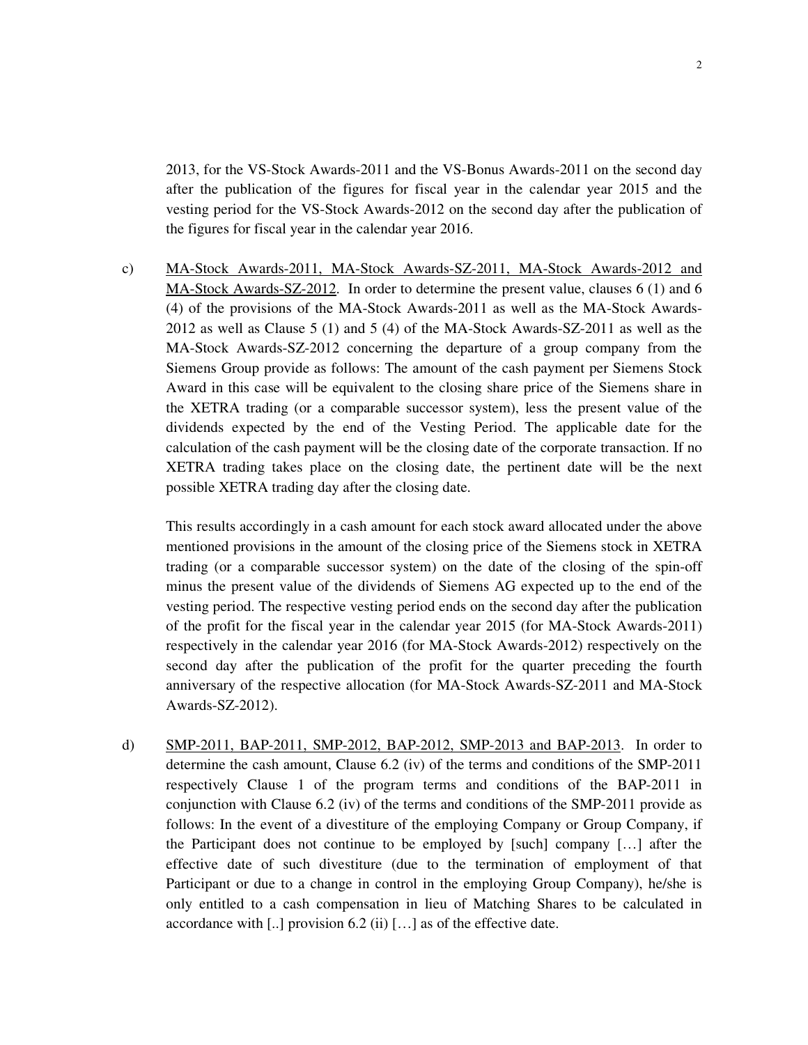2013, for the VS-Stock Awards-2011 and the VS-Bonus Awards-2011 on the second day after the publication of the figures for fiscal year in the calendar year 2015 and the vesting period for the VS-Stock Awards-2012 on the second day after the publication of the figures for fiscal year in the calendar year 2016.

c) MA-Stock Awards-2011, MA-Stock Awards-SZ-2011, MA-Stock Awards-2012 and MA-Stock Awards-SZ-2012. In order to determine the present value, clauses 6 (1) and 6 (4) of the provisions of the MA-Stock Awards-2011 as well as the MA-Stock Awards-2012 as well as Clause 5 (1) and 5 (4) of the MA-Stock Awards-SZ-2011 as well as the MA-Stock Awards-SZ-2012 concerning the departure of a group company from the Siemens Group provide as follows: The amount of the cash payment per Siemens Stock Award in this case will be equivalent to the closing share price of the Siemens share in the XETRA trading (or a comparable successor system), less the present value of the dividends expected by the end of the Vesting Period. The applicable date for the calculation of the cash payment will be the closing date of the corporate transaction. If no XETRA trading takes place on the closing date, the pertinent date will be the next possible XETRA trading day after the closing date.

   This results accordingly in a cash amount for each stock award allocated under the above mentioned provisions in the amount of the closing price of the Siemens stock in XETRA trading (or a comparable successor system) on the date of the closing of the spin-off minus the present value of the dividends of Siemens AG expected up to the end of the vesting period. The respective vesting period ends on the second day after the publication of the profit for the fiscal year in the calendar year 2015 (for MA-Stock Awards-2011) respectively in the calendar year 2016 (for MA-Stock Awards-2012) respectively on the second day after the publication of the profit for the quarter preceding the fourth anniversary of the respective allocation (for MA-Stock Awards-SZ-2011 and MA-Stock Awards-SZ-2012).

d) SMP-2011, BAP-2011, SMP-2012, BAP-2012, SMP-2013 and BAP-2013. In order to determine the cash amount, Clause 6.2 (iv) of the terms and conditions of the SMP-2011 respectively Clause 1 of the program terms and conditions of the BAP-2011 in conjunction with Clause 6.2 (iv) of the terms and conditions of the SMP-2011 provide as follows: In the event of a divestiture of the employing Company or Group Company, if the Participant does not continue to be employed by [such] company […] after the effective date of such divestiture (due to the termination of employment of that Participant or due to a change in control in the employing Group Company), he/she is only entitled to a cash compensation in lieu of Matching Shares to be calculated in accordance with [..] provision 6.2 (ii) […] as of the effective date.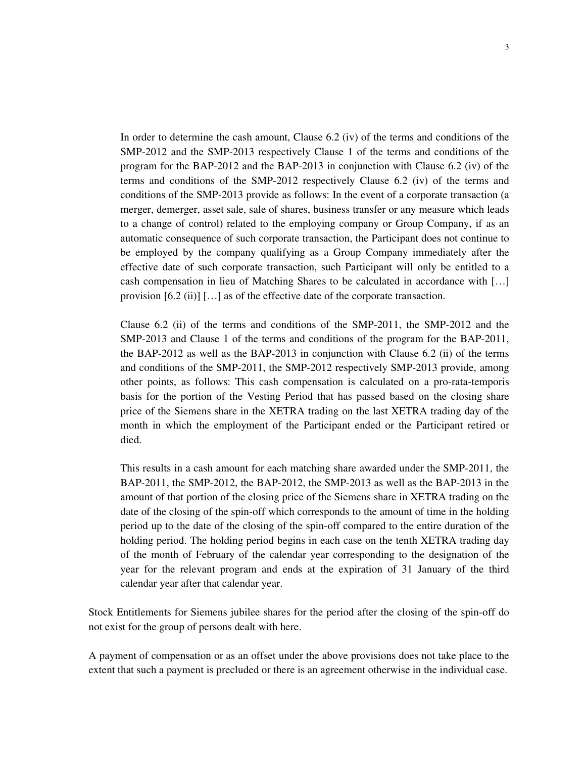In order to determine the cash amount, Clause 6.2 (iv) of the terms and conditions of the SMP-2012 and the SMP-2013 respectively Clause 1 of the terms and conditions of the program for the BAP-2012 and the BAP-2013 in conjunction with Clause 6.2 (iv) of the terms and conditions of the SMP-2012 respectively Clause 6.2 (iv) of the terms and conditions of the SMP-2013 provide as follows: In the event of a corporate transaction (a merger, demerger, asset sale, sale of shares, business transfer or any measure which leads to a change of control) related to the employing company or Group Company, if as an automatic consequence of such corporate transaction, the Participant does not continue to be employed by the company qualifying as a Group Company immediately after the effective date of such corporate transaction, such Participant will only be entitled to a cash compensation in lieu of Matching Shares to be calculated in accordance with […] provision [6.2 (ii)] […] as of the effective date of the corporate transaction.

Clause 6.2 (ii) of the terms and conditions of the SMP-2011, the SMP-2012 and the SMP-2013 and Clause 1 of the terms and conditions of the program for the BAP-2011, the BAP-2012 as well as the BAP-2013 in conjunction with Clause 6.2 (ii) of the terms and conditions of the SMP-2011, the SMP-2012 respectively SMP-2013 provide, among other points, as follows: This cash compensation is calculated on a pro-rata-temporis basis for the portion of the Vesting Period that has passed based on the closing share price of the Siemens share in the XETRA trading on the last XETRA trading day of the month in which the employment of the Participant ended or the Participant retired or died.

This results in a cash amount for each matching share awarded under the SMP-2011, the BAP-2011, the SMP-2012, the BAP-2012, the SMP-2013 as well as the BAP-2013 in the amount of that portion of the closing price of the Siemens share in XETRA trading on the date of the closing of the spin-off which corresponds to the amount of time in the holding period up to the date of the closing of the spin-off compared to the entire duration of the holding period. The holding period begins in each case on the tenth XETRA trading day of the month of February of the calendar year corresponding to the designation of the year for the relevant program and ends at the expiration of 31 January of the third calendar year after that calendar year.

Stock Entitlements for Siemens jubilee shares for the period after the closing of the spin-off do not exist for the group of persons dealt with here.

A payment of compensation or as an offset under the above provisions does not take place to the extent that such a payment is precluded or there is an agreement otherwise in the individual case.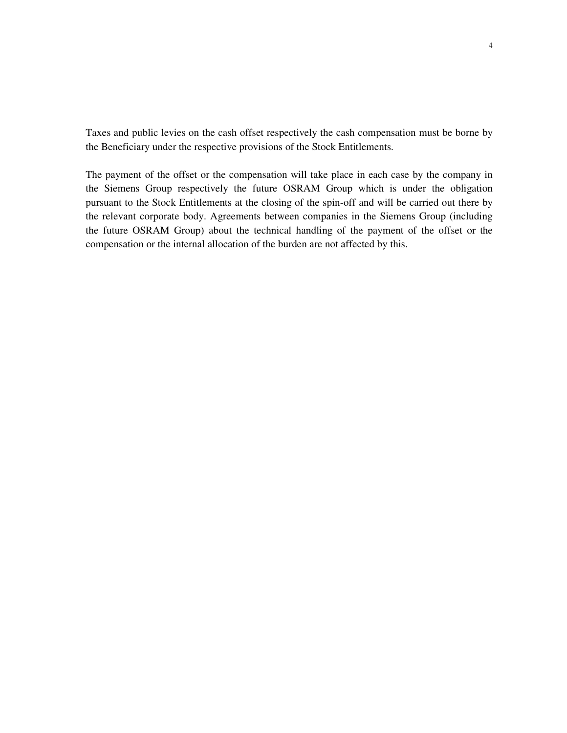Taxes and public levies on the cash offset respectively the cash compensation must be borne by the Beneficiary under the respective provisions of the Stock Entitlements.

The payment of the offset or the compensation will take place in each case by the company in the Siemens Group respectively the future OSRAM Group which is under the obligation pursuant to the Stock Entitlements at the closing of the spin-off and will be carried out there by the relevant corporate body. Agreements between companies in the Siemens Group (including the future OSRAM Group) about the technical handling of the payment of the offset or the compensation or the internal allocation of the burden are not affected by this.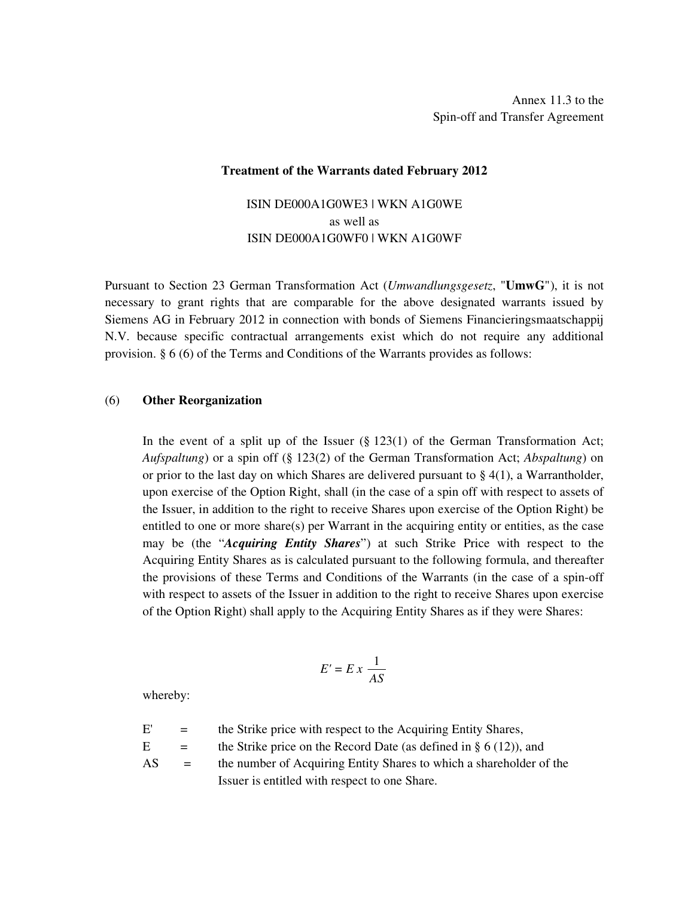Annex 11.3 to the
Spin-off and Transfer Agreement

**Treatment of the Warrants dated February 2012**

ISIN DE000A1G0WE3 | WKN A1G0WE
as well as
ISIN DE000A1G0WF0 | WKN A1G0WF

Pursuant to Section 23 German Transformation Act (*Umwandlungsgesetz*, "**UmwG**"), it is not necessary to grant rights that are comparable for the above designated warrants issued by Siemens AG in February 2012 in connection with bonds of Siemens Financieringsmaatschappij N.V. because specific contractual arrangements exist which do not require any additional provision. § 6 (6) of the Terms and Conditions of the Warrants provides as follows:

(6) **Other Reorganization**

In the event of a split up of the Issuer (§ 123(1) of the German Transformation Act; *Aufspaltung*) or a spin off (§ 123(2) of the German Transformation Act; *Abspaltung*) on or prior to the last day on which Shares are delivered pursuant to § 4(1), a Warrantholder, upon exercise of the Option Right, shall (in the case of a spin off with respect to assets of the Issuer, in addition to the right to receive Shares upon exercise of the Option Right) be entitled to one or more share(s) per Warrant in the acquiring entity or entities, as the case may be (the "***Acquiring Entity Shares***") at such Strike Price with respect to the Acquiring Entity Shares as is calculated pursuant to the following formula, and thereafter the provisions of these Terms and Conditions of the Warrants (in the case of a spin-off with respect to assets of the Issuer in addition to the right to receive Shares upon exercise of the Option Right) shall apply to the Acquiring Entity Shares as if they were Shares:

$$E' = E \ x \ \frac{1}{AS}$$

whereby:

$E'$ = the Strike price with respect to the Acquiring Entity Shares,

$E$ = the Strike price on the Record Date (as defined in § 6 (12)), and

$AS$ = the number of Acquiring Entity Shares to which a shareholder of the Issuer is entitled with respect to one Share.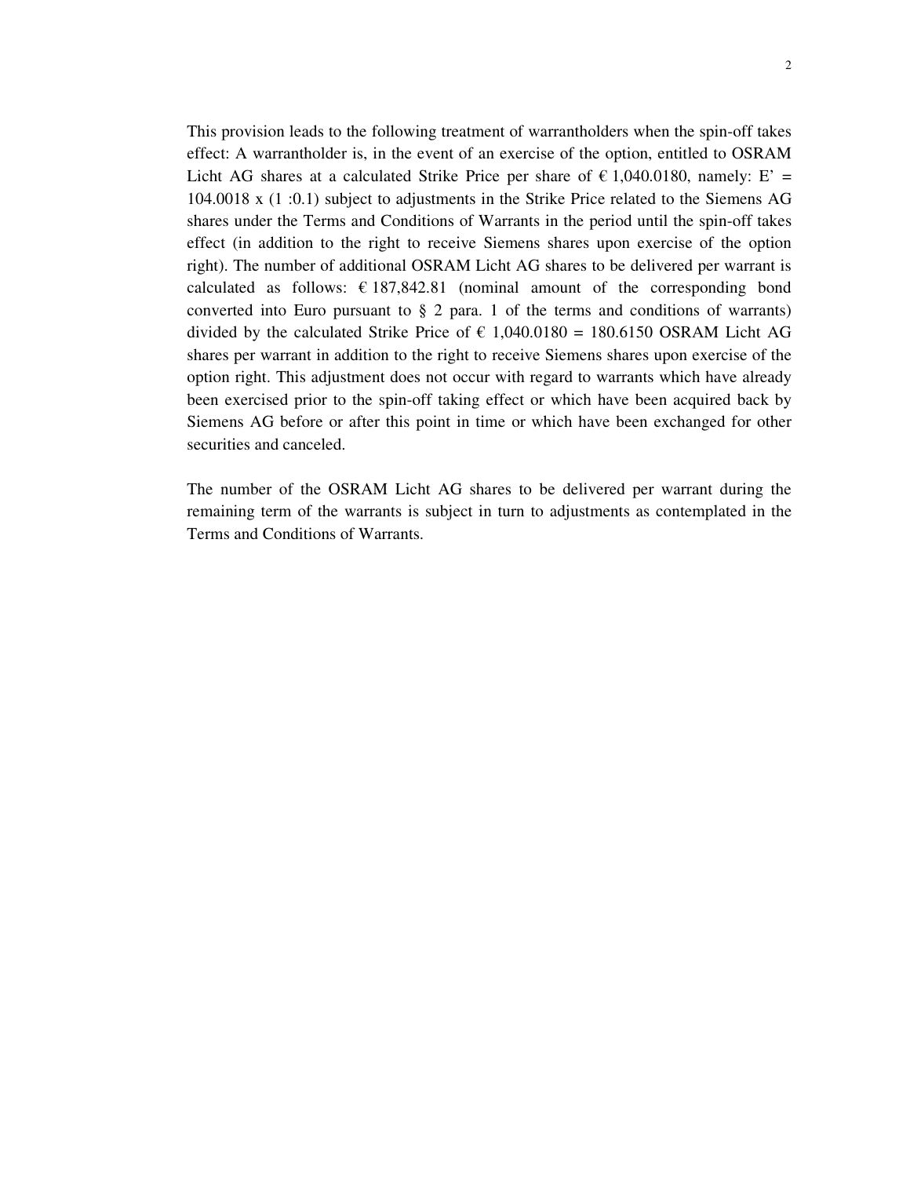This provision leads to the following treatment of warrantholders when the spin-off takes effect: A warrantholder is, in the event of an exercise of the option, entitled to OSRAM Licht AG shares at a calculated Strike Price per share of € 1,040.0180, namely: E' = 104.0018 x (1 :0.1) subject to adjustments in the Strike Price related to the Siemens AG shares under the Terms and Conditions of Warrants in the period until the spin-off takes effect (in addition to the right to receive Siemens shares upon exercise of the option right). The number of additional OSRAM Licht AG shares to be delivered per warrant is calculated as follows: € 187,842.81 (nominal amount of the corresponding bond converted into Euro pursuant to § 2 para. 1 of the terms and conditions of warrants) divided by the calculated Strike Price of € 1,040.0180 = 180.6150 OSRAM Licht AG shares per warrant in addition to the right to receive Siemens shares upon exercise of the option right. This adjustment does not occur with regard to warrants which have already been exercised prior to the spin-off taking effect or which have been acquired back by Siemens AG before or after this point in time or which have been exchanged for other securities and canceled.

The number of the OSRAM Licht AG shares to be delivered per warrant during the remaining term of the warrants is subject in turn to adjustments as contemplated in the Terms and Conditions of Warrants.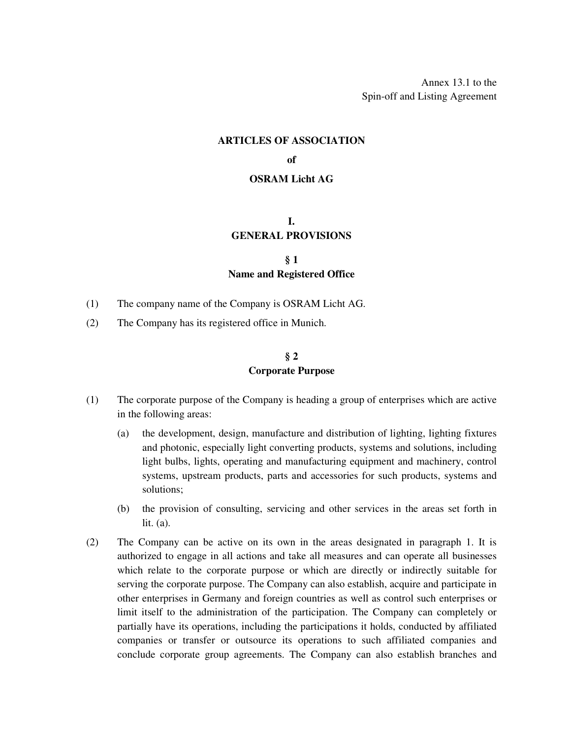Annex 13.1 to the
Spin-off and Listing Agreement

# ARTICLES OF ASSOCIATION

# of

# OSRAM Licht AG

## I.
## GENERAL PROVISIONS

### § 1
### Name and Registered Office

(1) The company name of the Company is OSRAM Licht AG.

(2) The Company has its registered office in Munich.

### § 2
### Corporate Purpose

(1) The corporate purpose of the Company is heading a group of enterprises which are active in the following areas:

(a) the development, design, manufacture and distribution of lighting, lighting fixtures and photonic, especially light converting products, systems and solutions, including light bulbs, lights, operating and manufacturing equipment and machinery, control systems, upstream products, parts and accessories for such products, systems and solutions;

(b) the provision of consulting, servicing and other services in the areas set forth in lit. (a).

(2) The Company can be active on its own in the areas designated in paragraph 1. It is authorized to engage in all actions and take all measures and can operate all businesses which relate to the corporate purpose or which are directly or indirectly suitable for serving the corporate purpose. The Company can also establish, acquire and participate in other enterprises in Germany and foreign countries as well as control such enterprises or limit itself to the administration of the participation. The Company can completely or partially have its operations, including the participations it holds, conducted by affiliated companies or transfer or outsource its operations to such affiliated companies and conclude corporate group agreements. The Company can also establish branches and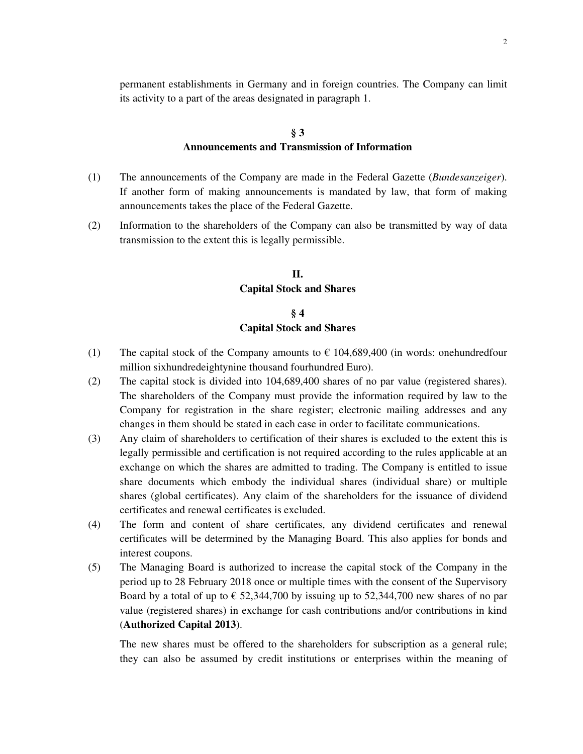permanent establishments in Germany and in foreign countries. The Company can limit its activity to a part of the areas designated in paragraph 1.

### § 3
### Announcements and Transmission of Information

(1) The announcements of the Company are made in the Federal Gazette (*Bundesanzeiger*). If another form of making announcements is mandated by law, that form of making announcements takes the place of the Federal Gazette.

(2) Information to the shareholders of the Company can also be transmitted by way of data transmission to the extent this is legally permissible.

## II.
## Capital Stock and Shares

### § 4
### Capital Stock and Shares

(1) The capital stock of the Company amounts to € 104,689,400 (in words: onehundredfour million sixhundredeightynine thousand fourhundred Euro).

(2) The capital stock is divided into 104,689,400 shares of no par value (registered shares). The shareholders of the Company must provide the information required by law to the Company for registration in the share register; electronic mailing addresses and any changes in them should be stated in each case in order to facilitate communications.

(3) Any claim of shareholders to certification of their shares is excluded to the extent this is legally permissible and certification is not required according to the rules applicable at an exchange on which the shares are admitted to trading. The Company is entitled to issue share documents which embody the individual shares (individual share) or multiple shares (global certificates). Any claim of the shareholders for the issuance of dividend certificates and renewal certificates is excluded.

(4) The form and content of share certificates, any dividend certificates and renewal certificates will be determined by the Managing Board. This also applies for bonds and interest coupons.

(5) The Managing Board is authorized to increase the capital stock of the Company in the period up to 28 February 2018 once or multiple times with the consent of the Supervisory Board by a total of up to € 52,344,700 by issuing up to 52,344,700 new shares of no par value (registered shares) in exchange for cash contributions and/or contributions in kind (**Authorized Capital 2013**).

The new shares must be offered to the shareholders for subscription as a general rule; they can also be assumed by credit institutions or enterprises within the meaning of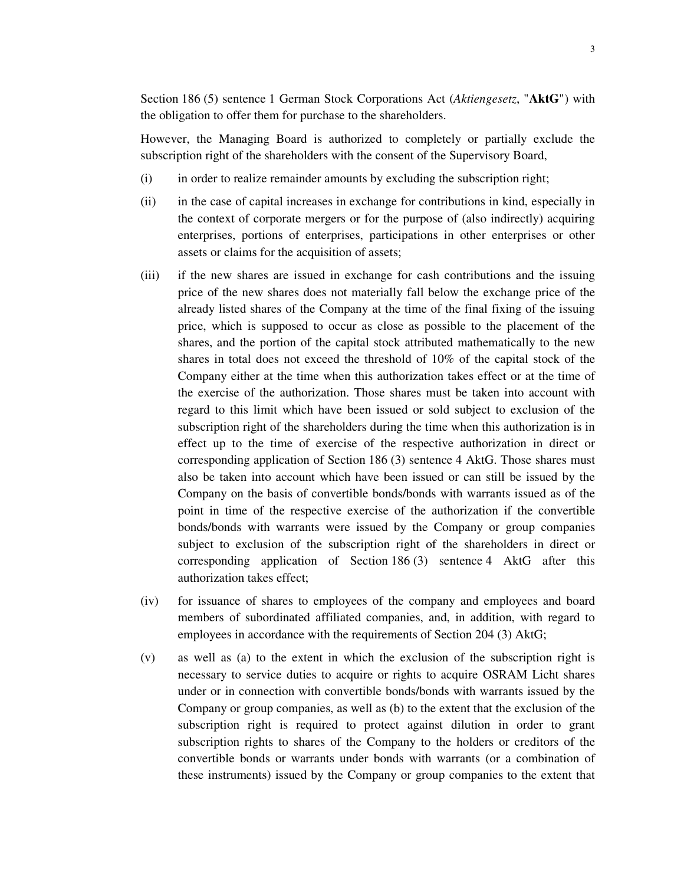Section 186 (5) sentence 1 German Stock Corporations Act (*Aktiengesetz*, "**AktG**") with the obligation to offer them for purchase to the shareholders.

However, the Managing Board is authorized to completely or partially exclude the subscription right of the shareholders with the consent of the Supervisory Board,

(i) in order to realize remainder amounts by excluding the subscription right;

(ii) in the case of capital increases in exchange for contributions in kind, especially in the context of corporate mergers or for the purpose of (also indirectly) acquiring enterprises, portions of enterprises, participations in other enterprises or other assets or claims for the acquisition of assets;

(iii) if the new shares are issued in exchange for cash contributions and the issuing price of the new shares does not materially fall below the exchange price of the already listed shares of the Company at the time of the final fixing of the issuing price, which is supposed to occur as close as possible to the placement of the shares, and the portion of the capital stock attributed mathematically to the new shares in total does not exceed the threshold of 10% of the capital stock of the Company either at the time when this authorization takes effect or at the time of the exercise of the authorization. Those shares must be taken into account with regard to this limit which have been issued or sold subject to exclusion of the subscription right of the shareholders during the time when this authorization is in effect up to the time of exercise of the respective authorization in direct or corresponding application of Section 186 (3) sentence 4 AktG. Those shares must also be taken into account which have been issued or can still be issued by the Company on the basis of convertible bonds/bonds with warrants issued as of the point in time of the respective exercise of the authorization if the convertible bonds/bonds with warrants were issued by the Company or group companies subject to exclusion of the subscription right of the shareholders in direct or corresponding application of Section 186 (3) sentence 4 AktG after this authorization takes effect;

(iv) for issuance of shares to employees of the company and employees and board members of subordinated affiliated companies, and, in addition, with regard to employees in accordance with the requirements of Section 204 (3) AktG;

(v) as well as (a) to the extent in which the exclusion of the subscription right is necessary to service duties to acquire or rights to acquire OSRAM Licht shares under or in connection with convertible bonds/bonds with warrants issued by the Company or group companies, as well as (b) to the extent that the exclusion of the subscription right is required to protect against dilution in order to grant subscription rights to shares of the Company to the holders or creditors of the convertible bonds or warrants under bonds with warrants (or a combination of these instruments) issued by the Company or group companies to the extent that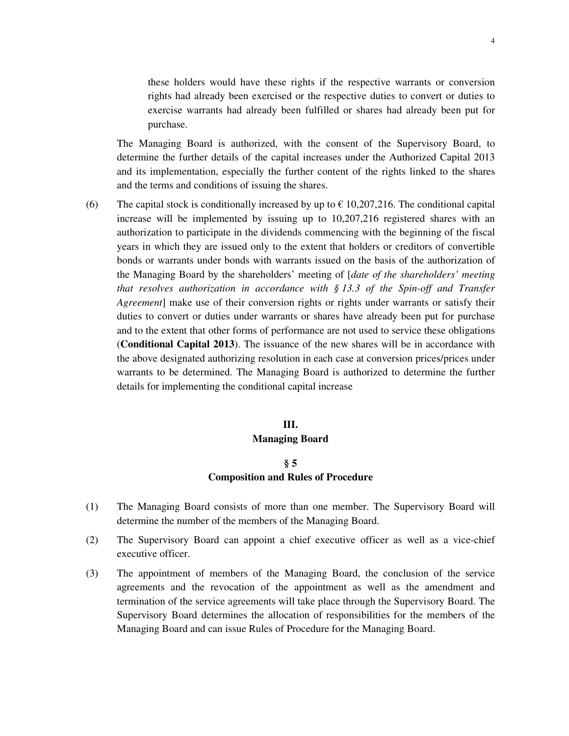these holders would have these rights if the respective warrants or conversion rights had already been exercised or the respective duties to convert or duties to exercise warrants had already been fulfilled or shares had already been put for purchase.

The Managing Board is authorized, with the consent of the Supervisory Board, to determine the further details of the capital increases under the Authorized Capital 2013 and its implementation, especially the further content of the rights linked to the shares and the terms and conditions of issuing the shares.

(6) The capital stock is conditionally increased by up to € 10,207,216. The conditional capital increase will be implemented by issuing up to 10,207,216 registered shares with an authorization to participate in the dividends commencing with the beginning of the fiscal years in which they are issued only to the extent that holders or creditors of convertible bonds or warrants under bonds with warrants issued on the basis of the authorization of the Managing Board by the shareholders' meeting of [*date of the shareholders' meeting that resolves authorization in accordance with § 13.3 of the Spin-off and Transfer Agreement*] make use of their conversion rights or rights under warrants or satisfy their duties to convert or duties under warrants or shares have already been put for purchase and to the extent that other forms of performance are not used to service these obligations (**Conditional Capital 2013**). The issuance of the new shares will be in accordance with the above designated authorizing resolution in each case at conversion prices/prices under warrants to be determined. The Managing Board is authorized to determine the further details for implementing the conditional capital increase

## III.
## Managing Board

### § 5
### Composition and Rules of Procedure

(1) The Managing Board consists of more than one member. The Supervisory Board will determine the number of the members of the Managing Board.

(2) The Supervisory Board can appoint a chief executive officer as well as a vice-chief executive officer.

(3) The appointment of members of the Managing Board, the conclusion of the service agreements and the revocation of the appointment as well as the amendment and termination of the service agreements will take place through the Supervisory Board. The Supervisory Board determines the allocation of responsibilities for the members of the Managing Board and can issue Rules of Procedure for the Managing Board.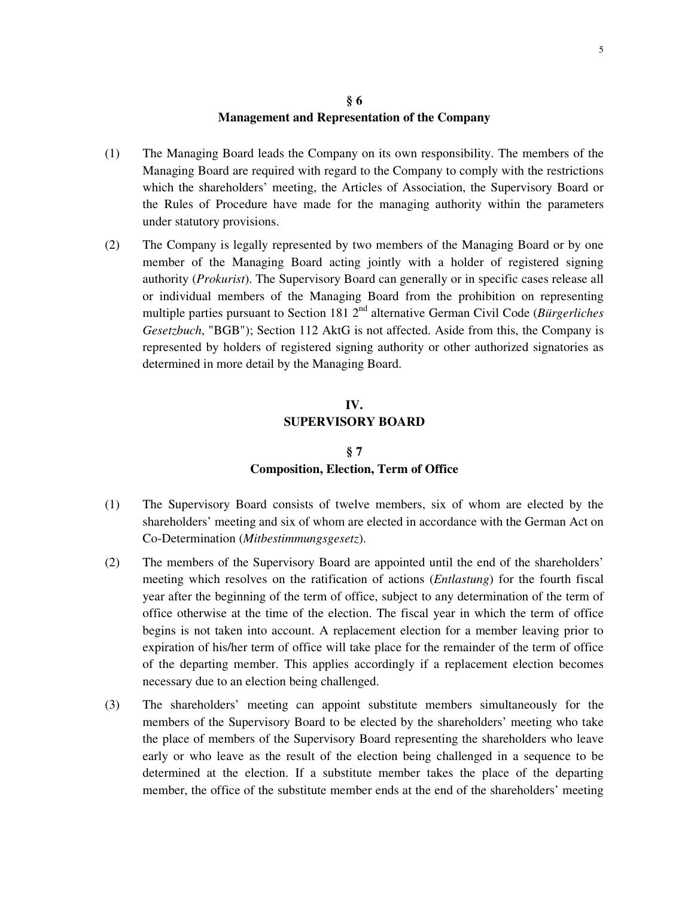## § 6
## Management and Representation of the Company

(1) The Managing Board leads the Company on its own responsibility. The members of the Managing Board are required with regard to the Company to comply with the restrictions which the shareholders' meeting, the Articles of Association, the Supervisory Board or the Rules of Procedure have made for the managing authority within the parameters under statutory provisions.

(2) The Company is legally represented by two members of the Managing Board or by one member of the Managing Board acting jointly with a holder of registered signing authority (*Prokurist*). The Supervisory Board can generally or in specific cases release all or individual members of the Managing Board from the prohibition on representing multiple parties pursuant to Section 181 2nd alternative German Civil Code (*Bürgerliches Gesetzbuch*, "BGB"); Section 112 AktG is not affected. Aside from this, the Company is represented by holders of registered signing authority or other authorized signatories as determined in more detail by the Managing Board.

# IV.
# SUPERVISORY BOARD

## § 7
## Composition, Election, Term of Office

(1) The Supervisory Board consists of twelve members, six of whom are elected by the shareholders' meeting and six of whom are elected in accordance with the German Act on Co-Determination (*Mitbestimmungsgesetz*).

(2) The members of the Supervisory Board are appointed until the end of the shareholders' meeting which resolves on the ratification of actions (*Entlastung*) for the fourth fiscal year after the beginning of the term of office, subject to any determination of the term of office otherwise at the time of the election. The fiscal year in which the term of office begins is not taken into account. A replacement election for a member leaving prior to expiration of his/her term of office will take place for the remainder of the term of office of the departing member. This applies accordingly if a replacement election becomes necessary due to an election being challenged.

(3) The shareholders' meeting can appoint substitute members simultaneously for the members of the Supervisory Board to be elected by the shareholders' meeting who take the place of members of the Supervisory Board representing the shareholders who leave early or who leave as the result of the election being challenged in a sequence to be determined at the election. If a substitute member takes the place of the departing member, the office of the substitute member ends at the end of the shareholders' meeting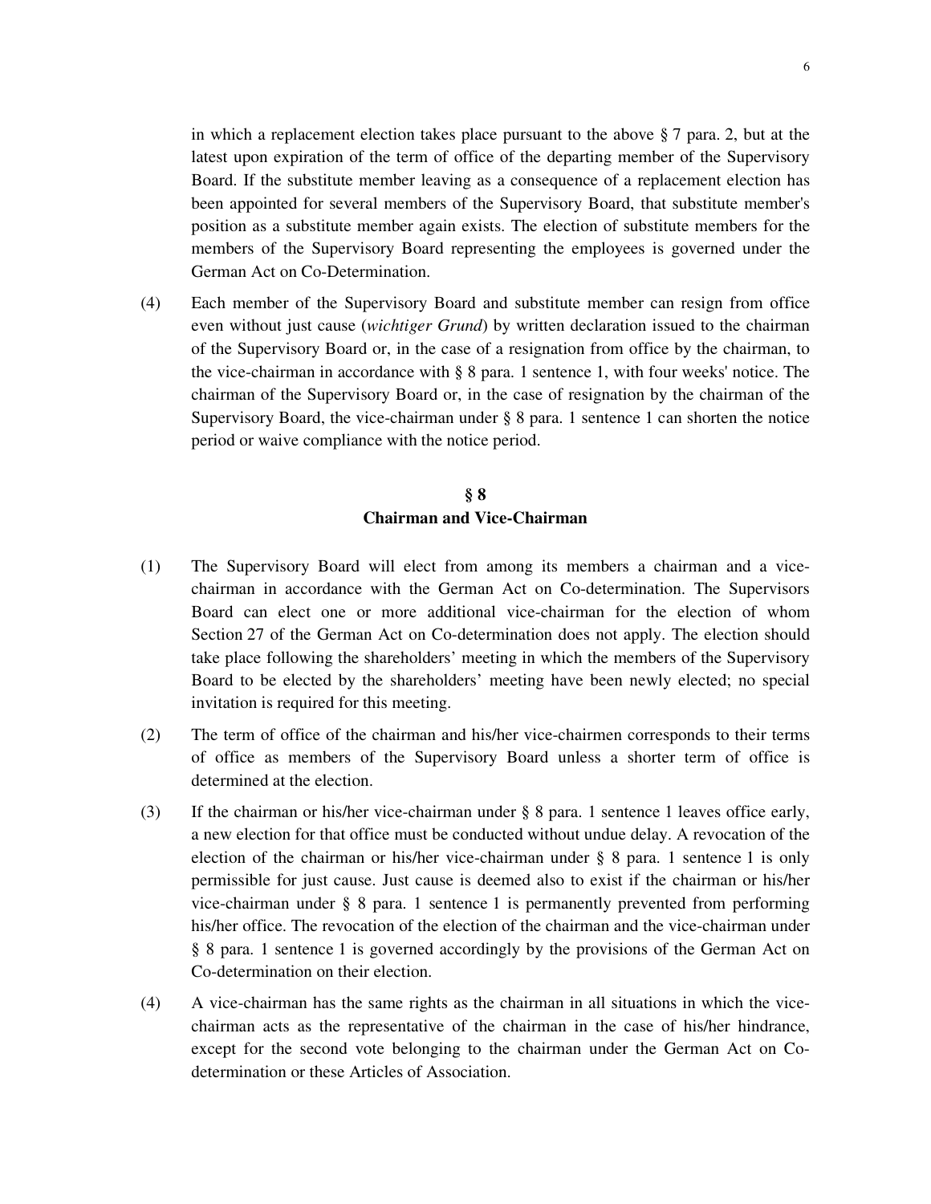in which a replacement election takes place pursuant to the above § 7 para. 2, but at the latest upon expiration of the term of office of the departing member of the Supervisory Board. If the substitute member leaving as a consequence of a replacement election has been appointed for several members of the Supervisory Board, that substitute member's position as a substitute member again exists. The election of substitute members for the members of the Supervisory Board representing the employees is governed under the German Act on Co-Determination.

(4) Each member of the Supervisory Board and substitute member can resign from office even without just cause (*wichtiger Grund*) by written declaration issued to the chairman of the Supervisory Board or, in the case of a resignation from office by the chairman, to the vice-chairman in accordance with § 8 para. 1 sentence 1, with four weeks' notice. The chairman of the Supervisory Board or, in the case of resignation by the chairman of the Supervisory Board, the vice-chairman under § 8 para. 1 sentence 1 can shorten the notice period or waive compliance with the notice period.

## § 8
## Chairman and Vice-Chairman

(1) The Supervisory Board will elect from among its members a chairman and a vice-chairman in accordance with the German Act on Co-determination. The Supervisors Board can elect one or more additional vice-chairman for the election of whom Section 27 of the German Act on Co-determination does not apply. The election should take place following the shareholders' meeting in which the members of the Supervisory Board to be elected by the shareholders' meeting have been newly elected; no special invitation is required for this meeting.

(2) The term of office of the chairman and his/her vice-chairmen corresponds to their terms of office as members of the Supervisory Board unless a shorter term of office is determined at the election.

(3) If the chairman or his/her vice-chairman under § 8 para. 1 sentence 1 leaves office early, a new election for that office must be conducted without undue delay. A revocation of the election of the chairman or his/her vice-chairman under § 8 para. 1 sentence 1 is only permissible for just cause. Just cause is deemed also to exist if the chairman or his/her vice-chairman under § 8 para. 1 sentence 1 is permanently prevented from performing his/her office. The revocation of the election of the chairman and the vice-chairman under § 8 para. 1 sentence 1 is governed accordingly by the provisions of the German Act on Co-determination on their election.

(4) A vice-chairman has the same rights as the chairman in all situations in which the vice-chairman acts as the representative of the chairman in the case of his/her hindrance, except for the second vote belonging to the chairman under the German Act on Co-determination or these Articles of Association.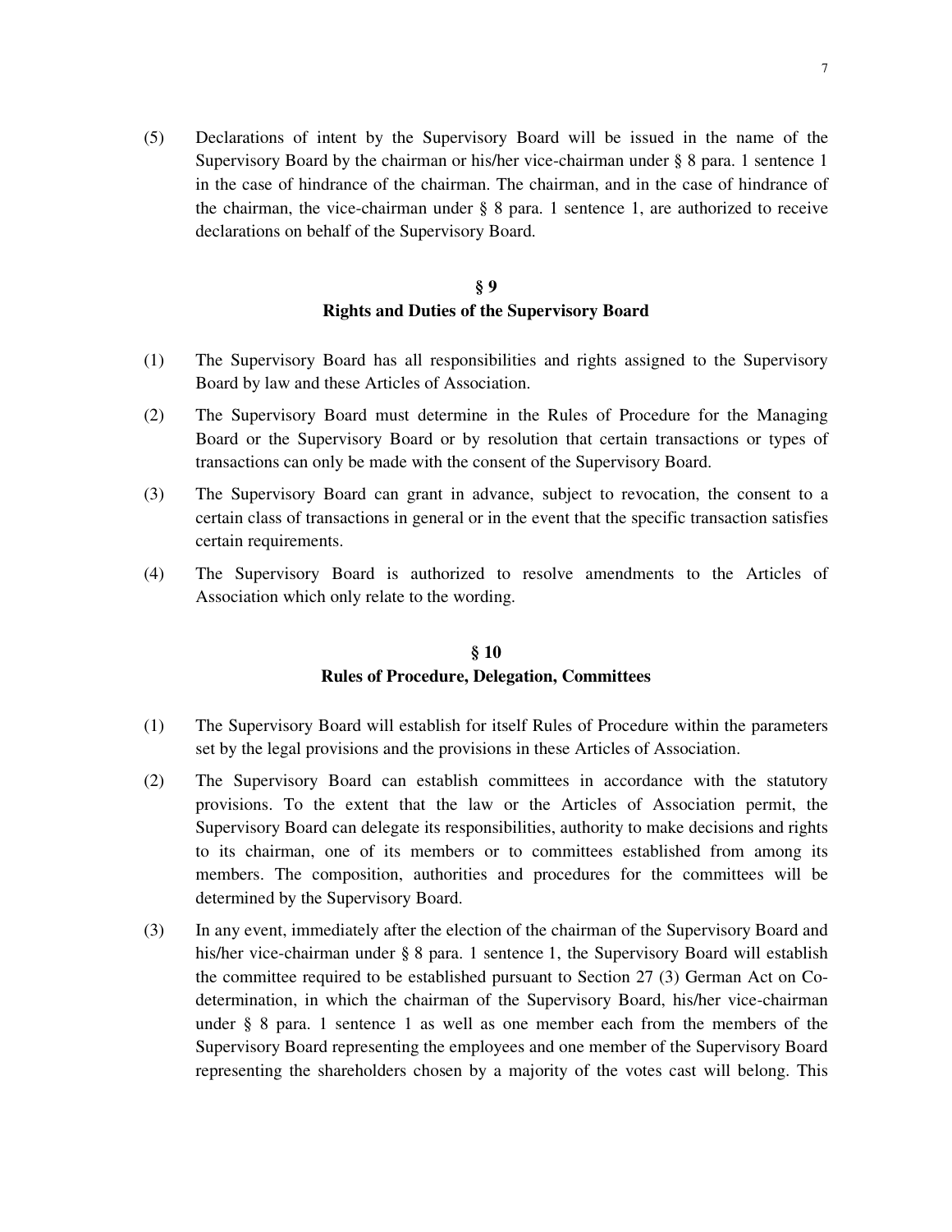(5) Declarations of intent by the Supervisory Board will be issued in the name of the Supervisory Board by the chairman or his/her vice-chairman under § 8 para. 1 sentence 1 in the case of hindrance of the chairman. The chairman, and in the case of hindrance of the chairman, the vice-chairman under § 8 para. 1 sentence 1, are authorized to receive declarations on behalf of the Supervisory Board.

## § 9
## Rights and Duties of the Supervisory Board

(1) The Supervisory Board has all responsibilities and rights assigned to the Supervisory Board by law and these Articles of Association.

(2) The Supervisory Board must determine in the Rules of Procedure for the Managing Board or the Supervisory Board or by resolution that certain transactions or types of transactions can only be made with the consent of the Supervisory Board.

(3) The Supervisory Board can grant in advance, subject to revocation, the consent to a certain class of transactions in general or in the event that the specific transaction satisfies certain requirements.

(4) The Supervisory Board is authorized to resolve amendments to the Articles of Association which only relate to the wording.

## § 10
## Rules of Procedure, Delegation, Committees

(1) The Supervisory Board will establish for itself Rules of Procedure within the parameters set by the legal provisions and the provisions in these Articles of Association.

(2) The Supervisory Board can establish committees in accordance with the statutory provisions. To the extent that the law or the Articles of Association permit, the Supervisory Board can delegate its responsibilities, authority to make decisions and rights to its chairman, one of its members or to committees established from among its members. The composition, authorities and procedures for the committees will be determined by the Supervisory Board.

(3) In any event, immediately after the election of the chairman of the Supervisory Board and his/her vice-chairman under § 8 para. 1 sentence 1, the Supervisory Board will establish the committee required to be established pursuant to Section 27 (3) German Act on Co-determination, in which the chairman of the Supervisory Board, his/her vice-chairman under § 8 para. 1 sentence 1 as well as one member each from the members of the Supervisory Board representing the employees and one member of the Supervisory Board representing the shareholders chosen by a majority of the votes cast will belong. This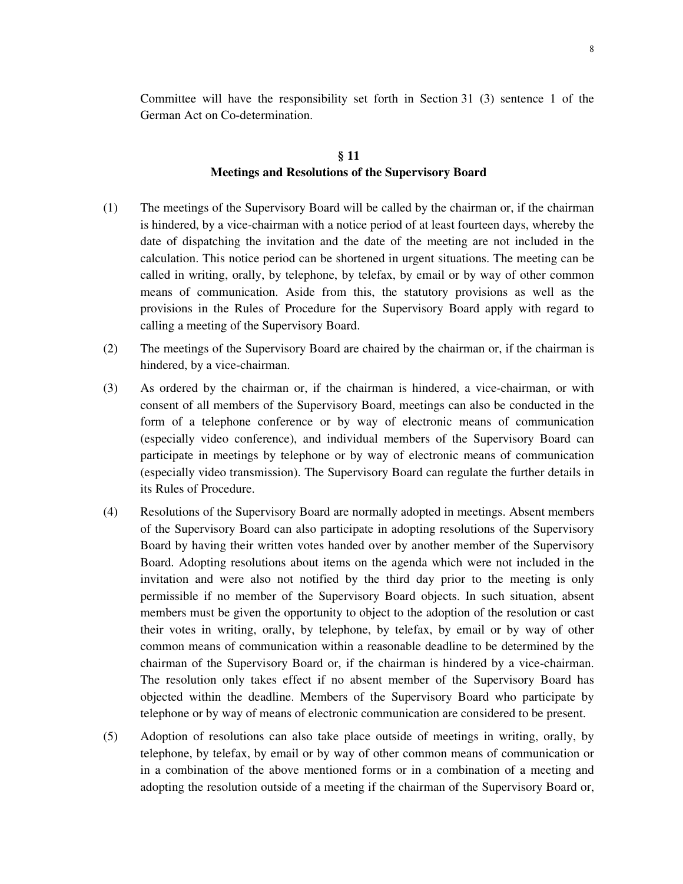Committee will have the responsibility set forth in Section 31 (3) sentence 1 of the German Act on Co-determination.

## § 11
## Meetings and Resolutions of the Supervisory Board

(1) The meetings of the Supervisory Board will be called by the chairman or, if the chairman is hindered, by a vice-chairman with a notice period of at least fourteen days, whereby the date of dispatching the invitation and the date of the meeting are not included in the calculation. This notice period can be shortened in urgent situations. The meeting can be called in writing, orally, by telephone, by telefax, by email or by way of other common means of communication. Aside from this, the statutory provisions as well as the provisions in the Rules of Procedure for the Supervisory Board apply with regard to calling a meeting of the Supervisory Board.

(2) The meetings of the Supervisory Board are chaired by the chairman or, if the chairman is hindered, by a vice-chairman.

(3) As ordered by the chairman or, if the chairman is hindered, a vice-chairman, or with consent of all members of the Supervisory Board, meetings can also be conducted in the form of a telephone conference or by way of electronic means of communication (especially video conference), and individual members of the Supervisory Board can participate in meetings by telephone or by way of electronic means of communication (especially video transmission). The Supervisory Board can regulate the further details in its Rules of Procedure.

(4) Resolutions of the Supervisory Board are normally adopted in meetings. Absent members of the Supervisory Board can also participate in adopting resolutions of the Supervisory Board by having their written votes handed over by another member of the Supervisory Board. Adopting resolutions about items on the agenda which were not included in the invitation and were also not notified by the third day prior to the meeting is only permissible if no member of the Supervisory Board objects. In such situation, absent members must be given the opportunity to object to the adoption of the resolution or cast their votes in writing, orally, by telephone, by telefax, by email or by way of other common means of communication within a reasonable deadline to be determined by the chairman of the Supervisory Board or, if the chairman is hindered by a vice-chairman. The resolution only takes effect if no absent member of the Supervisory Board has objected within the deadline. Members of the Supervisory Board who participate by telephone or by way of means of electronic communication are considered to be present.

(5) Adoption of resolutions can also take place outside of meetings in writing, orally, by telephone, by telefax, by email or by way of other common means of communication or in a combination of the above mentioned forms or in a combination of a meeting and adopting the resolution outside of a meeting if the chairman of the Supervisory Board or,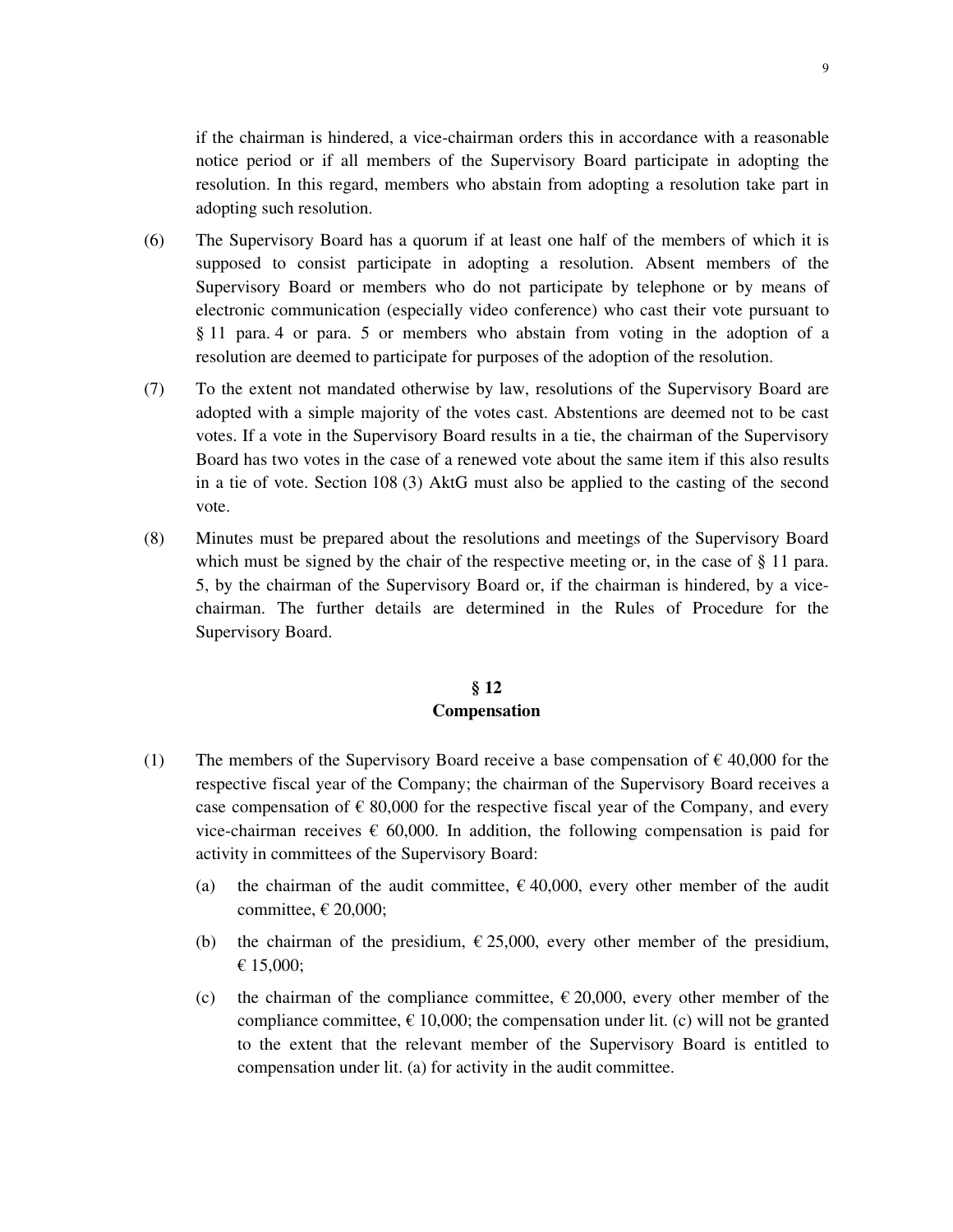if the chairman is hindered, a vice-chairman orders this in accordance with a reasonable notice period or if all members of the Supervisory Board participate in adopting the resolution. In this regard, members who abstain from adopting a resolution take part in adopting such resolution.

(6) The Supervisory Board has a quorum if at least one half of the members of which it is supposed to consist participate in adopting a resolution. Absent members of the Supervisory Board or members who do not participate by telephone or by means of electronic communication (especially video conference) who cast their vote pursuant to § 11 para. 4 or para. 5 or members who abstain from voting in the adoption of a resolution are deemed to participate for purposes of the adoption of the resolution.

(7) To the extent not mandated otherwise by law, resolutions of the Supervisory Board are adopted with a simple majority of the votes cast. Abstentions are deemed not to be cast votes. If a vote in the Supervisory Board results in a tie, the chairman of the Supervisory Board has two votes in the case of a renewed vote about the same item if this also results in a tie of vote. Section 108 (3) AktG must also be applied to the casting of the second vote.

(8) Minutes must be prepared about the resolutions and meetings of the Supervisory Board which must be signed by the chair of the respective meeting or, in the case of § 11 para. 5, by the chairman of the Supervisory Board or, if the chairman is hindered, by a vice-chairman. The further details are determined in the Rules of Procedure for the Supervisory Board.

## § 12
## Compensation

(1) The members of the Supervisory Board receive a base compensation of € 40,000 for the respective fiscal year of the Company; the chairman of the Supervisory Board receives a case compensation of € 80,000 for the respective fiscal year of the Company, and every vice-chairman receives € 60,000. In addition, the following compensation is paid for activity in committees of the Supervisory Board:

  (a) the chairman of the audit committee, € 40,000, every other member of the audit committee, € 20,000;

  (b) the chairman of the presidium, € 25,000, every other member of the presidium, € 15,000;

  (c) the chairman of the compliance committee, € 20,000, every other member of the compliance committee, € 10,000; the compensation under lit. (c) will not be granted to the extent that the relevant member of the Supervisory Board is entitled to compensation under lit. (a) for activity in the audit committee.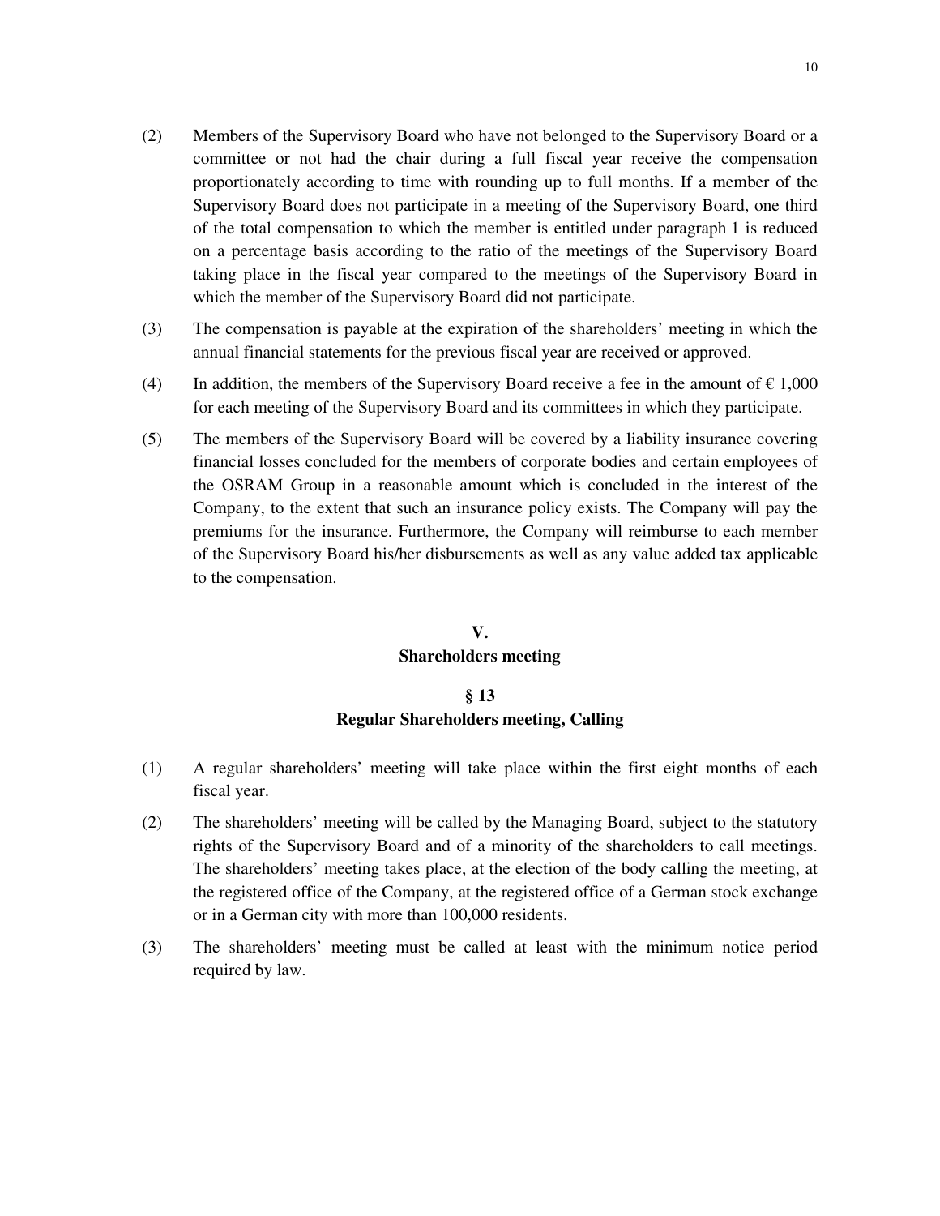(2) Members of the Supervisory Board who have not belonged to the Supervisory Board or a committee or not had the chair during a full fiscal year receive the compensation proportionately according to time with rounding up to full months. If a member of the Supervisory Board does not participate in a meeting of the Supervisory Board, one third of the total compensation to which the member is entitled under paragraph 1 is reduced on a percentage basis according to the ratio of the meetings of the Supervisory Board taking place in the fiscal year compared to the meetings of the Supervisory Board in which the member of the Supervisory Board did not participate.

(3) The compensation is payable at the expiration of the shareholders' meeting in which the annual financial statements for the previous fiscal year are received or approved.

(4) In addition, the members of the Supervisory Board receive a fee in the amount of € 1,000 for each meeting of the Supervisory Board and its committees in which they participate.

(5) The members of the Supervisory Board will be covered by a liability insurance covering financial losses concluded for the members of corporate bodies and certain employees of the OSRAM Group in a reasonable amount which is concluded in the interest of the Company, to the extent that such an insurance policy exists. The Company will pay the premiums for the insurance. Furthermore, the Company will reimburse to each member of the Supervisory Board his/her disbursements as well as any value added tax applicable to the compensation.

## V.
## Shareholders meeting

### § 13
### Regular Shareholders meeting, Calling

(1) A regular shareholders' meeting will take place within the first eight months of each fiscal year.

(2) The shareholders' meeting will be called by the Managing Board, subject to the statutory rights of the Supervisory Board and of a minority of the shareholders to call meetings. The shareholders' meeting takes place, at the election of the body calling the meeting, at the registered office of the Company, at the registered office of a German stock exchange or in a German city with more than 100,000 residents.

(3) The shareholders' meeting must be called at least with the minimum notice period required by law.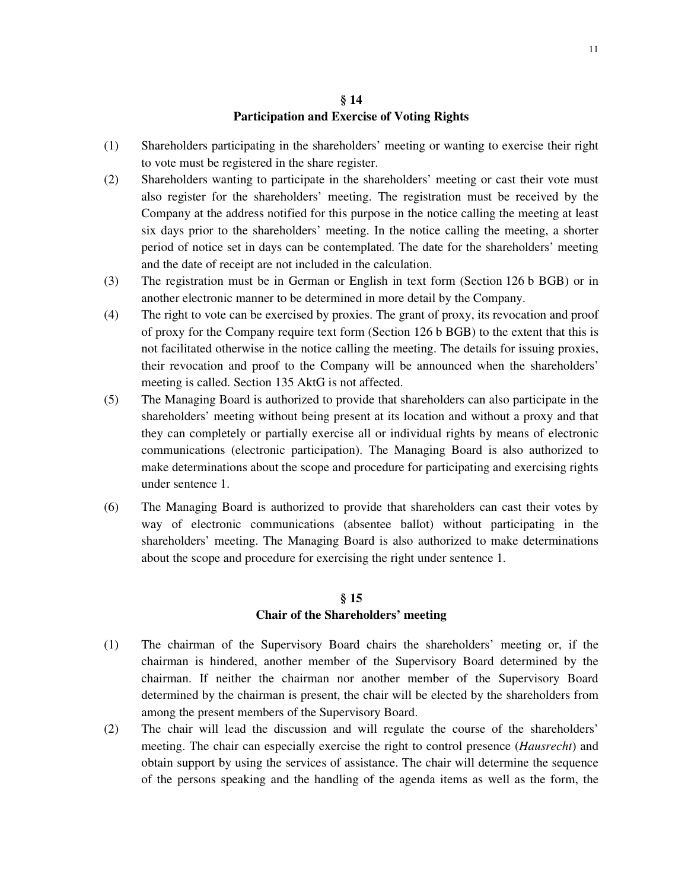## § 14
## Participation and Exercise of Voting Rights

(1) Shareholders participating in the shareholders' meeting or wanting to exercise their right to vote must be registered in the share register.

(2) Shareholders wanting to participate in the shareholders' meeting or cast their vote must also register for the shareholders' meeting. The registration must be received by the Company at the address notified for this purpose in the notice calling the meeting at least six days prior to the shareholders' meeting. In the notice calling the meeting, a shorter period of notice set in days can be contemplated. The date for the shareholders' meeting and the date of receipt are not included in the calculation.

(3) The registration must be in German or English in text form (Section 126 b BGB) or in another electronic manner to be determined in more detail by the Company.

(4) The right to vote can be exercised by proxies. The grant of proxy, its revocation and proof of proxy for the Company require text form (Section 126 b BGB) to the extent that this is not facilitated otherwise in the notice calling the meeting. The details for issuing proxies, their revocation and proof to the Company will be announced when the shareholders' meeting is called. Section 135 AktG is not affected.

(5) The Managing Board is authorized to provide that shareholders can also participate in the shareholders' meeting without being present at its location and without a proxy and that they can completely or partially exercise all or individual rights by means of electronic communications (electronic participation). The Managing Board is also authorized to make determinations about the scope and procedure for participating and exercising rights under sentence 1.

(6) The Managing Board is authorized to provide that shareholders can cast their votes by way of electronic communications (absentee ballot) without participating in the shareholders' meeting. The Managing Board is also authorized to make determinations about the scope and procedure for exercising the right under sentence 1.

## § 15
## Chair of the Shareholders' meeting

(1) The chairman of the Supervisory Board chairs the shareholders' meeting or, if the chairman is hindered, another member of the Supervisory Board determined by the chairman. If neither the chairman nor another member of the Supervisory Board determined by the chairman is present, the chair will be elected by the shareholders from among the present members of the Supervisory Board.

(2) The chair will lead the discussion and will regulate the course of the shareholders' meeting. The chair can especially exercise the right to control presence (*Hausrecht*) and obtain support by using the services of assistance. The chair will determine the sequence of the persons speaking and the handling of the agenda items as well as the form, the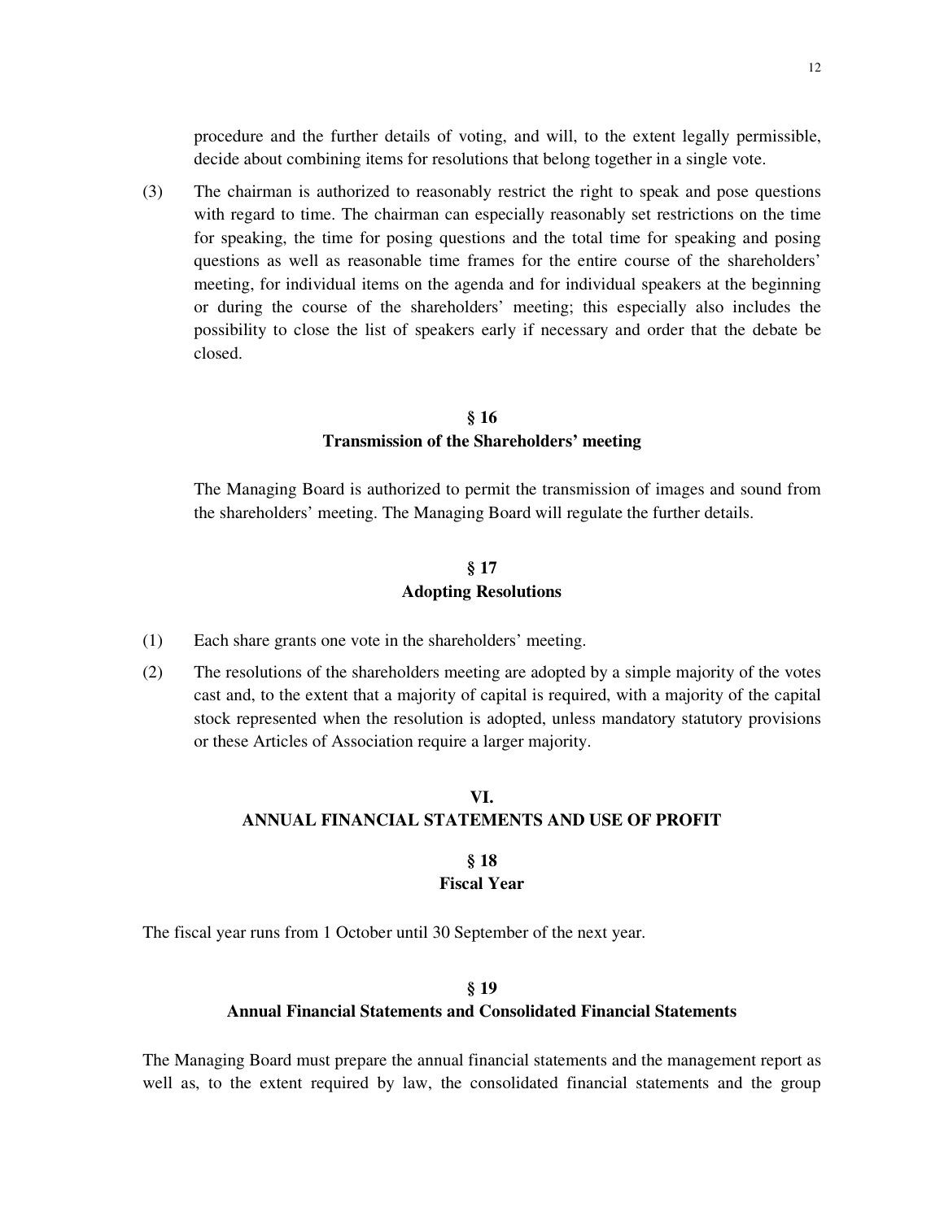procedure and the further details of voting, and will, to the extent legally permissible, decide about combining items for resolutions that belong together in a single vote.

(3) The chairman is authorized to reasonably restrict the right to speak and pose questions with regard to time. The chairman can especially reasonably set restrictions on the time for speaking, the time for posing questions and the total time for speaking and posing questions as well as reasonable time frames for the entire course of the shareholders' meeting, for individual items on the agenda and for individual speakers at the beginning or during the course of the shareholders' meeting; this especially also includes the possibility to close the list of speakers early if necessary and order that the debate be closed.

### § 16
### Transmission of the Shareholders' meeting

The Managing Board is authorized to permit the transmission of images and sound from the shareholders' meeting. The Managing Board will regulate the further details.

### § 17
### Adopting Resolutions

(1) Each share grants one vote in the shareholders' meeting.

(2) The resolutions of the shareholders meeting are adopted by a simple majority of the votes cast and, to the extent that a majority of capital is required, with a majority of the capital stock represented when the resolution is adopted, unless mandatory statutory provisions or these Articles of Association require a larger majority.

## VI.
## ANNUAL FINANCIAL STATEMENTS AND USE OF PROFIT

### § 18
### Fiscal Year

The fiscal year runs from 1 October until 30 September of the next year.

### § 19
### Annual Financial Statements and Consolidated Financial Statements

The Managing Board must prepare the annual financial statements and the management report as well as, to the extent required by law, the consolidated financial statements and the group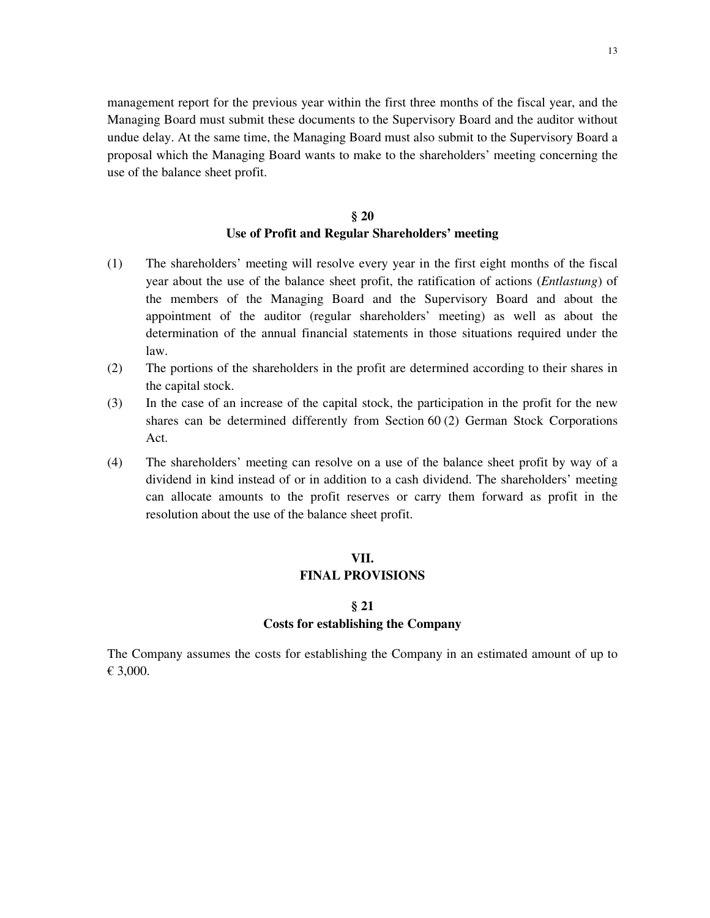management report for the previous year within the first three months of the fiscal year, and the Managing Board must submit these documents to the Supervisory Board and the auditor without undue delay. At the same time, the Managing Board must also submit to the Supervisory Board a proposal which the Managing Board wants to make to the shareholders' meeting concerning the use of the balance sheet profit.

### § 20
### Use of Profit and Regular Shareholders' meeting

(1) The shareholders' meeting will resolve every year in the first eight months of the fiscal year about the use of the balance sheet profit, the ratification of actions (*Entlastung*) of the members of the Managing Board and the Supervisory Board and about the appointment of the auditor (regular shareholders' meeting) as well as about the determination of the annual financial statements in those situations required under the law.

(2) The portions of the shareholders in the profit are determined according to their shares in the capital stock.

(3) In the case of an increase of the capital stock, the participation in the profit for the new shares can be determined differently from Section 60 (2) German Stock Corporations Act.

(4) The shareholders' meeting can resolve on a use of the balance sheet profit by way of a dividend in kind instead of or in addition to a cash dividend. The shareholders' meeting can allocate amounts to the profit reserves or carry them forward as profit in the resolution about the use of the balance sheet profit.

## VII.
## FINAL PROVISIONS

### § 21
### Costs for establishing the Company

The Company assumes the costs for establishing the Company in an estimated amount of up to € 3,000.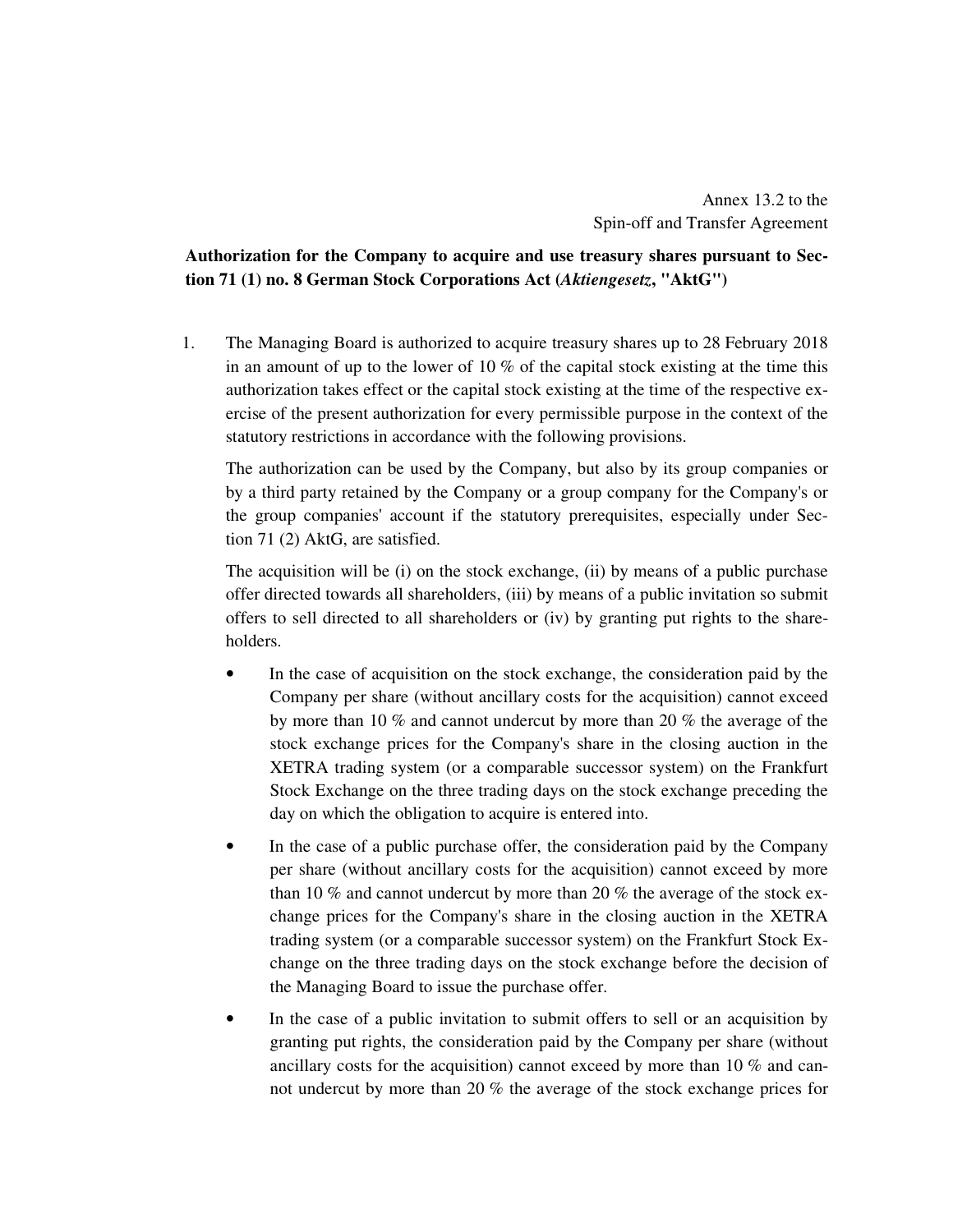Annex 13.2 to the
Spin-off and Transfer Agreement

**Authorization for the Company to acquire and use treasury shares pursuant to Section 71 (1) no. 8 German Stock Corporations Act (*Aktiengesetz*, "AktG")**

1. The Managing Board is authorized to acquire treasury shares up to 28 February 2018 in an amount of up to the lower of 10 % of the capital stock existing at the time this authorization takes effect or the capital stock existing at the time of the respective exercise of the present authorization for every permissible purpose in the context of the statutory restrictions in accordance with the following provisions.

   The authorization can be used by the Company, but also by its group companies or by a third party retained by the Company or a group company for the Company's or the group companies' account if the statutory prerequisites, especially under Section 71 (2) AktG, are satisfied.

   The acquisition will be (i) on the stock exchange, (ii) by means of a public purchase offer directed towards all shareholders, (iii) by means of a public invitation so submit offers to sell directed to all shareholders or (iv) by granting put rights to the shareholders.

   - In the case of acquisition on the stock exchange, the consideration paid by the Company per share (without ancillary costs for the acquisition) cannot exceed by more than 10 % and cannot undercut by more than 20 % the average of the stock exchange prices for the Company's share in the closing auction in the XETRA trading system (or a comparable successor system) on the Frankfurt Stock Exchange on the three trading days on the stock exchange preceding the day on which the obligation to acquire is entered into.
   - In the case of a public purchase offer, the consideration paid by the Company per share (without ancillary costs for the acquisition) cannot exceed by more than 10 % and cannot undercut by more than 20 % the average of the stock exchange prices for the Company's share in the closing auction in the XETRA trading system (or a comparable successor system) on the Frankfurt Stock Exchange on the three trading days on the stock exchange before the decision of the Managing Board to issue the purchase offer.
   - In the case of a public invitation to submit offers to sell or an acquisition by granting put rights, the consideration paid by the Company per share (without ancillary costs for the acquisition) cannot exceed by more than 10 % and cannot undercut by more than 20 % the average of the stock exchange prices for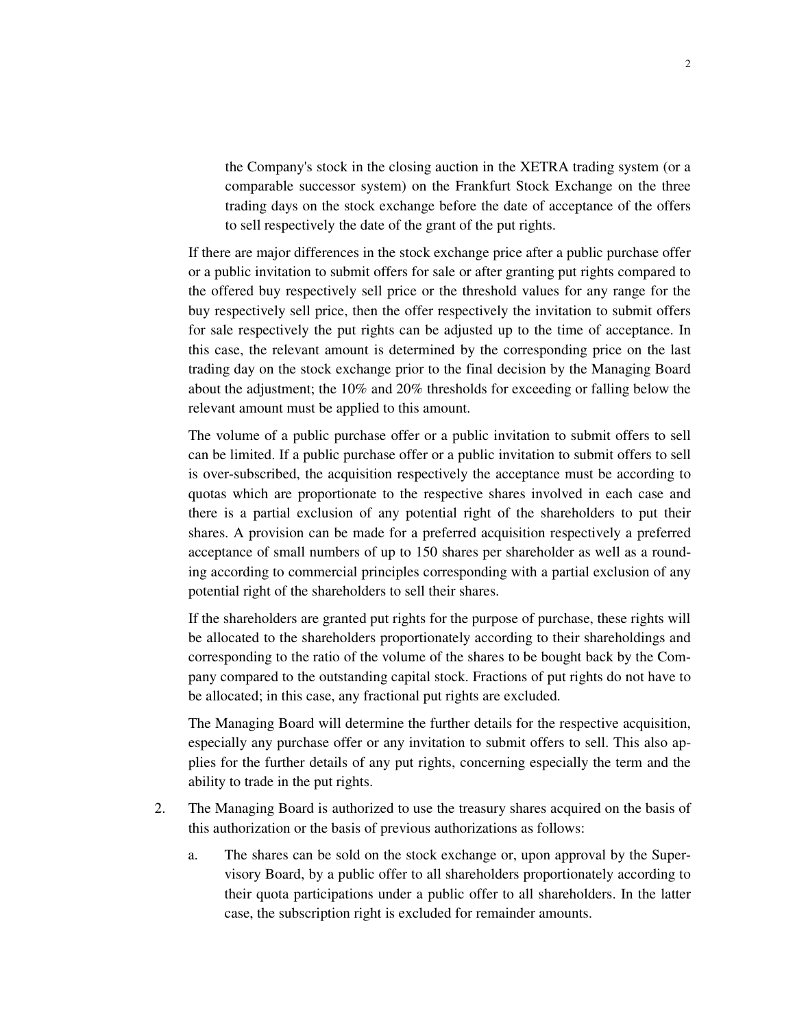the Company's stock in the closing auction in the XETRA trading system (or a comparable successor system) on the Frankfurt Stock Exchange on the three trading days on the stock exchange before the date of acceptance of the offers to sell respectively the date of the grant of the put rights.

If there are major differences in the stock exchange price after a public purchase offer or a public invitation to submit offers for sale or after granting put rights compared to the offered buy respectively sell price or the threshold values for any range for the buy respectively sell price, then the offer respectively the invitation to submit offers for sale respectively the put rights can be adjusted up to the time of acceptance. In this case, the relevant amount is determined by the corresponding price on the last trading day on the stock exchange prior to the final decision by the Managing Board about the adjustment; the 10% and 20% thresholds for exceeding or falling below the relevant amount must be applied to this amount.

The volume of a public purchase offer or a public invitation to submit offers to sell can be limited. If a public purchase offer or a public invitation to submit offers to sell is over-subscribed, the acquisition respectively the acceptance must be according to quotas which are proportionate to the respective shares involved in each case and there is a partial exclusion of any potential right of the shareholders to put their shares. A provision can be made for a preferred acquisition respectively a preferred acceptance of small numbers of up to 150 shares per shareholder as well as a rounding according to commercial principles corresponding with a partial exclusion of any potential right of the shareholders to sell their shares.

If the shareholders are granted put rights for the purpose of purchase, these rights will be allocated to the shareholders proportionately according to their shareholdings and corresponding to the ratio of the volume of the shares to be bought back by the Company compared to the outstanding capital stock. Fractions of put rights do not have to be allocated; in this case, any fractional put rights are excluded.

The Managing Board will determine the further details for the respective acquisition, especially any purchase offer or any invitation to submit offers to sell. This also applies for the further details of any put rights, concerning especially the term and the ability to trade in the put rights.

2. The Managing Board is authorized to use the treasury shares acquired on the basis of this authorization or the basis of previous authorizations as follows:

   a. The shares can be sold on the stock exchange or, upon approval by the Supervisory Board, by a public offer to all shareholders proportionately according to their quota participations under a public offer to all shareholders. In the latter case, the subscription right is excluded for remainder amounts.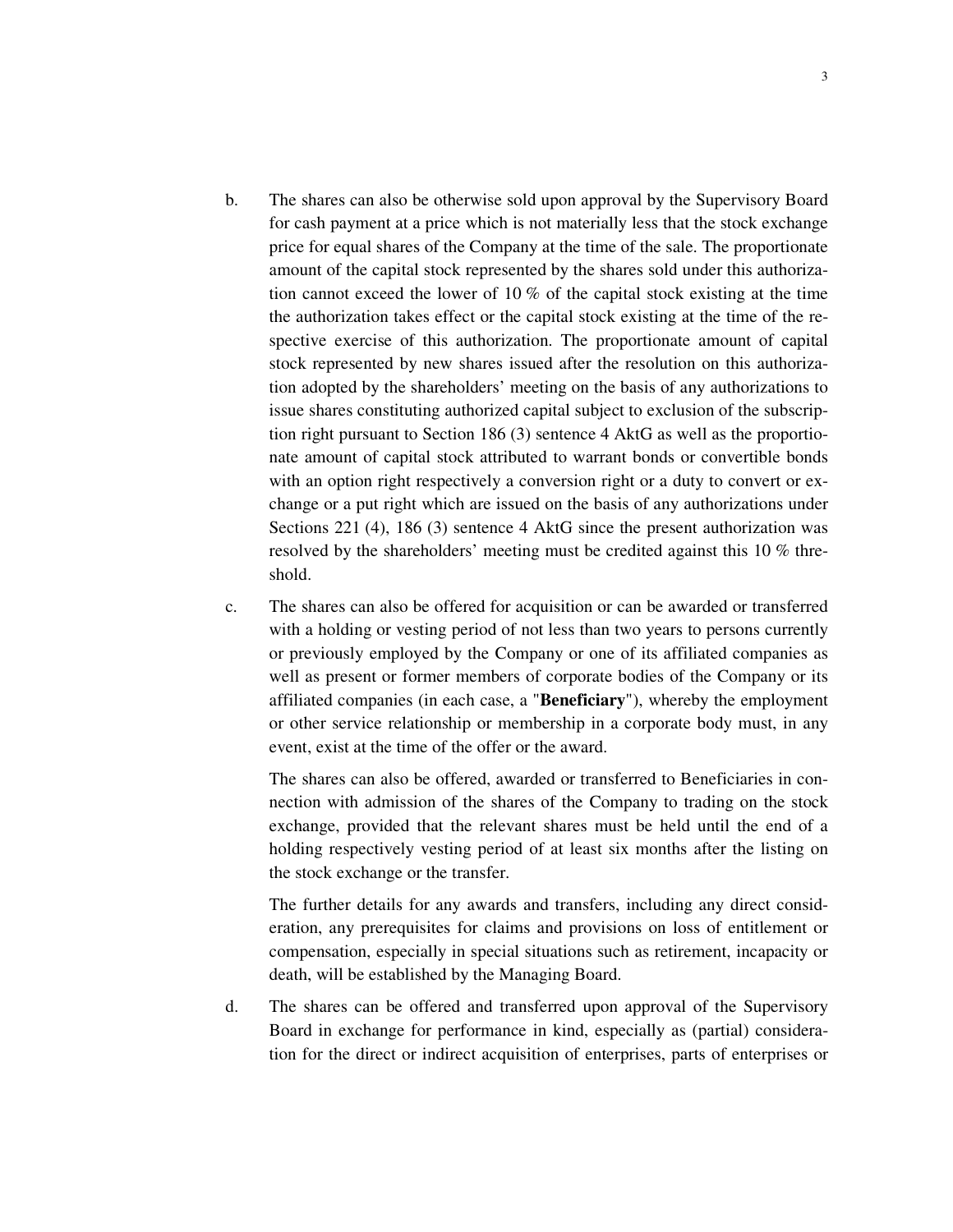b. The shares can also be otherwise sold upon approval by the Supervisory Board for cash payment at a price which is not materially less that the stock exchange price for equal shares of the Company at the time of the sale. The proportionate amount of the capital stock represented by the shares sold under this authorization cannot exceed the lower of 10 % of the capital stock existing at the time the authorization takes effect or the capital stock existing at the time of the respective exercise of this authorization. The proportionate amount of capital stock represented by new shares issued after the resolution on this authorization adopted by the shareholders' meeting on the basis of any authorizations to issue shares constituting authorized capital subject to exclusion of the subscription right pursuant to Section 186 (3) sentence 4 AktG as well as the proportionate amount of capital stock attributed to warrant bonds or convertible bonds with an option right respectively a conversion right or a duty to convert or exchange or a put right which are issued on the basis of any authorizations under Sections 221 (4), 186 (3) sentence 4 AktG since the present authorization was resolved by the shareholders' meeting must be credited against this 10 % threshold.

c. The shares can also be offered for acquisition or can be awarded or transferred with a holding or vesting period of not less than two years to persons currently or previously employed by the Company or one of its affiliated companies as well as present or former members of corporate bodies of the Company or its affiliated companies (in each case, a "**Beneficiary**"), whereby the employment or other service relationship or membership in a corporate body must, in any event, exist at the time of the offer or the award.

   The shares can also be offered, awarded or transferred to Beneficiaries in connection with admission of the shares of the Company to trading on the stock exchange, provided that the relevant shares must be held until the end of a holding respectively vesting period of at least six months after the listing on the stock exchange or the transfer.

   The further details for any awards and transfers, including any direct consideration, any prerequisites for claims and provisions on loss of entitlement or compensation, especially in special situations such as retirement, incapacity or death, will be established by the Managing Board.

d. The shares can be offered and transferred upon approval of the Supervisory Board in exchange for performance in kind, especially as (partial) consideration for the direct or indirect acquisition of enterprises, parts of enterprises or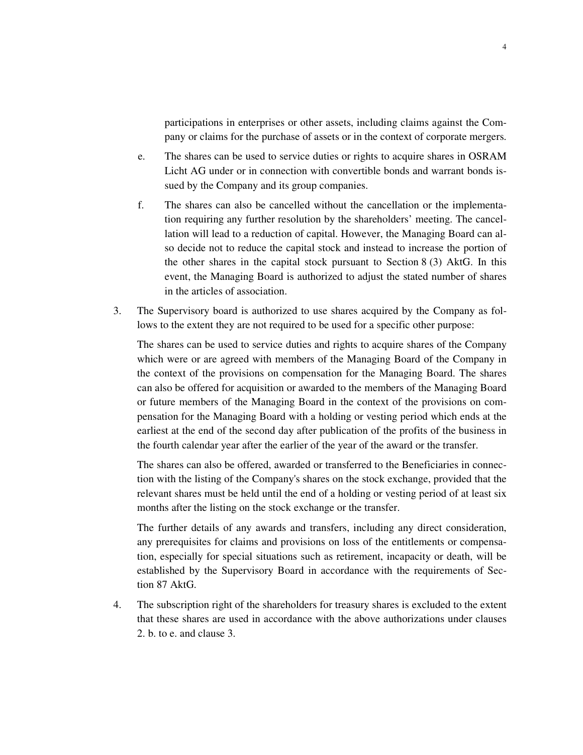participations in enterprises or other assets, including claims against the Company or claims for the purchase of assets or in the context of corporate mergers.

e. The shares can be used to service duties or rights to acquire shares in OSRAM Licht AG under or in connection with convertible bonds and warrant bonds issued by the Company and its group companies.

f. The shares can also be cancelled without the cancellation or the implementation requiring any further resolution by the shareholders' meeting. The cancellation will lead to a reduction of capital. However, the Managing Board can also decide not to reduce the capital stock and instead to increase the portion of the other shares in the capital stock pursuant to Section 8 (3) AktG. In this event, the Managing Board is authorized to adjust the stated number of shares in the articles of association.

3. The Supervisory board is authorized to use shares acquired by the Company as follows to the extent they are not required to be used for a specific other purpose:

   The shares can be used to service duties and rights to acquire shares of the Company which were or are agreed with members of the Managing Board of the Company in the context of the provisions on compensation for the Managing Board. The shares can also be offered for acquisition or awarded to the members of the Managing Board or future members of the Managing Board in the context of the provisions on compensation for the Managing Board with a holding or vesting period which ends at the earliest at the end of the second day after publication of the profits of the business in the fourth calendar year after the earlier of the year of the award or the transfer.

   The shares can also be offered, awarded or transferred to the Beneficiaries in connection with the listing of the Company's shares on the stock exchange, provided that the relevant shares must be held until the end of a holding or vesting period of at least six months after the listing on the stock exchange or the transfer.

   The further details of any awards and transfers, including any direct consideration, any prerequisites for claims and provisions on loss of the entitlements or compensation, especially for special situations such as retirement, incapacity or death, will be established by the Supervisory Board in accordance with the requirements of Section 87 AktG.

4. The subscription right of the shareholders for treasury shares is excluded to the extent that these shares are used in accordance with the above authorizations under clauses 2. b. to e. and clause 3.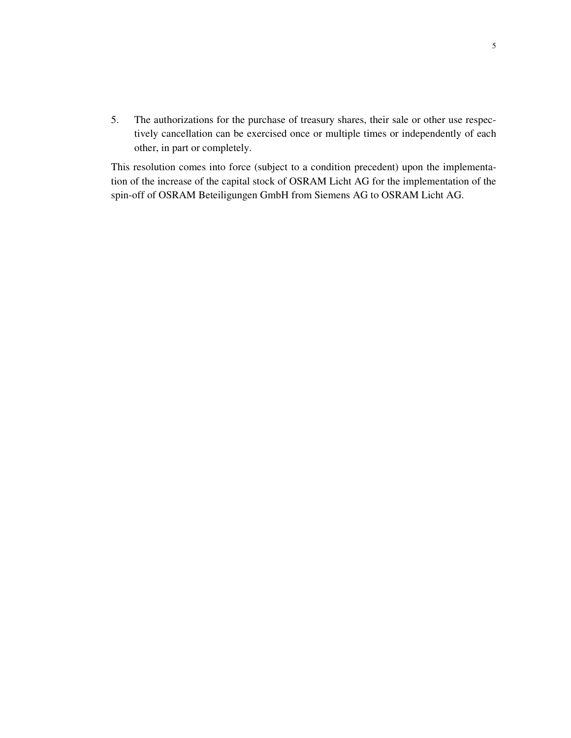5. The authorizations for the purchase of treasury shares, their sale or other use respectively cancellation can be exercised once or multiple times or independently of each other, in part or completely.

This resolution comes into force (subject to a condition precedent) upon the implementation of the increase of the capital stock of OSRAM Licht AG for the implementation of the spin-off of OSRAM Beteiligungen GmbH from Siemens AG to OSRAM Licht AG.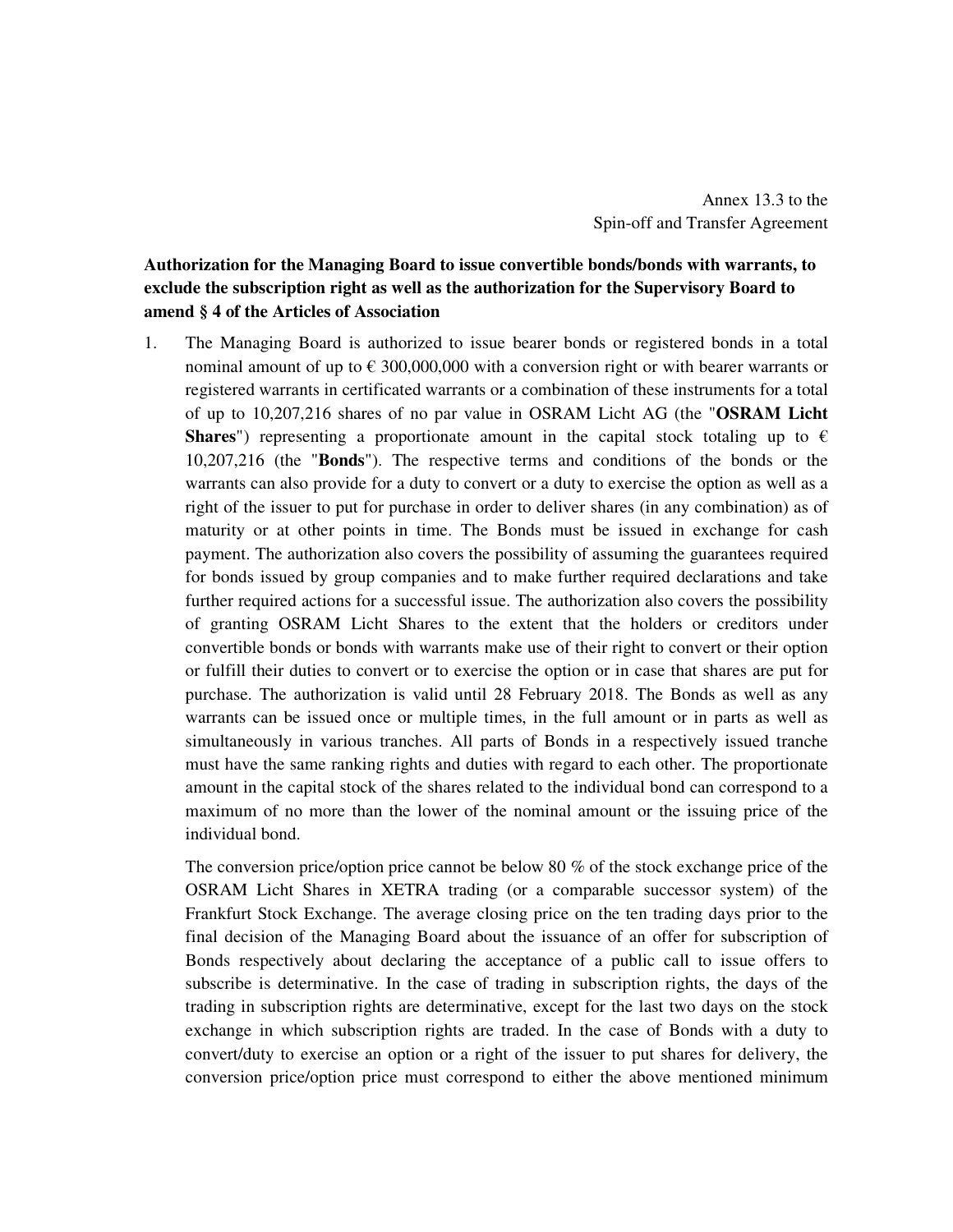Annex 13.3 to the
Spin-off and Transfer Agreement

**Authorization for the Managing Board to issue convertible bonds/bonds with warrants, to exclude the subscription right as well as the authorization for the Supervisory Board to amend § 4 of the Articles of Association**

1. The Managing Board is authorized to issue bearer bonds or registered bonds in a total nominal amount of up to € 300,000,000 with a conversion right or with bearer warrants or registered warrants in certificated warrants or a combination of these instruments for a total of up to 10,207,216 shares of no par value in OSRAM Licht AG (the "**OSRAM Licht Shares**") representing a proportionate amount in the capital stock totaling up to € 10,207,216 (the "**Bonds**"). The respective terms and conditions of the bonds or the warrants can also provide for a duty to convert or a duty to exercise the option as well as a right of the issuer to put for purchase in order to deliver shares (in any combination) as of maturity or at other points in time. The Bonds must be issued in exchange for cash payment. The authorization also covers the possibility of assuming the guarantees required for bonds issued by group companies and to make further required declarations and take further required actions for a successful issue. The authorization also covers the possibility of granting OSRAM Licht Shares to the extent that the holders or creditors under convertible bonds or bonds with warrants make use of their right to convert or their option or fulfill their duties to convert or to exercise the option or in case that shares are put for purchase. The authorization is valid until 28 February 2018. The Bonds as well as any warrants can be issued once or multiple times, in the full amount or in parts as well as simultaneously in various tranches. All parts of Bonds in a respectively issued tranche must have the same ranking rights and duties with regard to each other. The proportionate amount in the capital stock of the shares related to the individual bond can correspond to a maximum of no more than the lower of the nominal amount or the issuing price of the individual bond.

   The conversion price/option price cannot be below 80 % of the stock exchange price of the OSRAM Licht Shares in XETRA trading (or a comparable successor system) of the Frankfurt Stock Exchange. The average closing price on the ten trading days prior to the final decision of the Managing Board about the issuance of an offer for subscription of Bonds respectively about declaring the acceptance of a public call to issue offers to subscribe is determinative. In the case of trading in subscription rights, the days of the trading in subscription rights are determinative, except for the last two days on the stock exchange in which subscription rights are traded. In the case of Bonds with a duty to convert/duty to exercise an option or a right of the issuer to put shares for delivery, the conversion price/option price must correspond to either the above mentioned minimum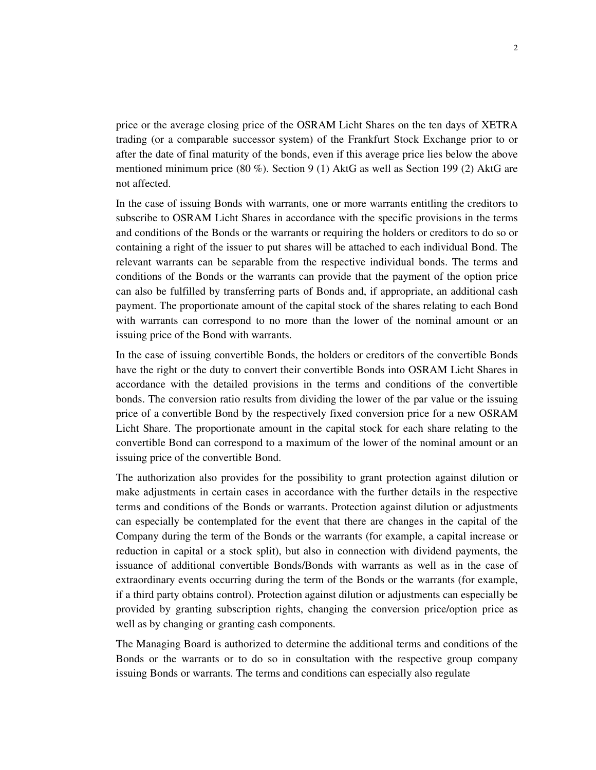price or the average closing price of the OSRAM Licht Shares on the ten days of XETRA trading (or a comparable successor system) of the Frankfurt Stock Exchange prior to or after the date of final maturity of the bonds, even if this average price lies below the above mentioned minimum price (80 %). Section 9 (1) AktG as well as Section 199 (2) AktG are not affected.

In the case of issuing Bonds with warrants, one or more warrants entitling the creditors to subscribe to OSRAM Licht Shares in accordance with the specific provisions in the terms and conditions of the Bonds or the warrants or requiring the holders or creditors to do so or containing a right of the issuer to put shares will be attached to each individual Bond. The relevant warrants can be separable from the respective individual bonds. The terms and conditions of the Bonds or the warrants can provide that the payment of the option price can also be fulfilled by transferring parts of Bonds and, if appropriate, an additional cash payment. The proportionate amount of the capital stock of the shares relating to each Bond with warrants can correspond to no more than the lower of the nominal amount or an issuing price of the Bond with warrants.

In the case of issuing convertible Bonds, the holders or creditors of the convertible Bonds have the right or the duty to convert their convertible Bonds into OSRAM Licht Shares in accordance with the detailed provisions in the terms and conditions of the convertible bonds. The conversion ratio results from dividing the lower of the par value or the issuing price of a convertible Bond by the respectively fixed conversion price for a new OSRAM Licht Share. The proportionate amount in the capital stock for each share relating to the convertible Bond can correspond to a maximum of the lower of the nominal amount or an issuing price of the convertible Bond.

The authorization also provides for the possibility to grant protection against dilution or make adjustments in certain cases in accordance with the further details in the respective terms and conditions of the Bonds or warrants. Protection against dilution or adjustments can especially be contemplated for the event that there are changes in the capital of the Company during the term of the Bonds or the warrants (for example, a capital increase or reduction in capital or a stock split), but also in connection with dividend payments, the issuance of additional convertible Bonds/Bonds with warrants as well as in the case of extraordinary events occurring during the term of the Bonds or the warrants (for example, if a third party obtains control). Protection against dilution or adjustments can especially be provided by granting subscription rights, changing the conversion price/option price as well as by changing or granting cash components.

The Managing Board is authorized to determine the additional terms and conditions of the Bonds or the warrants or to do so in consultation with the respective group company issuing Bonds or warrants. The terms and conditions can especially also regulate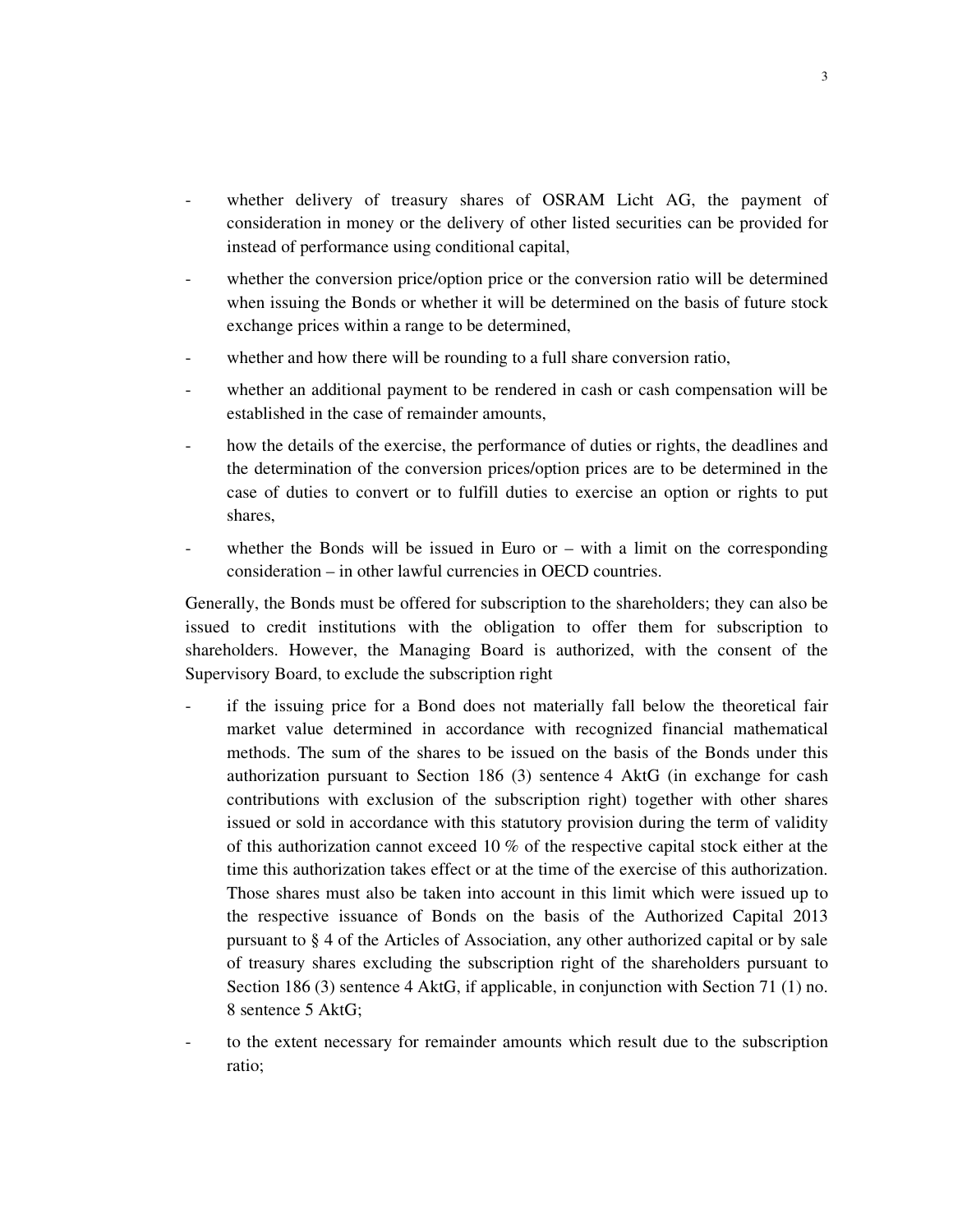- whether delivery of treasury shares of OSRAM Licht AG, the payment of consideration in money or the delivery of other listed securities can be provided for instead of performance using conditional capital,
- whether the conversion price/option price or the conversion ratio will be determined when issuing the Bonds or whether it will be determined on the basis of future stock exchange prices within a range to be determined,
- whether and how there will be rounding to a full share conversion ratio,
- whether an additional payment to be rendered in cash or cash compensation will be established in the case of remainder amounts,
- how the details of the exercise, the performance of duties or rights, the deadlines and the determination of the conversion prices/option prices are to be determined in the case of duties to convert or to fulfill duties to exercise an option or rights to put shares,
- whether the Bonds will be issued in Euro or – with a limit on the corresponding consideration – in other lawful currencies in OECD countries.

Generally, the Bonds must be offered for subscription to the shareholders; they can also be issued to credit institutions with the obligation to offer them for subscription to shareholders. However, the Managing Board is authorized, with the consent of the Supervisory Board, to exclude the subscription right

- if the issuing price for a Bond does not materially fall below the theoretical fair market value determined in accordance with recognized financial mathematical methods. The sum of the shares to be issued on the basis of the Bonds under this authorization pursuant to Section 186 (3) sentence 4 AktG (in exchange for cash contributions with exclusion of the subscription right) together with other shares issued or sold in accordance with this statutory provision during the term of validity of this authorization cannot exceed 10 % of the respective capital stock either at the time this authorization takes effect or at the time of the exercise of this authorization. Those shares must also be taken into account in this limit which were issued up to the respective issuance of Bonds on the basis of the Authorized Capital 2013 pursuant to § 4 of the Articles of Association, any other authorized capital or by sale of treasury shares excluding the subscription right of the shareholders pursuant to Section 186 (3) sentence 4 AktG, if applicable, in conjunction with Section 71 (1) no. 8 sentence 5 AktG;
- to the extent necessary for remainder amounts which result due to the subscription ratio;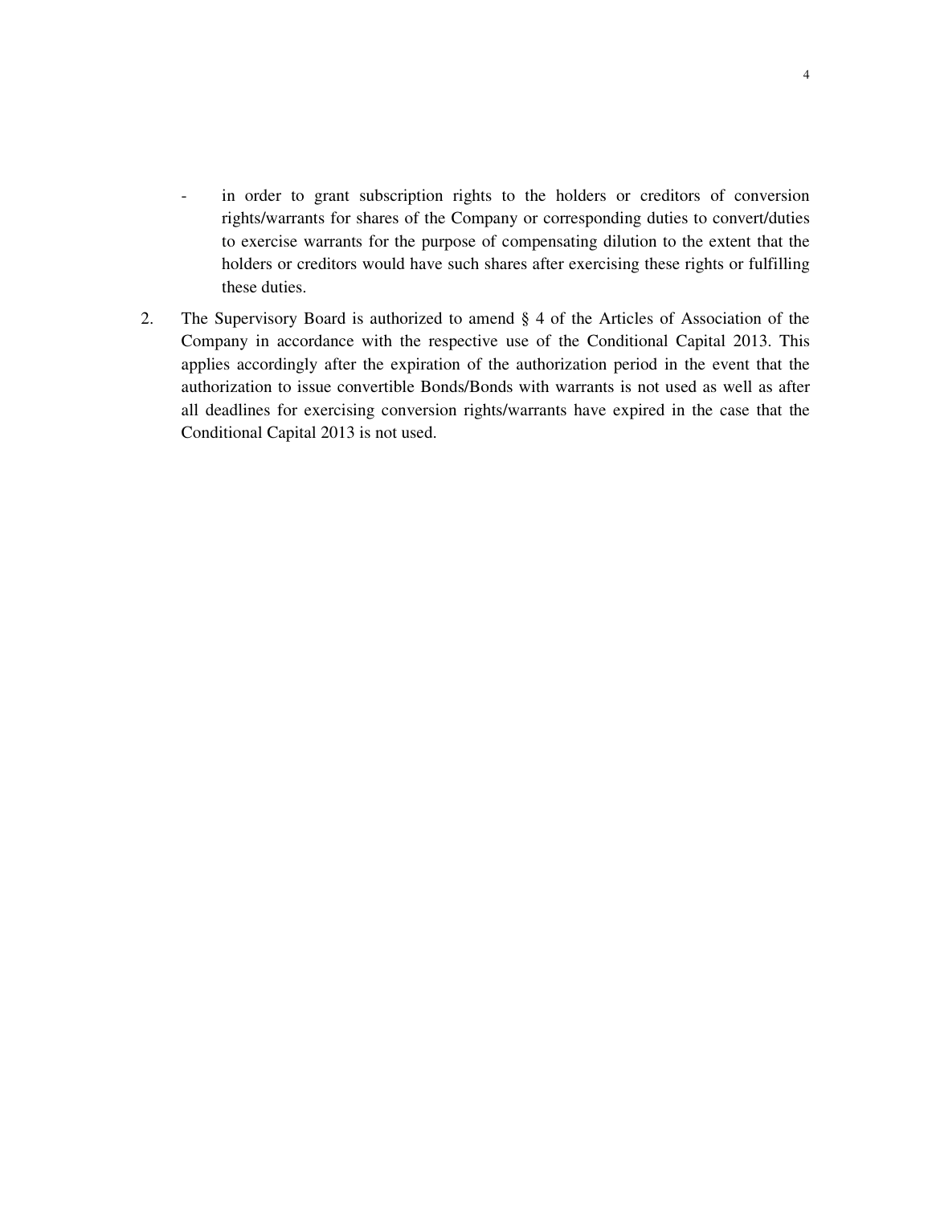- in order to grant subscription rights to the holders or creditors of conversion rights/warrants for shares of the Company or corresponding duties to convert/duties to exercise warrants for the purpose of compensating dilution to the extent that the holders or creditors would have such shares after exercising these rights or fulfilling these duties.

2. The Supervisory Board is authorized to amend § 4 of the Articles of Association of the Company in accordance with the respective use of the Conditional Capital 2013. This applies accordingly after the expiration of the authorization period in the event that the authorization to issue convertible Bonds/Bonds with warrants is not used as well as after all deadlines for exercising conversion rights/warrants have expired in the case that the Conditional Capital 2013 is not used.